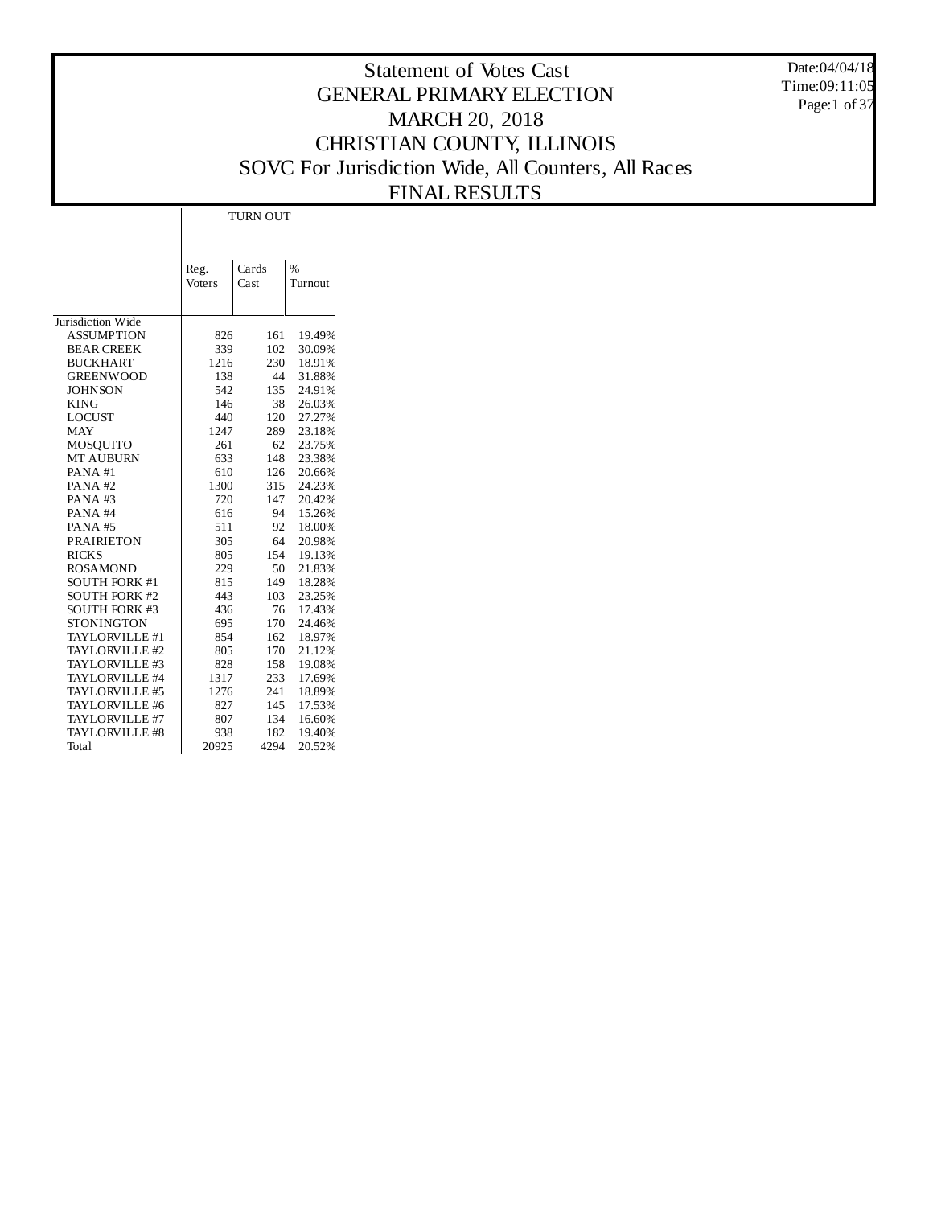# Statement of Votes Cast
# GENERAL PRIMARY ELECTION
# MARCH 20, 2018
# CHRISTIAN COUNTY, ILLINOIS
# SOVC For Jurisdiction Wide, All Counters, All Races
# FINAL RESULTS

Date:04/04/18
Time:09:11:05

| | TURN OUT | | |
|---|---|---|---|
| | Reg. Voters | Cards Cast | % Turnout |
| Jurisdiction Wide | | | |
| ASSUMPTION | 826 | 161 | 19.49% |
| BEAR CREEK | 339 | 102 | 30.09% |
| BUCKHART | 1216 | 230 | 18.91% |
| GREENWOOD | 138 | 44 | 31.88% |
| JOHNSON | 542 | 135 | 24.91% |
| KING | 146 | 38 | 26.03% |
| LOCUST | 440 | 120 | 27.27% |
| MAY | 1247 | 289 | 23.18% |
| MOSQUITO | 261 | 62 | 23.75% |
| MT AUBURN | 633 | 148 | 23.38% |
| PANA #1 | 610 | 126 | 20.66% |
| PANA #2 | 1300 | 315 | 24.23% |
| PANA #3 | 720 | 147 | 20.42% |
| PANA #4 | 616 | 94 | 15.26% |
| PANA #5 | 511 | 92 | 18.00% |
| PRAIRIETON | 305 | 64 | 20.98% |
| RICKS | 805 | 154 | 19.13% |
| ROSAMOND | 229 | 50 | 21.83% |
| SOUTH FORK #1 | 815 | 149 | 18.28% |
| SOUTH FORK #2 | 443 | 103 | 23.25% |
| SOUTH FORK #3 | 436 | 76 | 17.43% |
| STONINGTON | 695 | 170 | 24.46% |
| TAYLORVILLE #1 | 854 | 162 | 18.97% |
| TAYLORVILLE #2 | 805 | 170 | 21.12% |
| TAYLORVILLE #3 | 828 | 158 | 19.08% |
| TAYLORVILLE #4 | 1317 | 233 | 17.69% |
| TAYLORVILLE #5 | 1276 | 241 | 18.89% |
| TAYLORVILLE #6 | 827 | 145 | 17.53% |
| TAYLORVILLE #7 | 807 | 134 | 16.60% |
| TAYLORVILLE #8 | 938 | 182 | 19.40% |
| Total | 20925 | 4294 | 20.52% |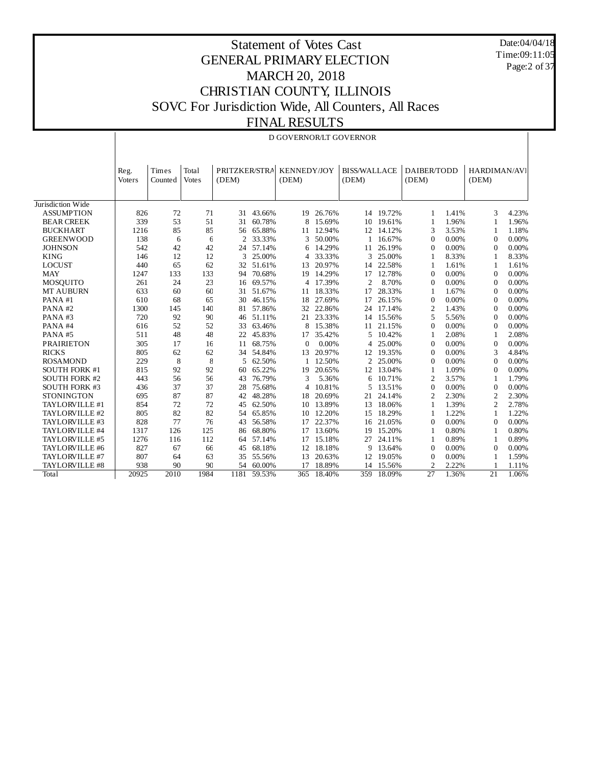# Statement of Votes Cast
# GENERAL PRIMARY ELECTION
# MARCH 20, 2018
# CHRISTIAN COUNTY, ILLINOIS
# SOVC For Jurisdiction Wide, All Counters, All Races
# FINAL RESULTS

Date:04/04/18
Time:09:11:05

**D GOVERNOR/LT GOVERNOR**

| | Reg. Voters | Times Counted | Total Votes | PRITZKER/STRA (DEM) | | KENNEDY/JOY (DEM) | | BISS/WALLACE (DEM) | | DAIBER/TODD (DEM) | | HARDIMAN/AVI (DEM) | |
|---|---|---|---|---|---|---|---|---|---|---|---|---|---|
| Jurisdiction Wide | | | | | | | | | | | | | |
| ASSUMPTION | 826 | 72 | 71 | 31 | 43.66% | 19 | 26.76% | 14 | 19.72% | 1 | 1.41% | 3 | 4.23% |
| BEAR CREEK | 339 | 53 | 51 | 31 | 60.78% | 8 | 15.69% | 10 | 19.61% | 1 | 1.96% | 1 | 1.96% |
| BUCKHART | 1216 | 85 | 85 | 56 | 65.88% | 11 | 12.94% | 12 | 14.12% | 3 | 3.53% | 1 | 1.18% |
| GREENWOOD | 138 | 6 | 6 | 2 | 33.33% | 3 | 50.00% | 1 | 16.67% | 0 | 0.00% | 0 | 0.00% |
| JOHNSON | 542 | 42 | 42 | 24 | 57.14% | 6 | 14.29% | 11 | 26.19% | 0 | 0.00% | 0 | 0.00% |
| KING | 146 | 12 | 12 | 3 | 25.00% | 4 | 33.33% | 3 | 25.00% | 1 | 8.33% | 1 | 8.33% |
| LOCUST | 440 | 65 | 62 | 32 | 51.61% | 13 | 20.97% | 14 | 22.58% | 1 | 1.61% | 1 | 1.61% |
| MAY | 1247 | 133 | 133 | 94 | 70.68% | 19 | 14.29% | 17 | 12.78% | 0 | 0.00% | 0 | 0.00% |
| MOSQUITO | 261 | 24 | 23 | 16 | 69.57% | 4 | 17.39% | 2 | 8.70% | 0 | 0.00% | 0 | 0.00% |
| MT AUBURN | 633 | 60 | 60 | 31 | 51.67% | 11 | 18.33% | 17 | 28.33% | 1 | 1.67% | 0 | 0.00% |
| PANA #1 | 610 | 68 | 65 | 30 | 46.15% | 18 | 27.69% | 17 | 26.15% | 0 | 0.00% | 0 | 0.00% |
| PANA #2 | 1300 | 145 | 140 | 81 | 57.86% | 32 | 22.86% | 24 | 17.14% | 2 | 1.43% | 0 | 0.00% |
| PANA #3 | 720 | 92 | 90 | 46 | 51.11% | 21 | 23.33% | 14 | 15.56% | 5 | 5.56% | 0 | 0.00% |
| PANA #4 | 616 | 52 | 52 | 33 | 63.46% | 8 | 15.38% | 11 | 21.15% | 0 | 0.00% | 0 | 0.00% |
| PANA #5 | 511 | 48 | 48 | 22 | 45.83% | 17 | 35.42% | 5 | 10.42% | 1 | 2.08% | 1 | 2.08% |
| PRAIRIETON | 305 | 17 | 16 | 11 | 68.75% | 0 | 0.00% | 4 | 25.00% | 0 | 0.00% | 0 | 0.00% |
| RICKS | 805 | 62 | 62 | 34 | 54.84% | 13 | 20.97% | 12 | 19.35% | 0 | 0.00% | 3 | 4.84% |
| ROSAMOND | 229 | 8 | 8 | 5 | 62.50% | 1 | 12.50% | 2 | 25.00% | 0 | 0.00% | 0 | 0.00% |
| SOUTH FORK #1 | 815 | 92 | 92 | 60 | 65.22% | 19 | 20.65% | 12 | 13.04% | 1 | 1.09% | 0 | 0.00% |
| SOUTH FORK #2 | 443 | 56 | 56 | 43 | 76.79% | 3 | 5.36% | 6 | 10.71% | 2 | 3.57% | 1 | 1.79% |
| SOUTH FORK #3 | 436 | 37 | 37 | 28 | 75.68% | 4 | 10.81% | 5 | 13.51% | 0 | 0.00% | 0 | 0.00% |
| STONINGTON | 695 | 87 | 87 | 42 | 48.28% | 18 | 20.69% | 21 | 24.14% | 2 | 2.30% | 2 | 2.30% |
| TAYLORVILLE #1 | 854 | 72 | 72 | 45 | 62.50% | 10 | 13.89% | 13 | 18.06% | 1 | 1.39% | 2 | 2.78% |
| TAYLORVILLE #2 | 805 | 82 | 82 | 54 | 65.85% | 10 | 12.20% | 15 | 18.29% | 1 | 1.22% | 1 | 1.22% |
| TAYLORVILLE #3 | 828 | 77 | 76 | 43 | 56.58% | 17 | 22.37% | 16 | 21.05% | 0 | 0.00% | 0 | 0.00% |
| TAYLORVILLE #4 | 1317 | 126 | 125 | 86 | 68.80% | 17 | 13.60% | 19 | 15.20% | 1 | 0.80% | 1 | 0.80% |
| TAYLORVILLE #5 | 1276 | 116 | 112 | 64 | 57.14% | 17 | 15.18% | 27 | 24.11% | 1 | 0.89% | 1 | 0.89% |
| TAYLORVILLE #6 | 827 | 67 | 66 | 45 | 68.18% | 12 | 18.18% | 9 | 13.64% | 0 | 0.00% | 0 | 0.00% |
| TAYLORVILLE #7 | 807 | 64 | 63 | 35 | 55.56% | 13 | 20.63% | 12 | 19.05% | 0 | 0.00% | 1 | 1.59% |
| TAYLORVILLE #8 | 938 | 90 | 90 | 54 | 60.00% | 17 | 18.89% | 14 | 15.56% | 2 | 2.22% | 1 | 1.11% |
| Total | 20925 | 2010 | 1984 | 1181 | 59.53% | 365 | 18.40% | 359 | 18.09% | 27 | 1.36% | 21 | 1.06% |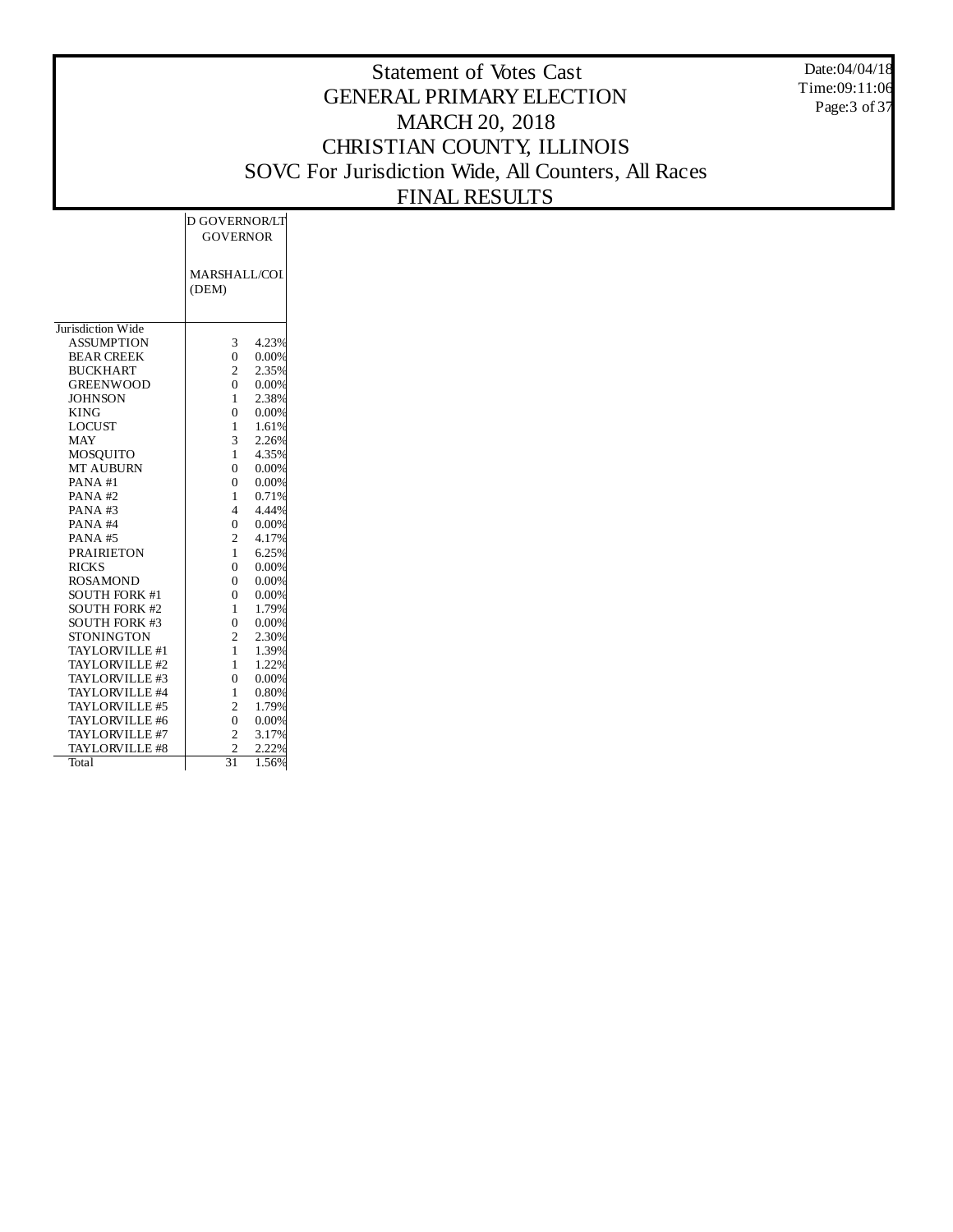# Statement of Votes Cast
# GENERAL PRIMARY ELECTION
# MARCH 20, 2018
# CHRISTIAN COUNTY, ILLINOIS
# SOVC For Jurisdiction Wide, All Counters, All Races
# FINAL RESULTS

| | D GOVERNOR/LT GOVERNOR | |
|---|---|---|
| | MARSHALL/COI (DEM) | |
| Jurisdiction Wide | | |
| ASSUMPTION | 3 | 4.23% |
| BEAR CREEK | 0 | 0.00% |
| BUCKHART | 2 | 2.35% |
| GREENWOOD | 0 | 0.00% |
| JOHNSON | 1 | 2.38% |
| KING | 0 | 0.00% |
| LOCUST | 1 | 1.61% |
| MAY | 3 | 2.26% |
| MOSQUITO | 1 | 4.35% |
| MT AUBURN | 0 | 0.00% |
| PANA #1 | 0 | 0.00% |
| PANA #2 | 1 | 0.71% |
| PANA #3 | 4 | 4.44% |
| PANA #4 | 0 | 0.00% |
| PANA #5 | 2 | 4.17% |
| PRAIRIETON | 1 | 6.25% |
| RICKS | 0 | 0.00% |
| ROSAMOND | 0 | 0.00% |
| SOUTH FORK #1 | 0 | 0.00% |
| SOUTH FORK #2 | 1 | 1.79% |
| SOUTH FORK #3 | 0 | 0.00% |
| STONINGTON | 2 | 2.30% |
| TAYLORVILLE #1 | 1 | 1.39% |
| TAYLORVILLE #2 | 1 | 1.22% |
| TAYLORVILLE #3 | 0 | 0.00% |
| TAYLORVILLE #4 | 1 | 0.80% |
| TAYLORVILLE #5 | 2 | 1.79% |
| TAYLORVILLE #6 | 0 | 0.00% |
| TAYLORVILLE #7 | 2 | 3.17% |
| TAYLORVILLE #8 | 2 | 2.22% |
| Total | 31 | 1.56% |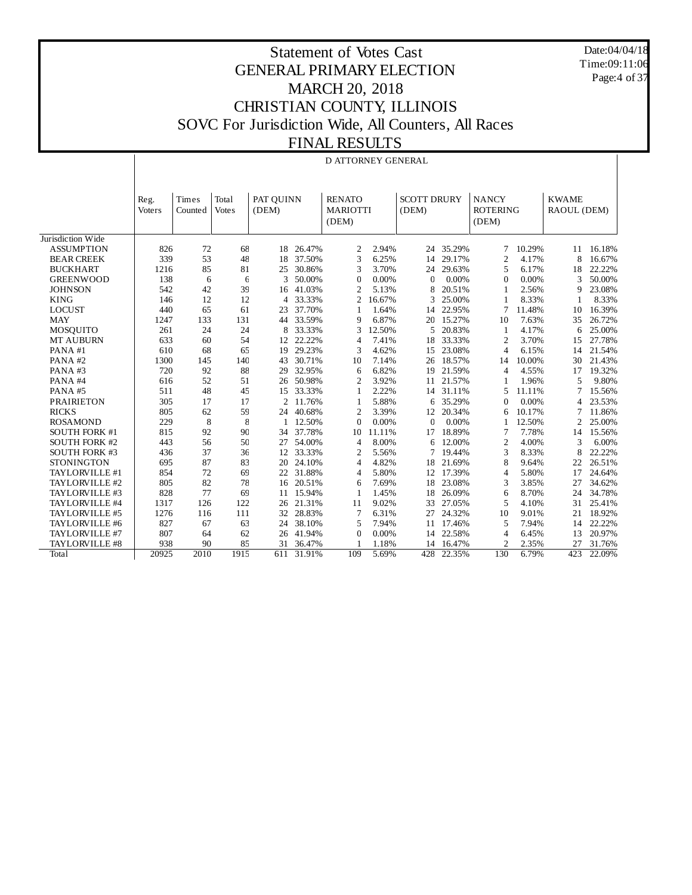# Statement of Votes Cast
# GENERAL PRIMARY ELECTION
# MARCH 20, 2018
# CHRISTIAN COUNTY, ILLINOIS
# SOVC For Jurisdiction Wide, All Counters, All Races
# FINAL RESULTS

Date:04/04/18
Time:09:11:06

## D ATTORNEY GENERAL

| | Reg. Voters | Times Counted | Total Votes | PAT QUINN (DEM) | | RENATO MARIOTTI (DEM) | | SCOTT DRURY (DEM) | | NANCY ROTERING (DEM) | | KWAME RAOUL (DEM) | |
|---|---|---|---|---|---|---|---|---|---|---|---|---|---|
| Jurisdiction Wide | | | | | | | | | | | | | |
| ASSUMPTION | 826 | 72 | 68 | 18 | 26.47% | 2 | 2.94% | 24 | 35.29% | 7 | 10.29% | 11 | 16.18% |
| BEAR CREEK | 339 | 53 | 48 | 18 | 37.50% | 3 | 6.25% | 14 | 29.17% | 2 | 4.17% | 8 | 16.67% |
| BUCKHART | 1216 | 85 | 81 | 25 | 30.86% | 3 | 3.70% | 24 | 29.63% | 5 | 6.17% | 18 | 22.22% |
| GREENWOOD | 138 | 6 | 6 | 3 | 50.00% | 0 | 0.00% | 0 | 0.00% | 0 | 0.00% | 3 | 50.00% |
| JOHNSON | 542 | 42 | 39 | 16 | 41.03% | 2 | 5.13% | 8 | 20.51% | 1 | 2.56% | 9 | 23.08% |
| KING | 146 | 12 | 12 | 4 | 33.33% | 2 | 16.67% | 3 | 25.00% | 1 | 8.33% | 1 | 8.33% |
| LOCUST | 440 | 65 | 61 | 23 | 37.70% | 1 | 1.64% | 14 | 22.95% | 7 | 11.48% | 10 | 16.39% |
| MAY | 1247 | 133 | 131 | 44 | 33.59% | 9 | 6.87% | 20 | 15.27% | 10 | 7.63% | 35 | 26.72% |
| MOSQUITO | 261 | 24 | 24 | 8 | 33.33% | 3 | 12.50% | 5 | 20.83% | 1 | 4.17% | 6 | 25.00% |
| MT AUBURN | 633 | 60 | 54 | 12 | 22.22% | 4 | 7.41% | 18 | 33.33% | 2 | 3.70% | 15 | 27.78% |
| PANA #1 | 610 | 68 | 65 | 19 | 29.23% | 3 | 4.62% | 15 | 23.08% | 4 | 6.15% | 14 | 21.54% |
| PANA #2 | 1300 | 145 | 140 | 43 | 30.71% | 10 | 7.14% | 26 | 18.57% | 14 | 10.00% | 30 | 21.43% |
| PANA #3 | 720 | 92 | 88 | 29 | 32.95% | 6 | 6.82% | 19 | 21.59% | 4 | 4.55% | 17 | 19.32% |
| PANA #4 | 616 | 52 | 51 | 26 | 50.98% | 2 | 3.92% | 11 | 21.57% | 1 | 1.96% | 5 | 9.80% |
| PANA #5 | 511 | 48 | 45 | 15 | 33.33% | 1 | 2.22% | 14 | 31.11% | 5 | 11.11% | 7 | 15.56% |
| PRAIRIETON | 305 | 17 | 17 | 2 | 11.76% | 1 | 5.88% | 6 | 35.29% | 0 | 0.00% | 4 | 23.53% |
| RICKS | 805 | 62 | 59 | 24 | 40.68% | 2 | 3.39% | 12 | 20.34% | 6 | 10.17% | 7 | 11.86% |
| ROSAMOND | 229 | 8 | 8 | 1 | 12.50% | 0 | 0.00% | 0 | 0.00% | 1 | 12.50% | 2 | 25.00% |
| SOUTH FORK #1 | 815 | 92 | 90 | 34 | 37.78% | 10 | 11.11% | 17 | 18.89% | 7 | 7.78% | 14 | 15.56% |
| SOUTH FORK #2 | 443 | 56 | 50 | 27 | 54.00% | 4 | 8.00% | 6 | 12.00% | 2 | 4.00% | 3 | 6.00% |
| SOUTH FORK #3 | 436 | 37 | 36 | 12 | 33.33% | 2 | 5.56% | 7 | 19.44% | 3 | 8.33% | 8 | 22.22% |
| STONINGTON | 695 | 87 | 83 | 20 | 24.10% | 4 | 4.82% | 18 | 21.69% | 8 | 9.64% | 22 | 26.51% |
| TAYLORVILLE #1 | 854 | 72 | 69 | 22 | 31.88% | 4 | 5.80% | 12 | 17.39% | 4 | 5.80% | 17 | 24.64% |
| TAYLORVILLE #2 | 805 | 82 | 78 | 16 | 20.51% | 6 | 7.69% | 18 | 23.08% | 3 | 3.85% | 27 | 34.62% |
| TAYLORVILLE #3 | 828 | 77 | 69 | 11 | 15.94% | 1 | 1.45% | 18 | 26.09% | 6 | 8.70% | 24 | 34.78% |
| TAYLORVILLE #4 | 1317 | 126 | 122 | 26 | 21.31% | 11 | 9.02% | 33 | 27.05% | 5 | 4.10% | 31 | 25.41% |
| TAYLORVILLE #5 | 1276 | 116 | 111 | 32 | 28.83% | 7 | 6.31% | 27 | 24.32% | 10 | 9.01% | 21 | 18.92% |
| TAYLORVILLE #6 | 827 | 67 | 63 | 24 | 38.10% | 5 | 7.94% | 11 | 17.46% | 5 | 7.94% | 14 | 22.22% |
| TAYLORVILLE #7 | 807 | 64 | 62 | 26 | 41.94% | 0 | 0.00% | 14 | 22.58% | 4 | 6.45% | 13 | 20.97% |
| TAYLORVILLE #8 | 938 | 90 | 85 | 31 | 36.47% | 1 | 1.18% | 14 | 16.47% | 2 | 2.35% | 27 | 31.76% |
| Total | 20925 | 2010 | 1915 | 611 | 31.91% | 109 | 5.69% | 428 | 22.35% | 130 | 6.79% | 423 | 22.09% |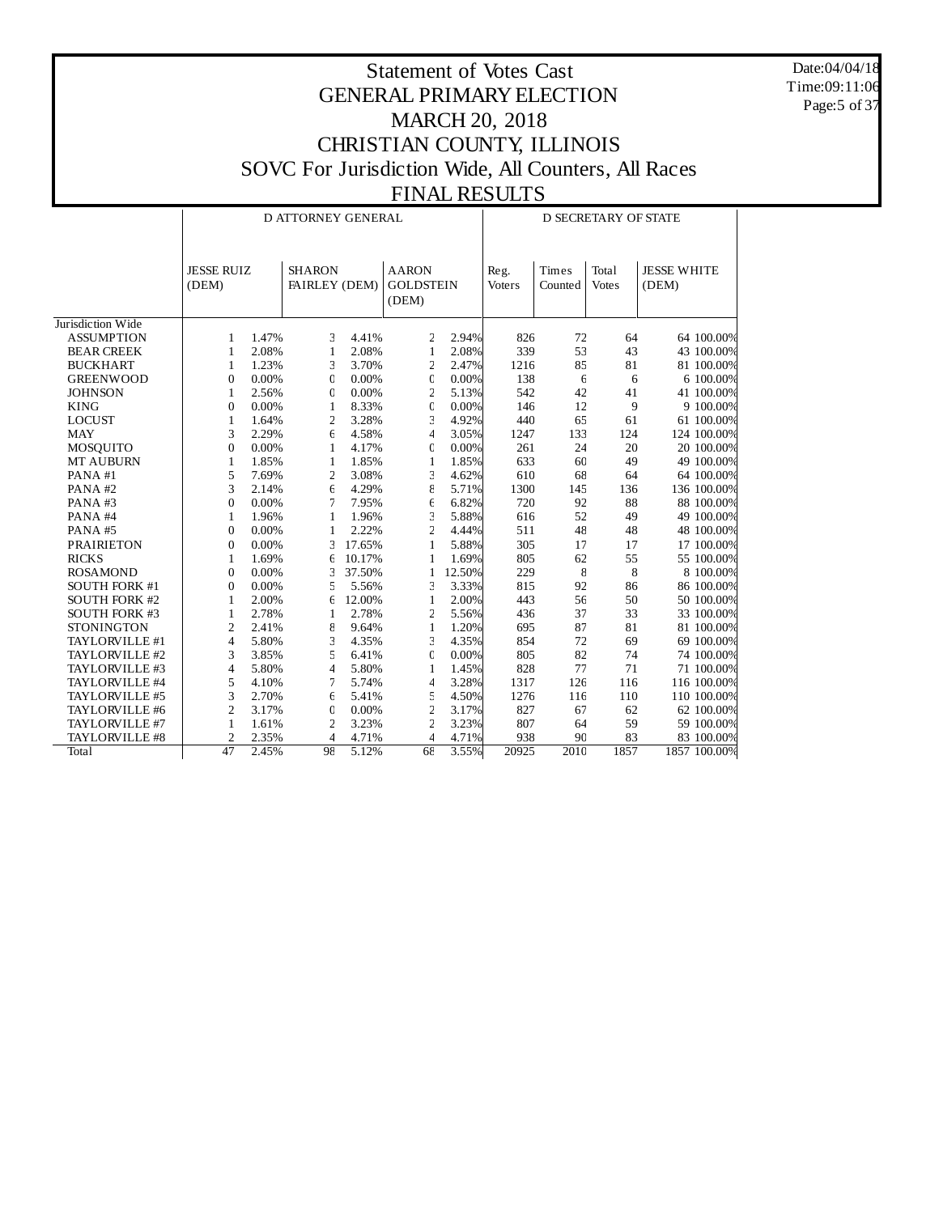# Statement of Votes Cast
## GENERAL PRIMARY ELECTION
## MARCH 20, 2018
## CHRISTIAN COUNTY, ILLINOIS
## SOVC For Jurisdiction Wide, All Counters, All Races
## FINAL RESULTS

Date:04/04/18
Time:09:11:06

| | D ATTORNEY GENERAL | | | | | | D SECRETARY OF STATE | | | | |
|---|---|---|---|---|---|---|---|---|---|---|---|
| | JESSE RUIZ (DEM) | | SHARON FAIRLEY (DEM) | | AARON GOLDSTEIN (DEM) | | Reg. Voters | Times Counted | Total Votes | JESSE WHITE (DEM) | |
| Jurisdiction Wide | | | | | | | | | | | |
| ASSUMPTION | 1 | 1.47% | 3 | 4.41% | 2 | 2.94% | 826 | 72 | 64 | 64 | 100.00% |
| BEAR CREEK | 1 | 2.08% | 1 | 2.08% | 1 | 2.08% | 339 | 53 | 43 | 43 | 100.00% |
| BUCKHART | 1 | 1.23% | 3 | 3.70% | 2 | 2.47% | 1216 | 85 | 81 | 81 | 100.00% |
| GREENWOOD | 0 | 0.00% | 0 | 0.00% | 0 | 0.00% | 138 | 6 | 6 | 6 | 100.00% |
| JOHNSON | 1 | 2.56% | 0 | 0.00% | 2 | 5.13% | 542 | 42 | 41 | 41 | 100.00% |
| KING | 0 | 0.00% | 1 | 8.33% | 0 | 0.00% | 146 | 12 | 9 | 9 | 100.00% |
| LOCUST | 1 | 1.64% | 2 | 3.28% | 3 | 4.92% | 440 | 65 | 61 | 61 | 100.00% |
| MAY | 3 | 2.29% | 6 | 4.58% | 4 | 3.05% | 1247 | 133 | 124 | 124 | 100.00% |
| MOSQUITO | 0 | 0.00% | 1 | 4.17% | 0 | 0.00% | 261 | 24 | 20 | 20 | 100.00% |
| MT AUBURN | 1 | 1.85% | 1 | 1.85% | 1 | 1.85% | 633 | 60 | 49 | 49 | 100.00% |
| PANA #1 | 5 | 7.69% | 2 | 3.08% | 3 | 4.62% | 610 | 68 | 64 | 64 | 100.00% |
| PANA #2 | 3 | 2.14% | 6 | 4.29% | 8 | 5.71% | 1300 | 145 | 136 | 136 | 100.00% |
| PANA #3 | 0 | 0.00% | 7 | 7.95% | 6 | 6.82% | 720 | 92 | 88 | 88 | 100.00% |
| PANA #4 | 1 | 1.96% | 1 | 1.96% | 3 | 5.88% | 616 | 52 | 49 | 49 | 100.00% |
| PANA #5 | 0 | 0.00% | 1 | 2.22% | 2 | 4.44% | 511 | 48 | 48 | 48 | 100.00% |
| PRAIRIETON | 0 | 0.00% | 3 | 17.65% | 1 | 5.88% | 305 | 17 | 17 | 17 | 100.00% |
| RICKS | 1 | 1.69% | 6 | 10.17% | 1 | 1.69% | 805 | 62 | 55 | 55 | 100.00% |
| ROSAMOND | 0 | 0.00% | 3 | 37.50% | 1 | 12.50% | 229 | 8 | 8 | 8 | 100.00% |
| SOUTH FORK #1 | 0 | 0.00% | 5 | 5.56% | 3 | 3.33% | 815 | 92 | 86 | 86 | 100.00% |
| SOUTH FORK #2 | 1 | 2.00% | 6 | 12.00% | 1 | 2.00% | 443 | 56 | 50 | 50 | 100.00% |
| SOUTH FORK #3 | 1 | 2.78% | 1 | 2.78% | 2 | 5.56% | 436 | 37 | 33 | 33 | 100.00% |
| STONINGTON | 2 | 2.41% | 8 | 9.64% | 1 | 1.20% | 695 | 87 | 81 | 81 | 100.00% |
| TAYLORVILLE #1 | 4 | 5.80% | 3 | 4.35% | 3 | 4.35% | 854 | 72 | 69 | 69 | 100.00% |
| TAYLORVILLE #2 | 3 | 3.85% | 5 | 6.41% | 0 | 0.00% | 805 | 82 | 74 | 74 | 100.00% |
| TAYLORVILLE #3 | 4 | 5.80% | 4 | 5.80% | 1 | 1.45% | 828 | 77 | 71 | 71 | 100.00% |
| TAYLORVILLE #4 | 5 | 4.10% | 7 | 5.74% | 4 | 3.28% | 1317 | 126 | 116 | 116 | 100.00% |
| TAYLORVILLE #5 | 3 | 2.70% | 6 | 5.41% | 5 | 4.50% | 1276 | 116 | 110 | 110 | 100.00% |
| TAYLORVILLE #6 | 2 | 3.17% | 0 | 0.00% | 2 | 3.17% | 827 | 67 | 62 | 62 | 100.00% |
| TAYLORVILLE #7 | 1 | 1.61% | 2 | 3.23% | 2 | 3.23% | 807 | 64 | 59 | 59 | 100.00% |
| TAYLORVILLE #8 | 2 | 2.35% | 4 | 4.71% | 4 | 4.71% | 938 | 90 | 83 | 83 | 100.00% |
| Total | 47 | 2.45% | 98 | 5.12% | 68 | 3.55% | 20925 | 2010 | 1857 | 1857 | 100.00% |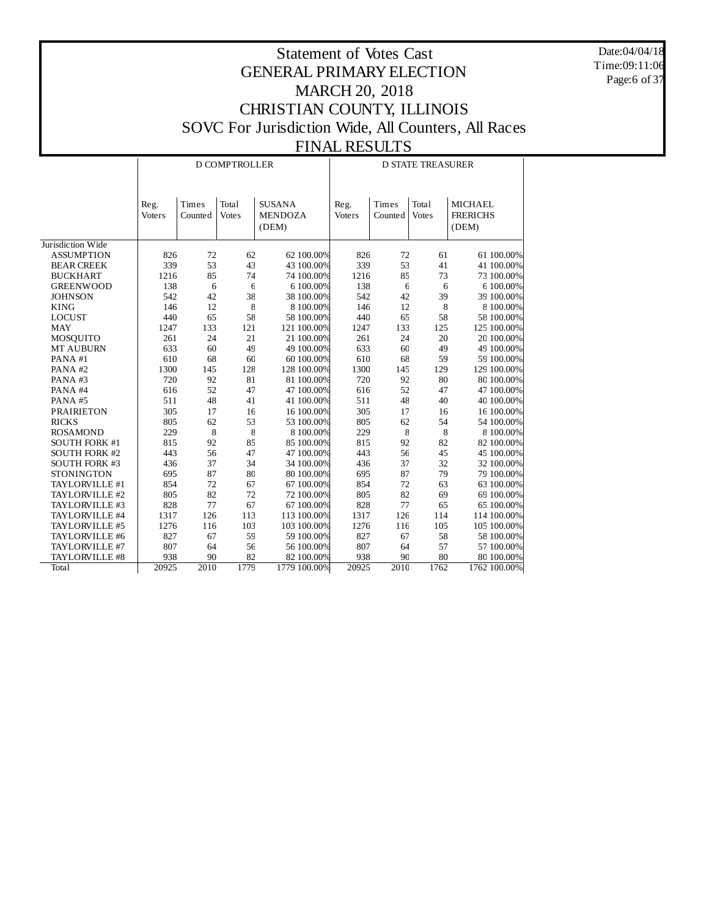# Statement of Votes Cast
# GENERAL PRIMARY ELECTION
# MARCH 20, 2018
# CHRISTIAN COUNTY, ILLINOIS
# SOVC For Jurisdiction Wide, All Counters, All Races
# FINAL RESULTS

Date:04/04/18
Time:09:11:06

| | D COMPTROLLER | | | | | D STATE TREASURER | | | | |
|---|---|---|---|---|---|---|---|---|---|---|
| | Reg. Voters | Times Counted | Total Votes | SUSANA MENDOZA (DEM) | | Reg. Voters | Times Counted | Total Votes | MICHAEL FRERICHS (DEM) | |
| Jurisdiction Wide | | | | | | | | | | |
| ASSUMPTION | 826 | 72 | 62 | 62 | 100.00% | 826 | 72 | 61 | 61 | 100.00% |
| BEAR CREEK | 339 | 53 | 43 | 43 | 100.00% | 339 | 53 | 41 | 41 | 100.00% |
| BUCKHART | 1216 | 85 | 74 | 74 | 100.00% | 1216 | 85 | 73 | 73 | 100.00% |
| GREENWOOD | 138 | 6 | 6 | 6 | 100.00% | 138 | 6 | 6 | 6 | 100.00% |
| JOHNSON | 542 | 42 | 38 | 38 | 100.00% | 542 | 42 | 39 | 39 | 100.00% |
| KING | 146 | 12 | 8 | 8 | 100.00% | 146 | 12 | 8 | 8 | 100.00% |
| LOCUST | 440 | 65 | 58 | 58 | 100.00% | 440 | 65 | 58 | 58 | 100.00% |
| MAY | 1247 | 133 | 121 | 121 | 100.00% | 1247 | 133 | 125 | 125 | 100.00% |
| MOSQUITO | 261 | 24 | 21 | 21 | 100.00% | 261 | 24 | 20 | 20 | 100.00% |
| MT AUBURN | 633 | 60 | 49 | 49 | 100.00% | 633 | 60 | 49 | 49 | 100.00% |
| PANA #1 | 610 | 68 | 60 | 60 | 100.00% | 610 | 68 | 59 | 59 | 100.00% |
| PANA #2 | 1300 | 145 | 128 | 128 | 100.00% | 1300 | 145 | 129 | 129 | 100.00% |
| PANA #3 | 720 | 92 | 81 | 81 | 100.00% | 720 | 92 | 80 | 80 | 100.00% |
| PANA #4 | 616 | 52 | 47 | 47 | 100.00% | 616 | 52 | 47 | 47 | 100.00% |
| PANA #5 | 511 | 48 | 41 | 41 | 100.00% | 511 | 48 | 40 | 40 | 100.00% |
| PRAIRIETON | 305 | 17 | 16 | 16 | 100.00% | 305 | 17 | 16 | 16 | 100.00% |
| RICKS | 805 | 62 | 53 | 53 | 100.00% | 805 | 62 | 54 | 54 | 100.00% |
| ROSAMOND | 229 | 8 | 8 | 8 | 100.00% | 229 | 8 | 8 | 8 | 100.00% |
| SOUTH FORK #1 | 815 | 92 | 85 | 85 | 100.00% | 815 | 92 | 82 | 82 | 100.00% |
| SOUTH FORK #2 | 443 | 56 | 47 | 47 | 100.00% | 443 | 56 | 45 | 45 | 100.00% |
| SOUTH FORK #3 | 436 | 37 | 34 | 34 | 100.00% | 436 | 37 | 32 | 32 | 100.00% |
| STONINGTON | 695 | 87 | 80 | 80 | 100.00% | 695 | 87 | 79 | 79 | 100.00% |
| TAYLORVILLE #1 | 854 | 72 | 67 | 67 | 100.00% | 854 | 72 | 63 | 63 | 100.00% |
| TAYLORVILLE #2 | 805 | 82 | 72 | 72 | 100.00% | 805 | 82 | 69 | 69 | 100.00% |
| TAYLORVILLE #3 | 828 | 77 | 67 | 67 | 100.00% | 828 | 77 | 65 | 65 | 100.00% |
| TAYLORVILLE #4 | 1317 | 126 | 113 | 113 | 100.00% | 1317 | 126 | 114 | 114 | 100.00% |
| TAYLORVILLE #5 | 1276 | 116 | 103 | 103 | 100.00% | 1276 | 116 | 105 | 105 | 100.00% |
| TAYLORVILLE #6 | 827 | 67 | 59 | 59 | 100.00% | 827 | 67 | 58 | 58 | 100.00% |
| TAYLORVILLE #7 | 807 | 64 | 56 | 56 | 100.00% | 807 | 64 | 57 | 57 | 100.00% |
| TAYLORVILLE #8 | 938 | 90 | 82 | 82 | 100.00% | 938 | 90 | 80 | 80 | 100.00% |
| Total | 20925 | 2010 | 1779 | 1779 | 100.00% | 20925 | 2010 | 1762 | 1762 | 100.00% |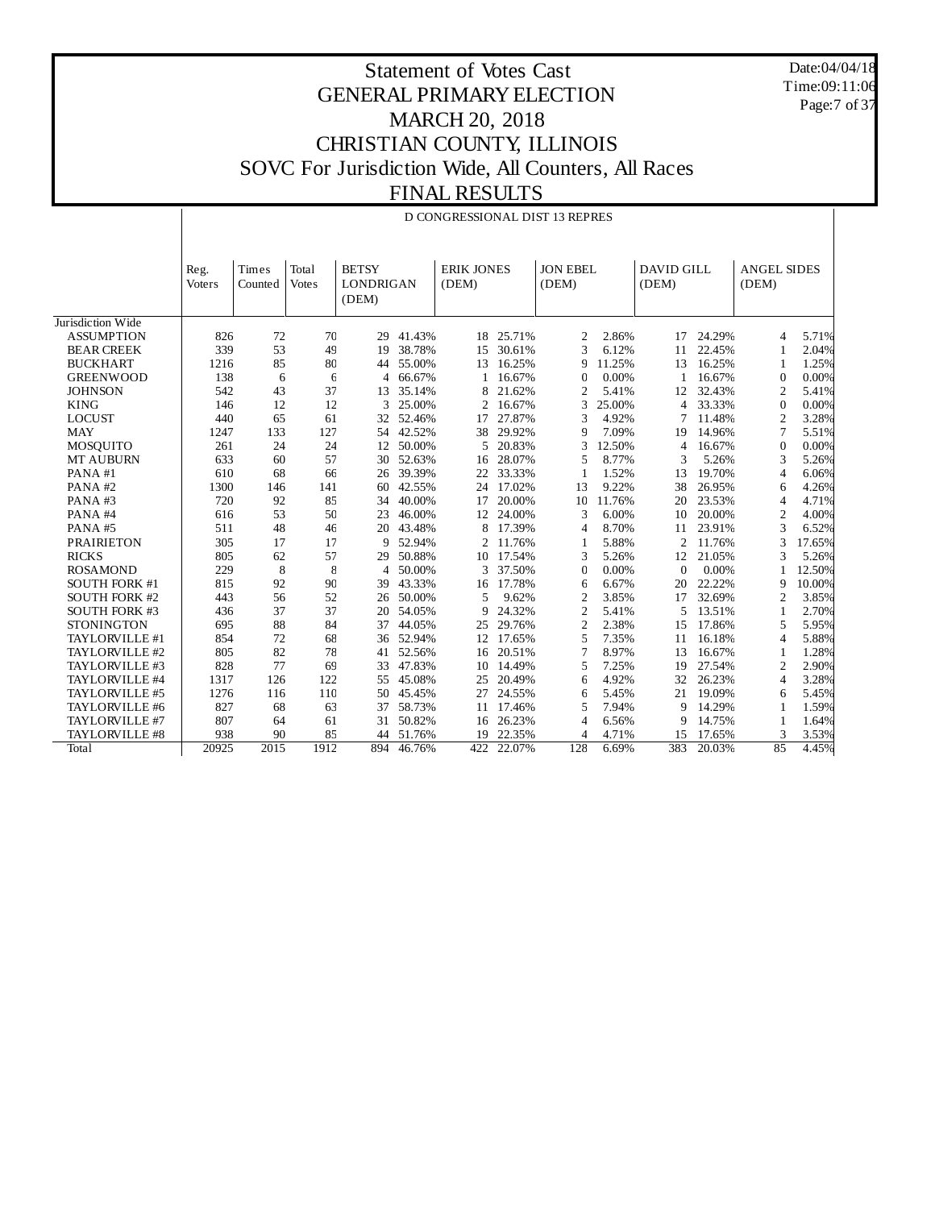# Statement of Votes Cast
## GENERAL PRIMARY ELECTION
## MARCH 20, 2018
## CHRISTIAN COUNTY, ILLINOIS
## SOVC For Jurisdiction Wide, All Counters, All Races
## FINAL RESULTS

Date:04/04/18
Time:09:11:06

D CONGRESSIONAL DIST 13 REPRES

| | Reg. Voters | Times Counted | Total Votes | BETSY LONDRIGAN (DEM) | | ERIK JONES (DEM) | | JON EBEL (DEM) | | DAVID GILL (DEM) | | ANGEL SIDES (DEM) | |
|---|---|---|---|---|---|---|---|---|---|---|---|---|---|
| Jurisdiction Wide | | | | | | | | | | | | | |
| ASSUMPTION | 826 | 72 | 70 | 29 | 41.43% | 18 | 25.71% | 2 | 2.86% | 17 | 24.29% | 4 | 5.71% |
| BEAR CREEK | 339 | 53 | 49 | 19 | 38.78% | 15 | 30.61% | 3 | 6.12% | 11 | 22.45% | 1 | 2.04% |
| BUCKHART | 1216 | 85 | 80 | 44 | 55.00% | 13 | 16.25% | 9 | 11.25% | 13 | 16.25% | 1 | 1.25% |
| GREENWOOD | 138 | 6 | 6 | 4 | 66.67% | 1 | 16.67% | 0 | 0.00% | 1 | 16.67% | 0 | 0.00% |
| JOHNSON | 542 | 43 | 37 | 13 | 35.14% | 8 | 21.62% | 2 | 5.41% | 12 | 32.43% | 2 | 5.41% |
| KING | 146 | 12 | 12 | 3 | 25.00% | 2 | 16.67% | 3 | 25.00% | 4 | 33.33% | 0 | 0.00% |
| LOCUST | 440 | 65 | 61 | 32 | 52.46% | 17 | 27.87% | 3 | 4.92% | 7 | 11.48% | 2 | 3.28% |
| MAY | 1247 | 133 | 127 | 54 | 42.52% | 38 | 29.92% | 9 | 7.09% | 19 | 14.96% | 7 | 5.51% |
| MOSQUITO | 261 | 24 | 24 | 12 | 50.00% | 5 | 20.83% | 3 | 12.50% | 4 | 16.67% | 0 | 0.00% |
| MT AUBURN | 633 | 60 | 57 | 30 | 52.63% | 16 | 28.07% | 5 | 8.77% | 3 | 5.26% | 3 | 5.26% |
| PANA #1 | 610 | 68 | 66 | 26 | 39.39% | 22 | 33.33% | 1 | 1.52% | 13 | 19.70% | 4 | 6.06% |
| PANA #2 | 1300 | 146 | 141 | 60 | 42.55% | 24 | 17.02% | 13 | 9.22% | 38 | 26.95% | 6 | 4.26% |
| PANA #3 | 720 | 92 | 85 | 34 | 40.00% | 17 | 20.00% | 10 | 11.76% | 20 | 23.53% | 4 | 4.71% |
| PANA #4 | 616 | 53 | 50 | 23 | 46.00% | 12 | 24.00% | 3 | 6.00% | 10 | 20.00% | 2 | 4.00% |
| PANA #5 | 511 | 48 | 46 | 20 | 43.48% | 8 | 17.39% | 4 | 8.70% | 11 | 23.91% | 3 | 6.52% |
| PRAIRIETON | 305 | 17 | 17 | 9 | 52.94% | 2 | 11.76% | 1 | 5.88% | 2 | 11.76% | 3 | 17.65% |
| RICKS | 805 | 62 | 57 | 29 | 50.88% | 10 | 17.54% | 3 | 5.26% | 12 | 21.05% | 3 | 5.26% |
| ROSAMOND | 229 | 8 | 8 | 4 | 50.00% | 3 | 37.50% | 0 | 0.00% | 0 | 0.00% | 1 | 12.50% |
| SOUTH FORK #1 | 815 | 92 | 90 | 39 | 43.33% | 16 | 17.78% | 6 | 6.67% | 20 | 22.22% | 9 | 10.00% |
| SOUTH FORK #2 | 443 | 56 | 52 | 26 | 50.00% | 5 | 9.62% | 2 | 3.85% | 17 | 32.69% | 2 | 3.85% |
| SOUTH FORK #3 | 436 | 37 | 37 | 20 | 54.05% | 9 | 24.32% | 2 | 5.41% | 5 | 13.51% | 1 | 2.70% |
| STONINGTON | 695 | 88 | 84 | 37 | 44.05% | 25 | 29.76% | 2 | 2.38% | 15 | 17.86% | 5 | 5.95% |
| TAYLORVILLE #1 | 854 | 72 | 68 | 36 | 52.94% | 12 | 17.65% | 5 | 7.35% | 11 | 16.18% | 4 | 5.88% |
| TAYLORVILLE #2 | 805 | 82 | 78 | 41 | 52.56% | 16 | 20.51% | 7 | 8.97% | 13 | 16.67% | 1 | 1.28% |
| TAYLORVILLE #3 | 828 | 77 | 69 | 33 | 47.83% | 10 | 14.49% | 5 | 7.25% | 19 | 27.54% | 2 | 2.90% |
| TAYLORVILLE #4 | 1317 | 126 | 122 | 55 | 45.08% | 25 | 20.49% | 6 | 4.92% | 32 | 26.23% | 4 | 3.28% |
| TAYLORVILLE #5 | 1276 | 116 | 110 | 50 | 45.45% | 27 | 24.55% | 6 | 5.45% | 21 | 19.09% | 6 | 5.45% |
| TAYLORVILLE #6 | 827 | 68 | 63 | 37 | 58.73% | 11 | 17.46% | 5 | 7.94% | 9 | 14.29% | 1 | 1.59% |
| TAYLORVILLE #7 | 807 | 64 | 61 | 31 | 50.82% | 16 | 26.23% | 4 | 6.56% | 9 | 14.75% | 1 | 1.64% |
| TAYLORVILLE #8 | 938 | 90 | 85 | 44 | 51.76% | 19 | 22.35% | 4 | 4.71% | 15 | 17.65% | 3 | 3.53% |
| Total | 20925 | 2015 | 1912 | 894 | 46.76% | 422 | 22.07% | 128 | 6.69% | 383 | 20.03% | 85 | 4.45% |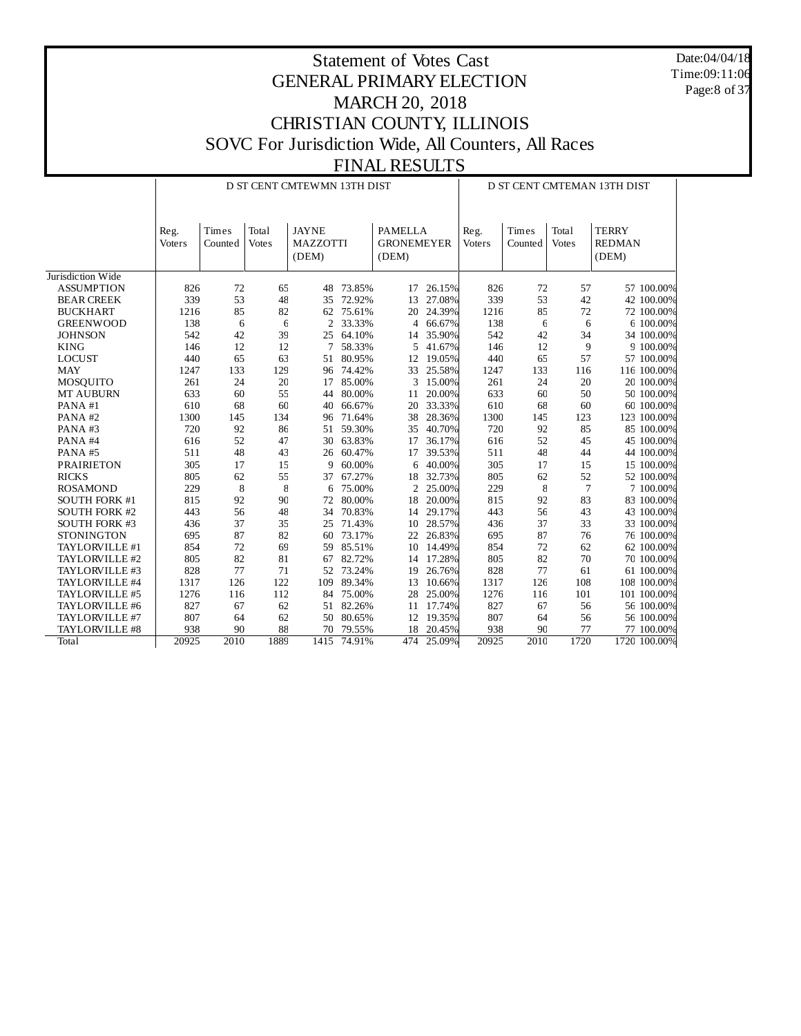# Statement of Votes Cast
# GENERAL PRIMARY ELECTION
# MARCH 20, 2018
# CHRISTIAN COUNTY, ILLINOIS
# SOVC For Jurisdiction Wide, All Counters, All Races
# FINAL RESULTS

Date:04/04/18
Time:09:11:06

| | D ST CENT CMTEWMN 13TH DIST | | | | | | | D ST CENT CMTEMAN 13TH DIST | | | | |
|---|---|---|---|---|---|---|---|---|---|---|---|---|
| | Reg. Voters | Times Counted | Total Votes | JAYNE MAZZOTTI (DEM) | | PAMELLA GRONEMEYER (DEM) | | Reg. Voters | Times Counted | Total Votes | TERRY REDMAN (DEM) | |
| Jurisdiction Wide | | | | | | | | | | | | |
| ASSUMPTION | 826 | 72 | 65 | 48 | 73.85% | 17 | 26.15% | 826 | 72 | 57 | 57 | 100.00% |
| BEAR CREEK | 339 | 53 | 48 | 35 | 72.92% | 13 | 27.08% | 339 | 53 | 42 | 42 | 100.00% |
| BUCKHART | 1216 | 85 | 82 | 62 | 75.61% | 20 | 24.39% | 1216 | 85 | 72 | 72 | 100.00% |
| GREENWOOD | 138 | 6 | 6 | 2 | 33.33% | 4 | 66.67% | 138 | 6 | 6 | 6 | 100.00% |
| JOHNSON | 542 | 42 | 39 | 25 | 64.10% | 14 | 35.90% | 542 | 42 | 34 | 34 | 100.00% |
| KING | 146 | 12 | 12 | 7 | 58.33% | 5 | 41.67% | 146 | 12 | 9 | 9 | 100.00% |
| LOCUST | 440 | 65 | 63 | 51 | 80.95% | 12 | 19.05% | 440 | 65 | 57 | 57 | 100.00% |
| MAY | 1247 | 133 | 129 | 96 | 74.42% | 33 | 25.58% | 1247 | 133 | 116 | 116 | 100.00% |
| MOSQUITO | 261 | 24 | 20 | 17 | 85.00% | 3 | 15.00% | 261 | 24 | 20 | 20 | 100.00% |
| MT AUBURN | 633 | 60 | 55 | 44 | 80.00% | 11 | 20.00% | 633 | 60 | 50 | 50 | 100.00% |
| PANA #1 | 610 | 68 | 60 | 40 | 66.67% | 20 | 33.33% | 610 | 68 | 60 | 60 | 100.00% |
| PANA #2 | 1300 | 145 | 134 | 96 | 71.64% | 38 | 28.36% | 1300 | 145 | 123 | 123 | 100.00% |
| PANA #3 | 720 | 92 | 86 | 51 | 59.30% | 35 | 40.70% | 720 | 92 | 85 | 85 | 100.00% |
| PANA #4 | 616 | 52 | 47 | 30 | 63.83% | 17 | 36.17% | 616 | 52 | 45 | 45 | 100.00% |
| PANA #5 | 511 | 48 | 43 | 26 | 60.47% | 17 | 39.53% | 511 | 48 | 44 | 44 | 100.00% |
| PRAIRIETON | 305 | 17 | 15 | 9 | 60.00% | 6 | 40.00% | 305 | 17 | 15 | 15 | 100.00% |
| RICKS | 805 | 62 | 55 | 37 | 67.27% | 18 | 32.73% | 805 | 62 | 52 | 52 | 100.00% |
| ROSAMOND | 229 | 8 | 8 | 6 | 75.00% | 2 | 25.00% | 229 | 8 | 7 | 7 | 100.00% |
| SOUTH FORK #1 | 815 | 92 | 90 | 72 | 80.00% | 18 | 20.00% | 815 | 92 | 83 | 83 | 100.00% |
| SOUTH FORK #2 | 443 | 56 | 48 | 34 | 70.83% | 14 | 29.17% | 443 | 56 | 43 | 43 | 100.00% |
| SOUTH FORK #3 | 436 | 37 | 35 | 25 | 71.43% | 10 | 28.57% | 436 | 37 | 33 | 33 | 100.00% |
| STONINGTON | 695 | 87 | 82 | 60 | 73.17% | 22 | 26.83% | 695 | 87 | 76 | 76 | 100.00% |
| TAYLORVILLE #1 | 854 | 72 | 69 | 59 | 85.51% | 10 | 14.49% | 854 | 72 | 62 | 62 | 100.00% |
| TAYLORVILLE #2 | 805 | 82 | 81 | 67 | 82.72% | 14 | 17.28% | 805 | 82 | 70 | 70 | 100.00% |
| TAYLORVILLE #3 | 828 | 77 | 71 | 52 | 73.24% | 19 | 26.76% | 828 | 77 | 61 | 61 | 100.00% |
| TAYLORVILLE #4 | 1317 | 126 | 122 | 109 | 89.34% | 13 | 10.66% | 1317 | 126 | 108 | 108 | 100.00% |
| TAYLORVILLE #5 | 1276 | 116 | 112 | 84 | 75.00% | 28 | 25.00% | 1276 | 116 | 101 | 101 | 100.00% |
| TAYLORVILLE #6 | 827 | 67 | 62 | 51 | 82.26% | 11 | 17.74% | 827 | 67 | 56 | 56 | 100.00% |
| TAYLORVILLE #7 | 807 | 64 | 62 | 50 | 80.65% | 12 | 19.35% | 807 | 64 | 56 | 56 | 100.00% |
| TAYLORVILLE #8 | 938 | 90 | 88 | 70 | 79.55% | 18 | 20.45% | 938 | 90 | 77 | 77 | 100.00% |
| Total | 20925 | 2010 | 1889 | 1415 | 74.91% | 474 | 25.09% | 20925 | 2010 | 1720 | 1720 | 100.00% |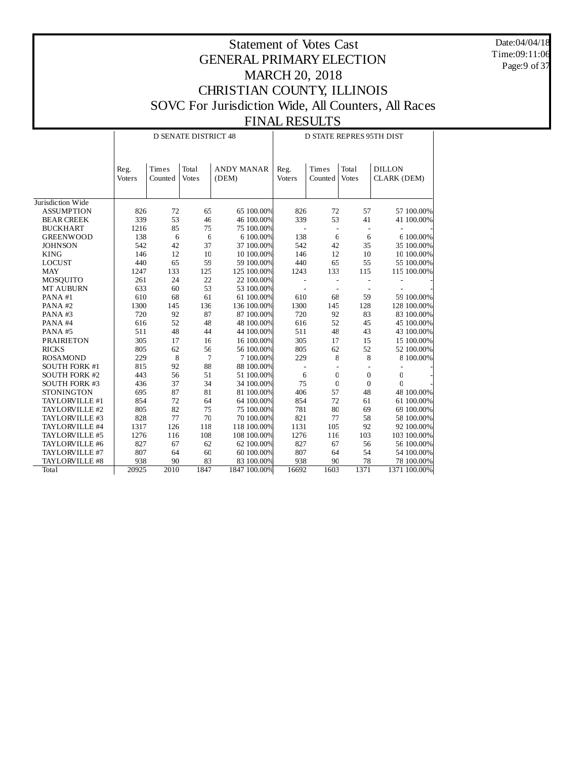# Statement of Votes Cast
# GENERAL PRIMARY ELECTION
# MARCH 20, 2018
# CHRISTIAN COUNTY, ILLINOIS
# SOVC For Jurisdiction Wide, All Counters, All Races
# FINAL RESULTS

Date:04/04/18
Time:09:11:06

| | D SENATE DISTRICT 48 | | | | | D STATE REPRES 95TH DIST | | | | |
|---|---|---|---|---|---|---|---|---|---|---|
| | Reg. Voters | Times Counted | Total Votes | ANDY MANAR (DEM) | | Reg. Voters | Times Counted | Total Votes | DILLON CLARK (DEM) | |
| Jurisdiction Wide | | | | | | | | | | |
| ASSUMPTION | 826 | 72 | 65 | 65 | 100.00% | 826 | 72 | 57 | 57 | 100.00% |
| BEAR CREEK | 339 | 53 | 46 | 46 | 100.00% | 339 | 53 | 41 | 41 | 100.00% |
| BUCKHART | 1216 | 85 | 75 | 75 | 100.00% | - | - | - | - | - |
| GREENWOOD | 138 | 6 | 6 | 6 | 100.00% | 138 | 6 | 6 | 6 | 100.00% |
| JOHNSON | 542 | 42 | 37 | 37 | 100.00% | 542 | 42 | 35 | 35 | 100.00% |
| KING | 146 | 12 | 10 | 10 | 100.00% | 146 | 12 | 10 | 10 | 100.00% |
| LOCUST | 440 | 65 | 59 | 59 | 100.00% | 440 | 65 | 55 | 55 | 100.00% |
| MAY | 1247 | 133 | 125 | 125 | 100.00% | 1243 | 133 | 115 | 115 | 100.00% |
| MOSQUITO | 261 | 24 | 22 | 22 | 100.00% | - | - | - | - | - |
| MT AUBURN | 633 | 60 | 53 | 53 | 100.00% | - | - | - | - | - |
| PANA #1 | 610 | 68 | 61 | 61 | 100.00% | 610 | 68 | 59 | 59 | 100.00% |
| PANA #2 | 1300 | 145 | 136 | 136 | 100.00% | 1300 | 145 | 128 | 128 | 100.00% |
| PANA #3 | 720 | 92 | 87 | 87 | 100.00% | 720 | 92 | 83 | 83 | 100.00% |
| PANA #4 | 616 | 52 | 48 | 48 | 100.00% | 616 | 52 | 45 | 45 | 100.00% |
| PANA #5 | 511 | 48 | 44 | 44 | 100.00% | 511 | 48 | 43 | 43 | 100.00% |
| PRAIRIETON | 305 | 17 | 16 | 16 | 100.00% | 305 | 17 | 15 | 15 | 100.00% |
| RICKS | 805 | 62 | 56 | 56 | 100.00% | 805 | 62 | 52 | 52 | 100.00% |
| ROSAMOND | 229 | 8 | 7 | 7 | 100.00% | 229 | 8 | 8 | 8 | 100.00% |
| SOUTH FORK #1 | 815 | 92 | 88 | 88 | 100.00% | - | - | - | - | - |
| SOUTH FORK #2 | 443 | 56 | 51 | 51 | 100.00% | 6 | 0 | 0 | 0 | - |
| SOUTH FORK #3 | 436 | 37 | 34 | 34 | 100.00% | 75 | 0 | 0 | 0 | - |
| STONINGTON | 695 | 87 | 81 | 81 | 100.00% | 406 | 57 | 48 | 48 | 100.00% |
| TAYLORVILLE #1 | 854 | 72 | 64 | 64 | 100.00% | 854 | 72 | 61 | 61 | 100.00% |
| TAYLORVILLE #2 | 805 | 82 | 75 | 75 | 100.00% | 781 | 80 | 69 | 69 | 100.00% |
| TAYLORVILLE #3 | 828 | 77 | 70 | 70 | 100.00% | 821 | 77 | 58 | 58 | 100.00% |
| TAYLORVILLE #4 | 1317 | 126 | 118 | 118 | 100.00% | 1131 | 105 | 92 | 92 | 100.00% |
| TAYLORVILLE #5 | 1276 | 116 | 108 | 108 | 100.00% | 1276 | 116 | 103 | 103 | 100.00% |
| TAYLORVILLE #6 | 827 | 67 | 62 | 62 | 100.00% | 827 | 67 | 56 | 56 | 100.00% |
| TAYLORVILLE #7 | 807 | 64 | 60 | 60 | 100.00% | 807 | 64 | 54 | 54 | 100.00% |
| TAYLORVILLE #8 | 938 | 90 | 83 | 83 | 100.00% | 938 | 90 | 78 | 78 | 100.00% |
| Total | 20925 | 2010 | 1847 | 1847 | 100.00% | 16692 | 1603 | 1371 | 1371 | 100.00% |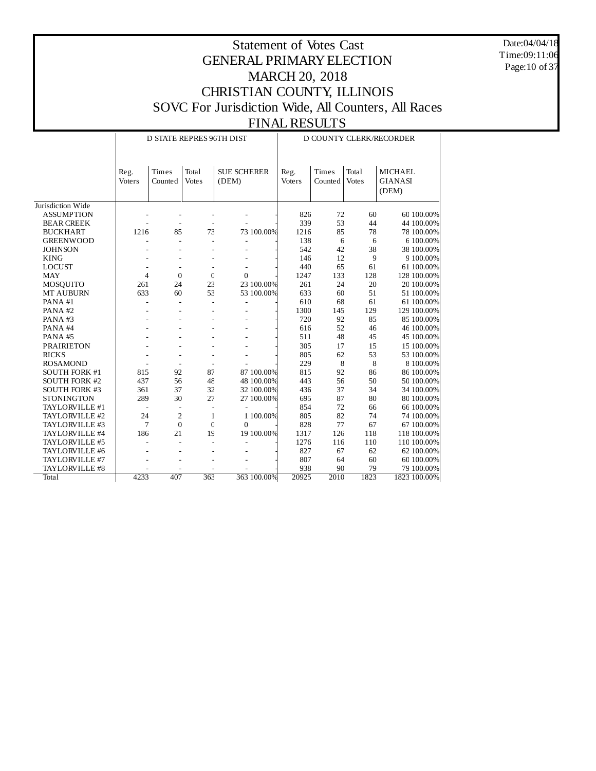# Statement of Votes Cast
## GENERAL PRIMARY ELECTION
## MARCH 20, 2018
## CHRISTIAN COUNTY, ILLINOIS
## SOVC For Jurisdiction Wide, All Counters, All Races
## FINAL RESULTS

Date:04/04/18
Time:09:11:06

| | D STATE REPRES 96TH DIST | | | | | D COUNTY CLERK/RECORDER | | | | |
|---|---|---|---|---|---|---|---|---|---|---|
| | Reg. Voters | Times Counted | Total Votes | SUE SCHERER (DEM) | | Reg. Voters | Times Counted | Total Votes | MICHAEL GIANASI (DEM) | |
| Jurisdiction Wide | | | | | | | | | | |
| ASSUMPTION | - | - | - | - | - | 826 | 72 | 60 | 60 | 100.00% |
| BEAR CREEK | - | - | - | - | - | 339 | 53 | 44 | 44 | 100.00% |
| BUCKHART | 1216 | 85 | 73 | 73 | 100.00% | 1216 | 85 | 78 | 78 | 100.00% |
| GREENWOOD | - | - | - | - | - | 138 | 6 | 6 | 6 | 100.00% |
| JOHNSON | - | - | - | - | - | 542 | 42 | 38 | 38 | 100.00% |
| KING | - | - | - | - | - | 146 | 12 | 9 | 9 | 100.00% |
| LOCUST | - | - | - | - | - | 440 | 65 | 61 | 61 | 100.00% |
| MAY | 4 | 0 | 0 | 0 | - | 1247 | 133 | 128 | 128 | 100.00% |
| MOSQUITO | 261 | 24 | 23 | 23 | 100.00% | 261 | 24 | 20 | 20 | 100.00% |
| MT AUBURN | 633 | 60 | 53 | 53 | 100.00% | 633 | 60 | 51 | 51 | 100.00% |
| PANA #1 | - | - | - | - | - | 610 | 68 | 61 | 61 | 100.00% |
| PANA #2 | - | - | - | - | - | 1300 | 145 | 129 | 129 | 100.00% |
| PANA #3 | - | - | - | - | - | 720 | 92 | 85 | 85 | 100.00% |
| PANA #4 | - | - | - | - | - | 616 | 52 | 46 | 46 | 100.00% |
| PANA #5 | - | - | - | - | - | 511 | 48 | 45 | 45 | 100.00% |
| PRAIRIETON | - | - | - | - | - | 305 | 17 | 15 | 15 | 100.00% |
| RICKS | - | - | - | - | - | 805 | 62 | 53 | 53 | 100.00% |
| ROSAMOND | - | - | - | - | - | 229 | 8 | 8 | 8 | 100.00% |
| SOUTH FORK #1 | 815 | 92 | 87 | 87 | 100.00% | 815 | 92 | 86 | 86 | 100.00% |
| SOUTH FORK #2 | 437 | 56 | 48 | 48 | 100.00% | 443 | 56 | 50 | 50 | 100.00% |
| SOUTH FORK #3 | 361 | 37 | 32 | 32 | 100.00% | 436 | 37 | 34 | 34 | 100.00% |
| STONINGTON | 289 | 30 | 27 | 27 | 100.00% | 695 | 87 | 80 | 80 | 100.00% |
| TAYLORVILLE #1 | - | - | - | - | - | 854 | 72 | 66 | 66 | 100.00% |
| TAYLORVILLE #2 | 24 | 2 | 1 | 1 | 100.00% | 805 | 82 | 74 | 74 | 100.00% |
| TAYLORVILLE #3 | 7 | 0 | 0 | 0 | - | 828 | 77 | 67 | 67 | 100.00% |
| TAYLORVILLE #4 | 186 | 21 | 19 | 19 | 100.00% | 1317 | 126 | 118 | 118 | 100.00% |
| TAYLORVILLE #5 | - | - | - | - | - | 1276 | 116 | 110 | 110 | 100.00% |
| TAYLORVILLE #6 | - | - | - | - | - | 827 | 67 | 62 | 62 | 100.00% |
| TAYLORVILLE #7 | - | - | - | - | - | 807 | 64 | 60 | 60 | 100.00% |
| TAYLORVILLE #8 | - | - | - | - | - | 938 | 90 | 79 | 79 | 100.00% |
| Total | 4233 | 407 | 363 | 363 | 100.00% | 20925 | 2010 | 1823 | 1823 | 100.00% |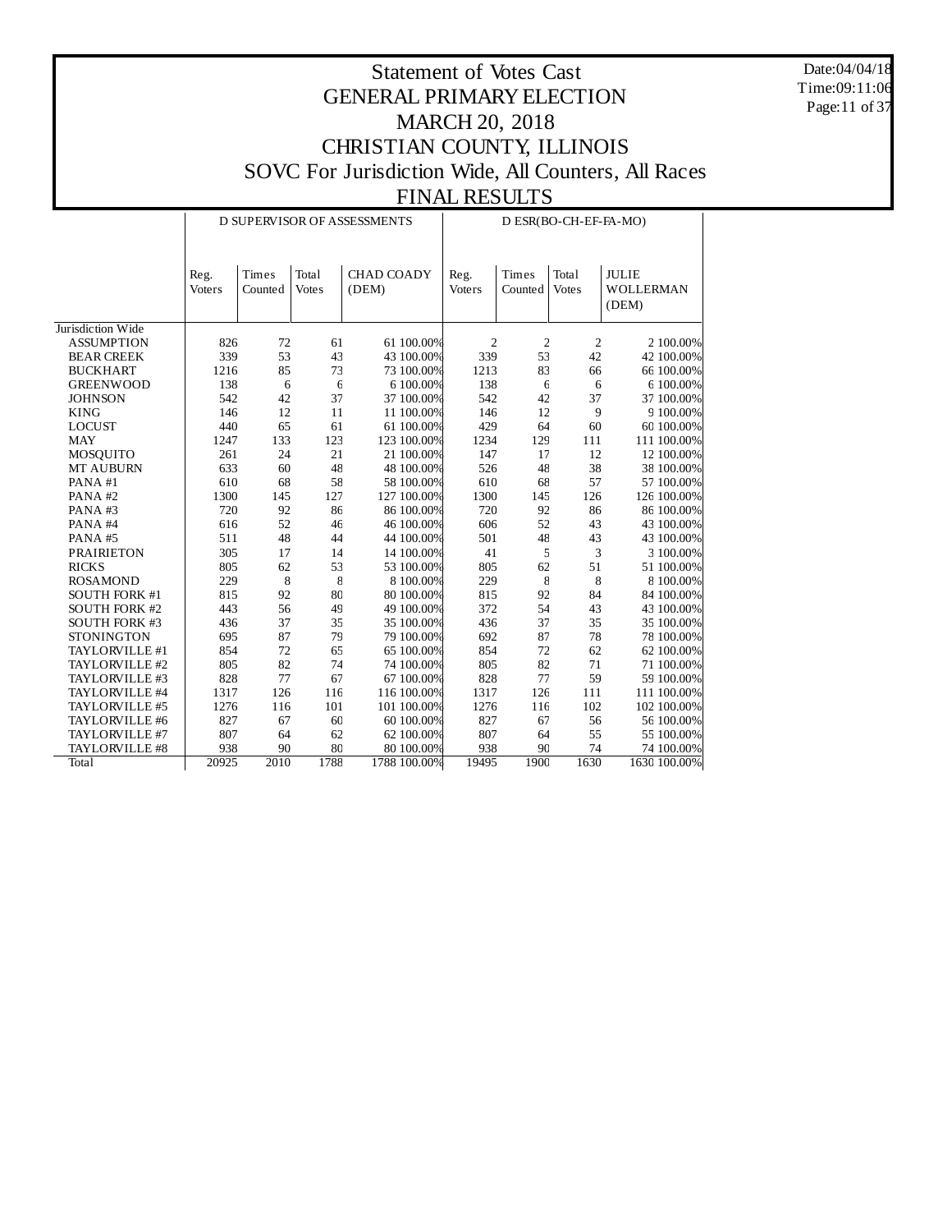# Statement of Votes Cast
# GENERAL PRIMARY ELECTION
# MARCH 20, 2018
# CHRISTIAN COUNTY, ILLINOIS
# SOVC For Jurisdiction Wide, All Counters, All Races
# FINAL RESULTS

Date:04/04/18
Time:09:11:06

| | D SUPERVISOR OF ASSESSMENTS | | | | | D ESR(BO-CH-EF-FA-MO) | | | | |
|---|---|---|---|---|---|---|---|---|---|---|
| | Reg. Voters | Times Counted | Total Votes | CHAD COADY (DEM) | | Reg. Voters | Times Counted | Total Votes | JULIE WOLLERMAN (DEM) | |
| Jurisdiction Wide | | | | | | | | | | |
| ASSUMPTION | 826 | 72 | 61 | 61 | 100.00% | 2 | 2 | 2 | 2 | 100.00% |
| BEAR CREEK | 339 | 53 | 43 | 43 | 100.00% | 339 | 53 | 42 | 42 | 100.00% |
| BUCKHART | 1216 | 85 | 73 | 73 | 100.00% | 1213 | 83 | 66 | 66 | 100.00% |
| GREENWOOD | 138 | 6 | 6 | 6 | 100.00% | 138 | 6 | 6 | 6 | 100.00% |
| JOHNSON | 542 | 42 | 37 | 37 | 100.00% | 542 | 42 | 37 | 37 | 100.00% |
| KING | 146 | 12 | 11 | 11 | 100.00% | 146 | 12 | 9 | 9 | 100.00% |
| LOCUST | 440 | 65 | 61 | 61 | 100.00% | 429 | 64 | 60 | 60 | 100.00% |
| MAY | 1247 | 133 | 123 | 123 | 100.00% | 1234 | 129 | 111 | 111 | 100.00% |
| MOSQUITO | 261 | 24 | 21 | 21 | 100.00% | 147 | 17 | 12 | 12 | 100.00% |
| MT AUBURN | 633 | 60 | 48 | 48 | 100.00% | 526 | 48 | 38 | 38 | 100.00% |
| PANA #1 | 610 | 68 | 58 | 58 | 100.00% | 610 | 68 | 57 | 57 | 100.00% |
| PANA #2 | 1300 | 145 | 127 | 127 | 100.00% | 1300 | 145 | 126 | 126 | 100.00% |
| PANA #3 | 720 | 92 | 86 | 86 | 100.00% | 720 | 92 | 86 | 86 | 100.00% |
| PANA #4 | 616 | 52 | 46 | 46 | 100.00% | 606 | 52 | 43 | 43 | 100.00% |
| PANA #5 | 511 | 48 | 44 | 44 | 100.00% | 501 | 48 | 43 | 43 | 100.00% |
| PRAIRIETON | 305 | 17 | 14 | 14 | 100.00% | 41 | 5 | 3 | 3 | 100.00% |
| RICKS | 805 | 62 | 53 | 53 | 100.00% | 805 | 62 | 51 | 51 | 100.00% |
| ROSAMOND | 229 | 8 | 8 | 8 | 100.00% | 229 | 8 | 8 | 8 | 100.00% |
| SOUTH FORK #1 | 815 | 92 | 80 | 80 | 100.00% | 815 | 92 | 84 | 84 | 100.00% |
| SOUTH FORK #2 | 443 | 56 | 49 | 49 | 100.00% | 372 | 54 | 43 | 43 | 100.00% |
| SOUTH FORK #3 | 436 | 37 | 35 | 35 | 100.00% | 436 | 37 | 35 | 35 | 100.00% |
| STONINGTON | 695 | 87 | 79 | 79 | 100.00% | 692 | 87 | 78 | 78 | 100.00% |
| TAYLORVILLE #1 | 854 | 72 | 65 | 65 | 100.00% | 854 | 72 | 62 | 62 | 100.00% |
| TAYLORVILLE #2 | 805 | 82 | 74 | 74 | 100.00% | 805 | 82 | 71 | 71 | 100.00% |
| TAYLORVILLE #3 | 828 | 77 | 67 | 67 | 100.00% | 828 | 77 | 59 | 59 | 100.00% |
| TAYLORVILLE #4 | 1317 | 126 | 116 | 116 | 100.00% | 1317 | 126 | 111 | 111 | 100.00% |
| TAYLORVILLE #5 | 1276 | 116 | 101 | 101 | 100.00% | 1276 | 116 | 102 | 102 | 100.00% |
| TAYLORVILLE #6 | 827 | 67 | 60 | 60 | 100.00% | 827 | 67 | 56 | 56 | 100.00% |
| TAYLORVILLE #7 | 807 | 64 | 62 | 62 | 100.00% | 807 | 64 | 55 | 55 | 100.00% |
| TAYLORVILLE #8 | 938 | 90 | 80 | 80 | 100.00% | 938 | 90 | 74 | 74 | 100.00% |
| Total | 20925 | 2010 | 1788 | 1788 | 100.00% | 19495 | 1900 | 1630 | 1630 | 100.00% |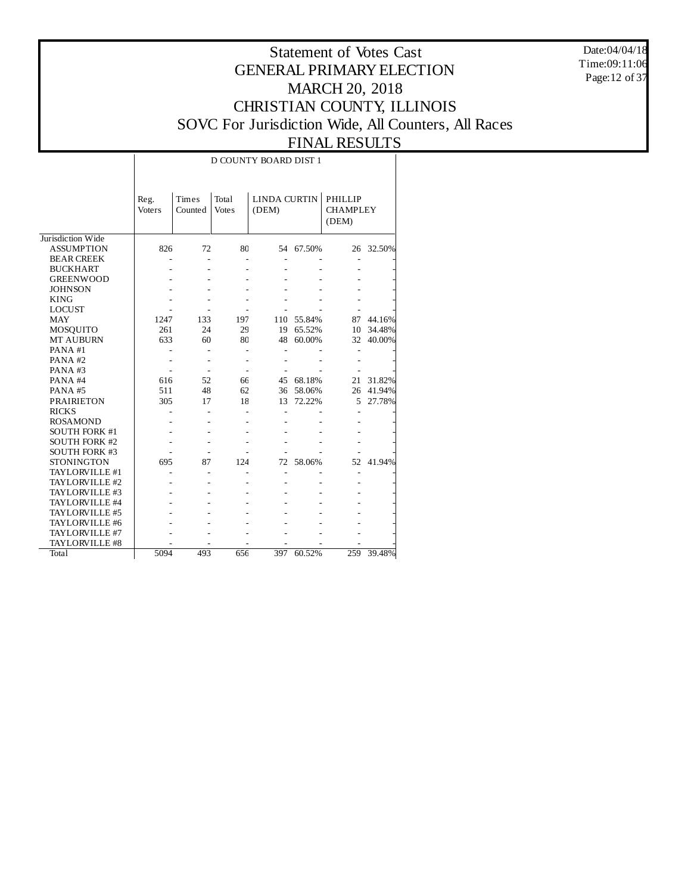# Statement of Votes Cast
# GENERAL PRIMARY ELECTION
# MARCH 20, 2018
# CHRISTIAN COUNTY, ILLINOIS
# SOVC For Jurisdiction Wide, All Counters, All Races
# FINAL RESULTS

Date:04/04/18
Time:09:11:06

| | D COUNTY BOARD DIST 1 | | | | | | |
|---|---|---|---|---|---|---|---|
| | Reg. Voters | Times Counted | Total Votes | LINDA CURTIN (DEM) | | PHILLIP CHAMPLEY (DEM) | |
| Jurisdiction Wide | | | | | | | |
| ASSUMPTION | 826 | 72 | 80 | 54 | 67.50% | 26 | 32.50% |
| BEAR CREEK | - | - | - | - | - | - | - |
| BUCKHART | - | - | - | - | - | - | - |
| GREENWOOD | - | - | - | - | - | - | - |
| JOHNSON | - | - | - | - | - | - | - |
| KING | - | - | - | - | - | - | - |
| LOCUST | - | - | - | - | - | - | - |
| MAY | 1247 | 133 | 197 | 110 | 55.84% | 87 | 44.16% |
| MOSQUITO | 261 | 24 | 29 | 19 | 65.52% | 10 | 34.48% |
| MT AUBURN | 633 | 60 | 80 | 48 | 60.00% | 32 | 40.00% |
| PANA #1 | - | - | - | - | - | - | - |
| PANA #2 | - | - | - | - | - | - | - |
| PANA #3 | - | - | - | - | - | - | - |
| PANA #4 | 616 | 52 | 66 | 45 | 68.18% | 21 | 31.82% |
| PANA #5 | 511 | 48 | 62 | 36 | 58.06% | 26 | 41.94% |
| PRAIRIETON | 305 | 17 | 18 | 13 | 72.22% | 5 | 27.78% |
| RICKS | - | - | - | - | - | - | - |
| ROSAMOND | - | - | - | - | - | - | - |
| SOUTH FORK #1 | - | - | - | - | - | - | - |
| SOUTH FORK #2 | - | - | - | - | - | - | - |
| SOUTH FORK #3 | - | - | - | - | - | - | - |
| STONINGTON | 695 | 87 | 124 | 72 | 58.06% | 52 | 41.94% |
| TAYLORVILLE #1 | - | - | - | - | - | - | - |
| TAYLORVILLE #2 | - | - | - | - | - | - | - |
| TAYLORVILLE #3 | - | - | - | - | - | - | - |
| TAYLORVILLE #4 | - | - | - | - | - | - | - |
| TAYLORVILLE #5 | - | - | - | - | - | - | - |
| TAYLORVILLE #6 | - | - | - | - | - | - | - |
| TAYLORVILLE #7 | - | - | - | - | - | - | - |
| TAYLORVILLE #8 | - | - | - | - | - | - | - |
| Total | 5094 | 493 | 656 | 397 | 60.52% | 259 | 39.48% |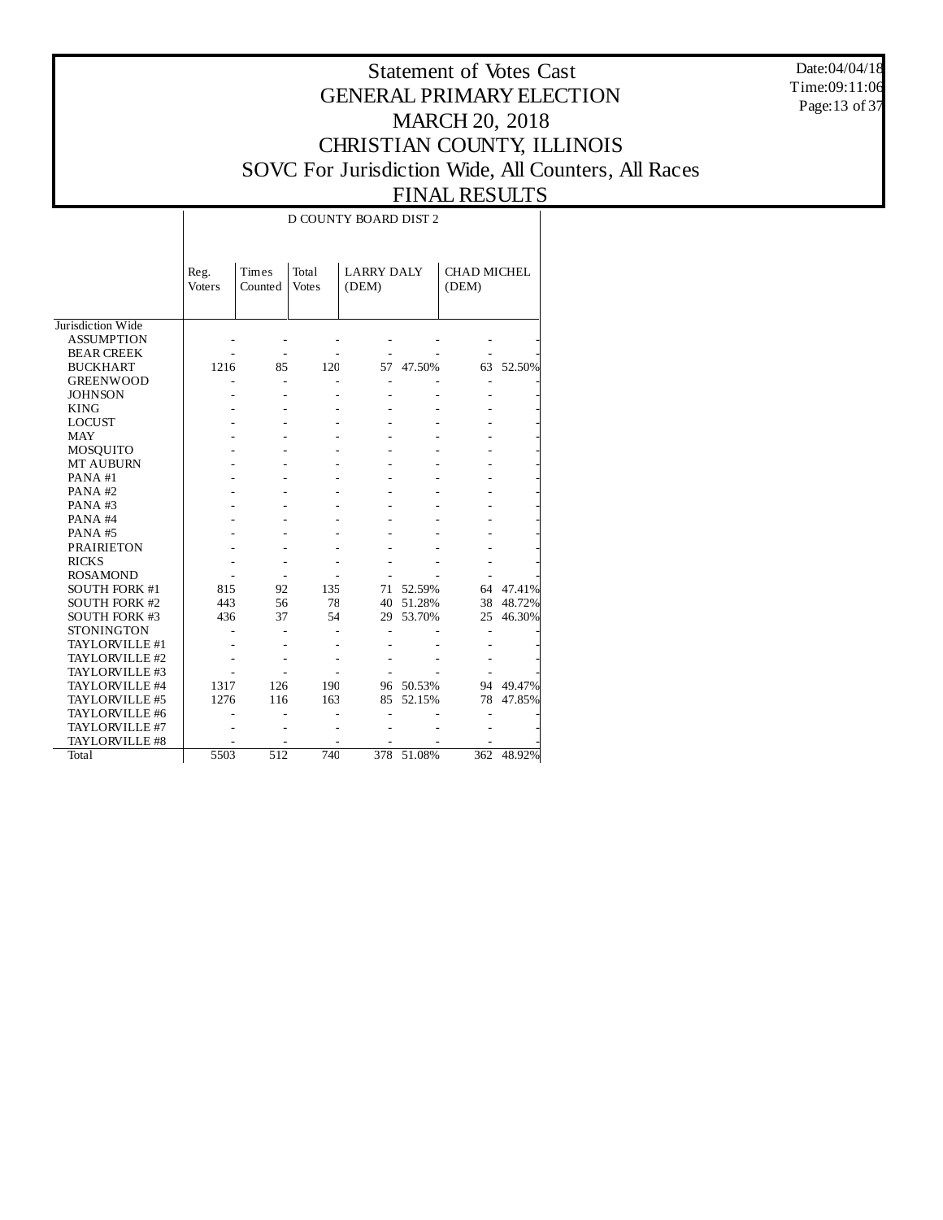# Statement of Votes Cast
## GENERAL PRIMARY ELECTION
## MARCH 20, 2018
## CHRISTIAN COUNTY, ILLINOIS
## SOVC For Jurisdiction Wide, All Counters, All Races
## FINAL RESULTS

Date:04/04/18
Time:09:11:06

| | D COUNTY BOARD DIST 2 | | | | | | |
|---|---|---|---|---|---|---|---|
| | Reg. Voters | Times Counted | Total Votes | LARRY DALY (DEM) | | CHAD MICHEL (DEM) | |
| Jurisdiction Wide | | | | | | | |
| ASSUMPTION | - | - | - | - | - | - | - |
| BEAR CREEK | - | - | - | - | - | - | - |
| BUCKHART | 1216 | 85 | 120 | 57 | 47.50% | 63 | 52.50% |
| GREENWOOD | - | - | - | - | - | - | - |
| JOHNSON | - | - | - | - | - | - | - |
| KING | - | - | - | - | - | - | - |
| LOCUST | - | - | - | - | - | - | - |
| MAY | - | - | - | - | - | - | - |
| MOSQUITO | - | - | - | - | - | - | - |
| MT AUBURN | - | - | - | - | - | - | - |
| PANA #1 | - | - | - | - | - | - | - |
| PANA #2 | - | - | - | - | - | - | - |
| PANA #3 | - | - | - | - | - | - | - |
| PANA #4 | - | - | - | - | - | - | - |
| PANA #5 | - | - | - | - | - | - | - |
| PRAIRIETON | - | - | - | - | - | - | - |
| RICKS | - | - | - | - | - | - | - |
| ROSAMOND | - | - | - | - | - | - | - |
| SOUTH FORK #1 | 815 | 92 | 135 | 71 | 52.59% | 64 | 47.41% |
| SOUTH FORK #2 | 443 | 56 | 78 | 40 | 51.28% | 38 | 48.72% |
| SOUTH FORK #3 | 436 | 37 | 54 | 29 | 53.70% | 25 | 46.30% |
| STONINGTON | - | - | - | - | - | - | - |
| TAYLORVILLE #1 | - | - | - | - | - | - | - |
| TAYLORVILLE #2 | - | - | - | - | - | - | - |
| TAYLORVILLE #3 | - | - | - | - | - | - | - |
| TAYLORVILLE #4 | 1317 | 126 | 190 | 96 | 50.53% | 94 | 49.47% |
| TAYLORVILLE #5 | 1276 | 116 | 163 | 85 | 52.15% | 78 | 47.85% |
| TAYLORVILLE #6 | - | - | - | - | - | - | - |
| TAYLORVILLE #7 | - | - | - | - | - | - | - |
| TAYLORVILLE #8 | - | - | - | - | - | - | - |
| Total | 5503 | 512 | 740 | 378 | 51.08% | 362 | 48.92% |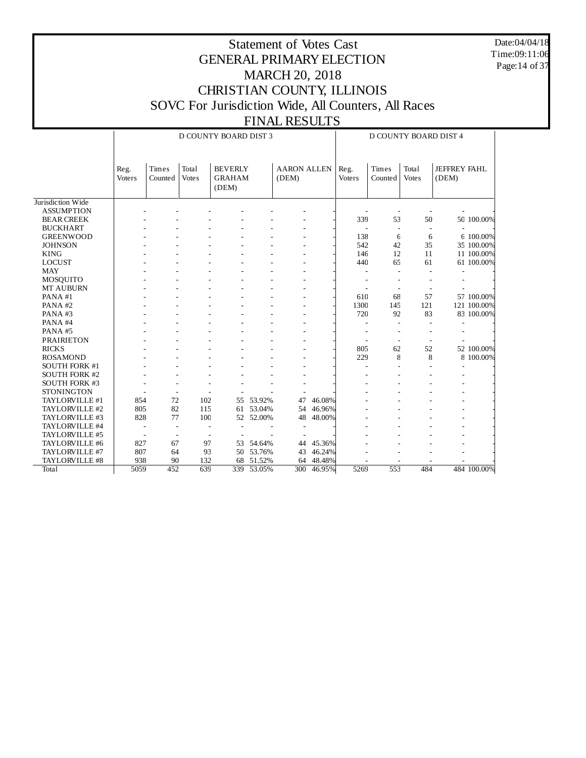# Statement of Votes Cast
## GENERAL PRIMARY ELECTION
## MARCH 20, 2018
## CHRISTIAN COUNTY, ILLINOIS
## SOVC For Jurisdiction Wide, All Counters, All Races
## FINAL RESULTS

Date:04/04/18
Time:09:11:06

| | D COUNTY BOARD DIST 3 | | | | | | | D COUNTY BOARD DIST 4 | | | | |
|---|---|---|---|---|---|---|---|---|---|---|---|---|
| | Reg. Voters | Times Counted | Total Votes | BEVERLY GRAHAM (DEM) | | AARON ALLEN (DEM) | | Reg. Voters | Times Counted | Total Votes | JEFFREY FAHL (DEM) | |
| Jurisdiction Wide | | | | | | | | | | | | |
| ASSUMPTION | - | - | - | - | - | - | - | - | - | - | - | - |
| BEAR CREEK | - | - | - | - | - | - | - | 339 | 53 | 50 | 50 | 100.00% |
| BUCKHART | - | - | - | - | - | - | - | - | - | - | - | - |
| GREENWOOD | - | - | - | - | - | - | - | 138 | 6 | 6 | 6 | 100.00% |
| JOHNSON | - | - | - | - | - | - | - | 542 | 42 | 35 | 35 | 100.00% |
| KING | - | - | - | - | - | - | - | 146 | 12 | 11 | 11 | 100.00% |
| LOCUST | - | - | - | - | - | - | - | 440 | 65 | 61 | 61 | 100.00% |
| MAY | - | - | - | - | - | - | - | - | - | - | - | - |
| MOSQUITO | - | - | - | - | - | - | - | - | - | - | - | - |
| MT AUBURN | - | - | - | - | - | - | - | - | - | - | - | - |
| PANA #1 | - | - | - | - | - | - | - | 610 | 68 | 57 | 57 | 100.00% |
| PANA #2 | - | - | - | - | - | - | - | 1300 | 145 | 121 | 121 | 100.00% |
| PANA #3 | - | - | - | - | - | - | - | 720 | 92 | 83 | 83 | 100.00% |
| PANA #4 | - | - | - | - | - | - | - | - | - | - | - | - |
| PANA #5 | - | - | - | - | - | - | - | - | - | - | - | - |
| PRAIRIETON | - | - | - | - | - | - | - | - | - | - | - | - |
| RICKS | - | - | - | - | - | - | - | 805 | 62 | 52 | 52 | 100.00% |
| ROSAMOND | - | - | - | - | - | - | - | 229 | 8 | 8 | 8 | 100.00% |
| SOUTH FORK #1 | - | - | - | - | - | - | - | - | - | - | - | - |
| SOUTH FORK #2 | - | - | - | - | - | - | - | - | - | - | - | - |
| SOUTH FORK #3 | - | - | - | - | - | - | - | - | - | - | - | - |
| STONINGTON | - | - | - | - | - | - | - | - | - | - | - | - |
| TAYLORVILLE #1 | 854 | 72 | 102 | 55 | 53.92% | 47 | 46.08% | - | - | - | - | - |
| TAYLORVILLE #2 | 805 | 82 | 115 | 61 | 53.04% | 54 | 46.96% | - | - | - | - | - |
| TAYLORVILLE #3 | 828 | 77 | 100 | 52 | 52.00% | 48 | 48.00% | - | - | - | - | - |
| TAYLORVILLE #4 | - | - | - | - | - | - | - | - | - | - | - | - |
| TAYLORVILLE #5 | - | - | - | - | - | - | - | - | - | - | - | - |
| TAYLORVILLE #6 | 827 | 67 | 97 | 53 | 54.64% | 44 | 45.36% | - | - | - | - | - |
| TAYLORVILLE #7 | 807 | 64 | 93 | 50 | 53.76% | 43 | 46.24% | - | - | - | - | - |
| TAYLORVILLE #8 | 938 | 90 | 132 | 68 | 51.52% | 64 | 48.48% | - | - | - | - | - |
| Total | 5059 | 452 | 639 | 339 | 53.05% | 300 | 46.95% | 5269 | 553 | 484 | 484 | 100.00% |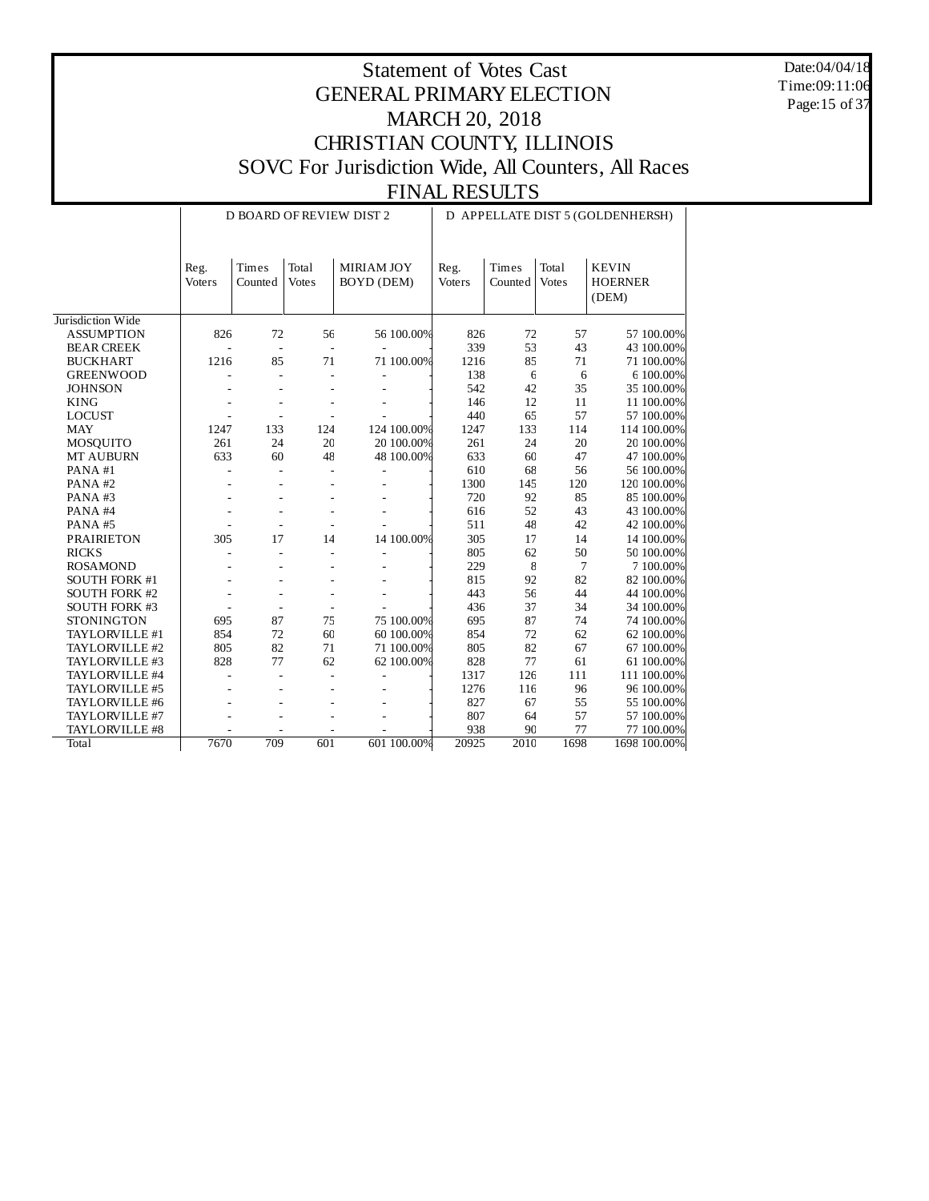# Statement of Votes Cast
# GENERAL PRIMARY ELECTION
# MARCH 20, 2018
# CHRISTIAN COUNTY, ILLINOIS
# SOVC For Jurisdiction Wide, All Counters, All Races
# FINAL RESULTS

Date:04/04/18
Time:09:11:06

| | D BOARD OF REVIEW DIST 2 | | | | | D APPELLATE DIST 5 (GOLDENHERSH) | | | | |
|---|---|---|---|---|---|---|---|---|---|---|
| | Reg. Voters | Times Counted | Total Votes | MIRIAM JOY BOYD (DEM) | | Reg. Voters | Times Counted | Total Votes | KEVIN HOERNER (DEM) | |
| Jurisdiction Wide | | | | | | | | | | |
| ASSUMPTION | 826 | 72 | 56 | 56 | 100.00% | 826 | 72 | 57 | 57 | 100.00% |
| BEAR CREEK | - | - | - | - | - | 339 | 53 | 43 | 43 | 100.00% |
| BUCKHART | 1216 | 85 | 71 | 71 | 100.00% | 1216 | 85 | 71 | 71 | 100.00% |
| GREENWOOD | - | - | - | - | - | 138 | 6 | 6 | 6 | 100.00% |
| JOHNSON | - | - | - | - | - | 542 | 42 | 35 | 35 | 100.00% |
| KING | - | - | - | - | - | 146 | 12 | 11 | 11 | 100.00% |
| LOCUST | - | - | - | - | - | 440 | 65 | 57 | 57 | 100.00% |
| MAY | 1247 | 133 | 124 | 124 | 100.00% | 1247 | 133 | 114 | 114 | 100.00% |
| MOSQUITO | 261 | 24 | 20 | 20 | 100.00% | 261 | 24 | 20 | 20 | 100.00% |
| MT AUBURN | 633 | 60 | 48 | 48 | 100.00% | 633 | 60 | 47 | 47 | 100.00% |
| PANA #1 | - | - | - | - | - | 610 | 68 | 56 | 56 | 100.00% |
| PANA #2 | - | - | - | - | - | 1300 | 145 | 120 | 120 | 100.00% |
| PANA #3 | - | - | - | - | - | 720 | 92 | 85 | 85 | 100.00% |
| PANA #4 | - | - | - | - | - | 616 | 52 | 43 | 43 | 100.00% |
| PANA #5 | - | - | - | - | - | 511 | 48 | 42 | 42 | 100.00% |
| PRAIRIETON | 305 | 17 | 14 | 14 | 100.00% | 305 | 17 | 14 | 14 | 100.00% |
| RICKS | - | - | - | - | - | 805 | 62 | 50 | 50 | 100.00% |
| ROSAMOND | - | - | - | - | - | 229 | 8 | 7 | 7 | 100.00% |
| SOUTH FORK #1 | - | - | - | - | - | 815 | 92 | 82 | 82 | 100.00% |
| SOUTH FORK #2 | - | - | - | - | - | 443 | 56 | 44 | 44 | 100.00% |
| SOUTH FORK #3 | - | - | - | - | - | 436 | 37 | 34 | 34 | 100.00% |
| STONINGTON | 695 | 87 | 75 | 75 | 100.00% | 695 | 87 | 74 | 74 | 100.00% |
| TAYLORVILLE #1 | 854 | 72 | 60 | 60 | 100.00% | 854 | 72 | 62 | 62 | 100.00% |
| TAYLORVILLE #2 | 805 | 82 | 71 | 71 | 100.00% | 805 | 82 | 67 | 67 | 100.00% |
| TAYLORVILLE #3 | 828 | 77 | 62 | 62 | 100.00% | 828 | 77 | 61 | 61 | 100.00% |
| TAYLORVILLE #4 | - | - | - | - | - | 1317 | 126 | 111 | 111 | 100.00% |
| TAYLORVILLE #5 | - | - | - | - | - | 1276 | 116 | 96 | 96 | 100.00% |
| TAYLORVILLE #6 | - | - | - | - | - | 827 | 67 | 55 | 55 | 100.00% |
| TAYLORVILLE #7 | - | - | - | - | - | 807 | 64 | 57 | 57 | 100.00% |
| TAYLORVILLE #8 | - | - | - | - | - | 938 | 90 | 77 | 77 | 100.00% |
| Total | 7670 | 709 | 601 | 601 | 100.00% | 20925 | 2010 | 1698 | 1698 | 100.00% |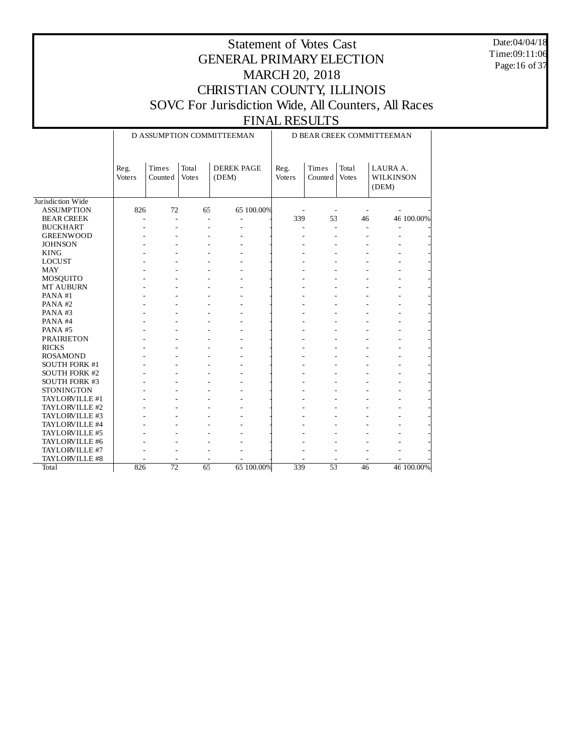# Statement of Votes Cast
# GENERAL PRIMARY ELECTION
# MARCH 20, 2018
# CHRISTIAN COUNTY, ILLINOIS
# SOVC For Jurisdiction Wide, All Counters, All Races
# FINAL RESULTS

Date:04/04/18
Time:09:11:06

| | D ASSUMPTION COMMITTEEMAN | | | | | D BEAR CREEK COMMITTEEMAN | | | | |
|---|---|---|---|---|---|---|---|---|---|---|
| | Reg. Voters | Times Counted | Total Votes | DEREK PAGE (DEM) | | Reg. Voters | Times Counted | Total Votes | LAURA A. WILKINSON (DEM) | |
| Jurisdiction Wide | | | | | | | | | | |
| ASSUMPTION | 826 | 72 | 65 | 65 | 100.00% | - | - | - | - | - |
| BEAR CREEK | - | - | - | - | - | 339 | 53 | 46 | 46 | 100.00% |
| BUCKHART | - | - | - | - | - | - | - | - | - | - |
| GREENWOOD | - | - | - | - | - | - | - | - | - | - |
| JOHNSON | - | - | - | - | - | - | - | - | - | - |
| KING | - | - | - | - | - | - | - | - | - | - |
| LOCUST | - | - | - | - | - | - | - | - | - | - |
| MAY | - | - | - | - | - | - | - | - | - | - |
| MOSQUITO | - | - | - | - | - | - | - | - | - | - |
| MT AUBURN | - | - | - | - | - | - | - | - | - | - |
| PANA #1 | - | - | - | - | - | - | - | - | - | - |
| PANA #2 | - | - | - | - | - | - | - | - | - | - |
| PANA #3 | - | - | - | - | - | - | - | - | - | - |
| PANA #4 | - | - | - | - | - | - | - | - | - | - |
| PANA #5 | - | - | - | - | - | - | - | - | - | - |
| PRAIRIETON | - | - | - | - | - | - | - | - | - | - |
| RICKS | - | - | - | - | - | - | - | - | - | - |
| ROSAMOND | - | - | - | - | - | - | - | - | - | - |
| SOUTH FORK #1 | - | - | - | - | - | - | - | - | - | - |
| SOUTH FORK #2 | - | - | - | - | - | - | - | - | - | - |
| SOUTH FORK #3 | - | - | - | - | - | - | - | - | - | - |
| STONINGTON | - | - | - | - | - | - | - | - | - | - |
| TAYLORVILLE #1 | - | - | - | - | - | - | - | - | - | - |
| TAYLORVILLE #2 | - | - | - | - | - | - | - | - | - | - |
| TAYLORVILLE #3 | - | - | - | - | - | - | - | - | - | - |
| TAYLORVILLE #4 | - | - | - | - | - | - | - | - | - | - |
| TAYLORVILLE #5 | - | - | - | - | - | - | - | - | - | - |
| TAYLORVILLE #6 | - | - | - | - | - | - | - | - | - | - |
| TAYLORVILLE #7 | - | - | - | - | - | - | - | - | - | - |
| TAYLORVILLE #8 | - | - | - | - | - | - | - | - | - | - |
| Total | 826 | 72 | 65 | 65 | 100.00% | 339 | 53 | 46 | 46 | 100.00% |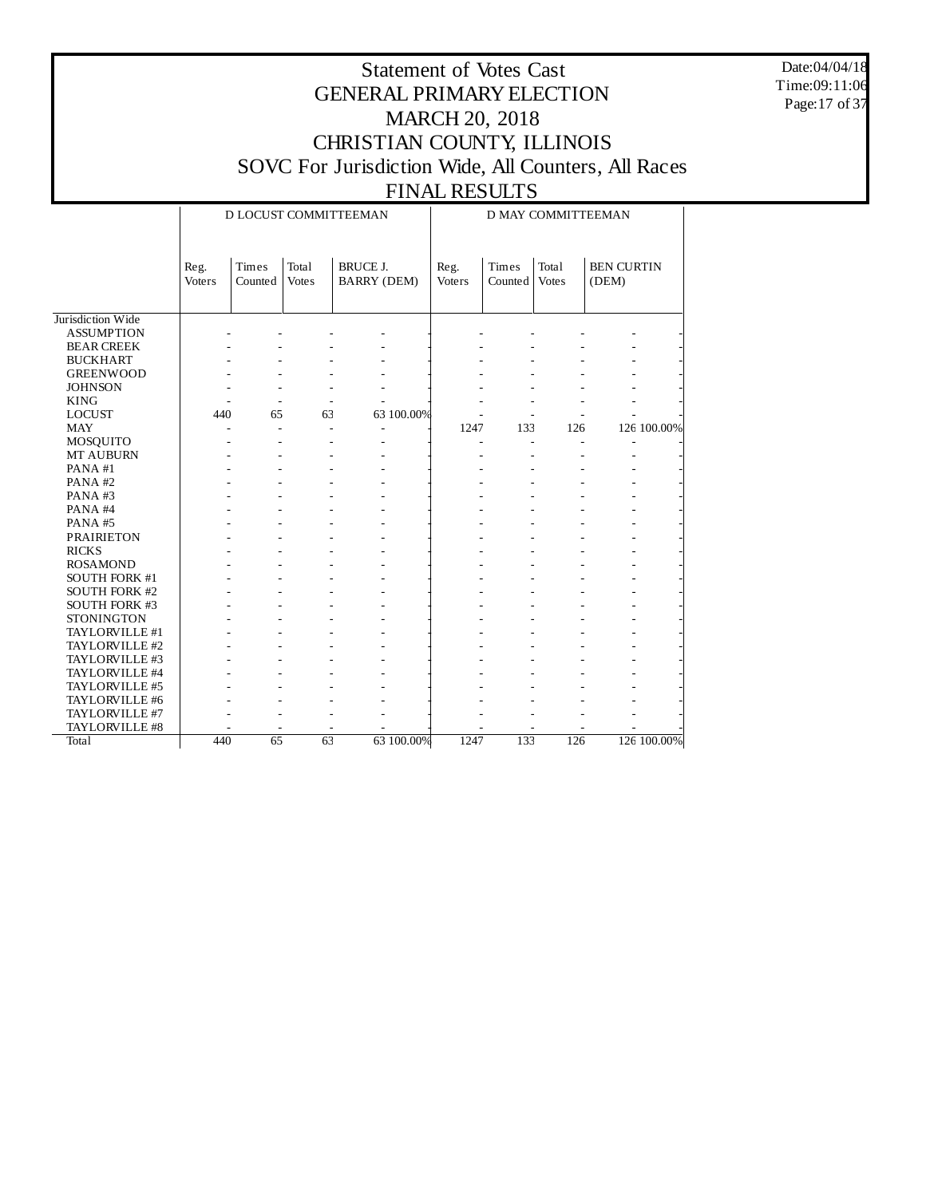# Statement of Votes Cast
# GENERAL PRIMARY ELECTION
# MARCH 20, 2018
# CHRISTIAN COUNTY, ILLINOIS
# SOVC For Jurisdiction Wide, All Counters, All Races
# FINAL RESULTS

Date:04/04/18
Time:09:11:06

| | D LOCUST COMMITTEEMAN | | | | | D MAY COMMITTEEMAN | | | | |
|---|---|---|---|---|---|---|---|---|---|---|
| | Reg. Voters | Times Counted | Total Votes | BRUCE J. BARRY (DEM) | | Reg. Voters | Times Counted | Total Votes | BEN CURTIN (DEM) | |
| Jurisdiction Wide | | | | | | | | | | |
| ASSUMPTION | - | - | - | - | - | - | - | - | - | - |
| BEAR CREEK | - | - | - | - | - | - | - | - | - | - |
| BUCKHART | - | - | - | - | - | - | - | - | - | - |
| GREENWOOD | - | - | - | - | - | - | - | - | - | - |
| JOHNSON | - | - | - | - | - | - | - | - | - | - |
| KING | - | - | - | - | - | - | - | - | - | - |
| LOCUST | 440 | 65 | 63 | 63 | 100.00% | - | - | - | - | - |
| MAY | - | - | - | - | - | 1247 | 133 | 126 | 126 | 100.00% |
| MOSQUITO | - | - | - | - | - | - | - | - | - | - |
| MT AUBURN | - | - | - | - | - | - | - | - | - | - |
| PANA #1 | - | - | - | - | - | - | - | - | - | - |
| PANA #2 | - | - | - | - | - | - | - | - | - | - |
| PANA #3 | - | - | - | - | - | - | - | - | - | - |
| PANA #4 | - | - | - | - | - | - | - | - | - | - |
| PANA #5 | - | - | - | - | - | - | - | - | - | - |
| PRAIRIETON | - | - | - | - | - | - | - | - | - | - |
| RICKS | - | - | - | - | - | - | - | - | - | - |
| ROSAMOND | - | - | - | - | - | - | - | - | - | - |
| SOUTH FORK #1 | - | - | - | - | - | - | - | - | - | - |
| SOUTH FORK #2 | - | - | - | - | - | - | - | - | - | - |
| SOUTH FORK #3 | - | - | - | - | - | - | - | - | - | - |
| STONINGTON | - | - | - | - | - | - | - | - | - | - |
| TAYLORVILLE #1 | - | - | - | - | - | - | - | - | - | - |
| TAYLORVILLE #2 | - | - | - | - | - | - | - | - | - | - |
| TAYLORVILLE #3 | - | - | - | - | - | - | - | - | - | - |
| TAYLORVILLE #4 | - | - | - | - | - | - | - | - | - | - |
| TAYLORVILLE #5 | - | - | - | - | - | - | - | - | - | - |
| TAYLORVILLE #6 | - | - | - | - | - | - | - | - | - | - |
| TAYLORVILLE #7 | - | - | - | - | - | - | - | - | - | - |
| TAYLORVILLE #8 | - | - | - | - | - | - | - | - | - | - |
| Total | 440 | 65 | 63 | 63 | 100.00% | 1247 | 133 | 126 | 126 | 100.00% |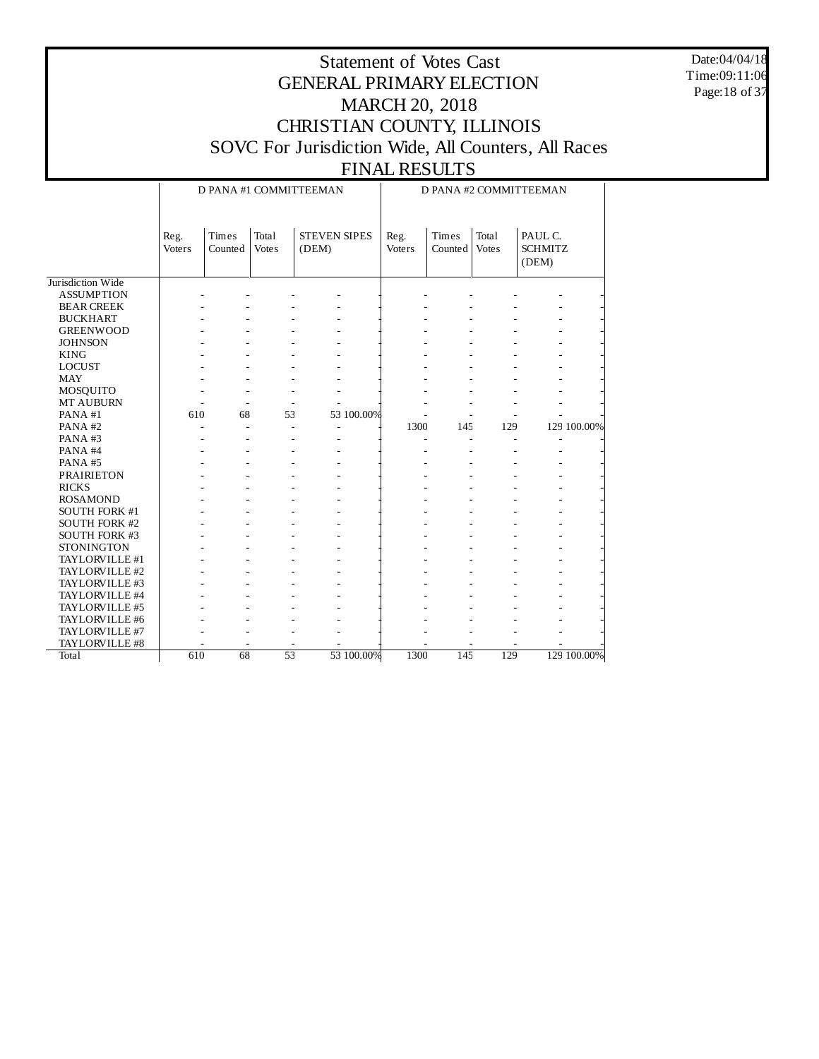# Statement of Votes Cast
## GENERAL PRIMARY ELECTION
## MARCH 20, 2018
## CHRISTIAN COUNTY, ILLINOIS
## SOVC For Jurisdiction Wide, All Counters, All Races
## FINAL RESULTS

Date:04/04/18
Time:09:11:06

| | D PANA #1 COMMITTEEMAN | | | | | D PANA #2 COMMITTEEMAN | | | | |
|---|---|---|---|---|---|---|---|---|---|---|
| | Reg. Voters | Times Counted | Total Votes | STEVEN SIPES (DEM) | | Reg. Voters | Times Counted | Total Votes | PAUL C. SCHMITZ (DEM) | |
| Jurisdiction Wide | | | | | | | | | | |
| ASSUMPTION | - | - | - | - | - | - | - | - | - | - |
| BEAR CREEK | - | - | - | - | - | - | - | - | - | - |
| BUCKHART | - | - | - | - | - | - | - | - | - | - |
| GREENWOOD | - | - | - | - | - | - | - | - | - | - |
| JOHNSON | - | - | - | - | - | - | - | - | - | - |
| KING | - | - | - | - | - | - | - | - | - | - |
| LOCUST | - | - | - | - | - | - | - | - | - | - |
| MAY | - | - | - | - | - | - | - | - | - | - |
| MOSQUITO | - | - | - | - | - | - | - | - | - | - |
| MT AUBURN | - | - | - | - | - | - | - | - | - | - |
| PANA #1 | 610 | 68 | 53 | 53 | 100.00% | - | - | - | - | - |
| PANA #2 | - | - | - | - | - | 1300 | 145 | 129 | 129 | 100.00% |
| PANA #3 | - | - | - | - | - | - | - | - | - | - |
| PANA #4 | - | - | - | - | - | - | - | - | - | - |
| PANA #5 | - | - | - | - | - | - | - | - | - | - |
| PRAIRIETON | - | - | - | - | - | - | - | - | - | - |
| RICKS | - | - | - | - | - | - | - | - | - | - |
| ROSAMOND | - | - | - | - | - | - | - | - | - | - |
| SOUTH FORK #1 | - | - | - | - | - | - | - | - | - | - |
| SOUTH FORK #2 | - | - | - | - | - | - | - | - | - | - |
| SOUTH FORK #3 | - | - | - | - | - | - | - | - | - | - |
| STONINGTON | - | - | - | - | - | - | - | - | - | - |
| TAYLORVILLE #1 | - | - | - | - | - | - | - | - | - | - |
| TAYLORVILLE #2 | - | - | - | - | - | - | - | - | - | - |
| TAYLORVILLE #3 | - | - | - | - | - | - | - | - | - | - |
| TAYLORVILLE #4 | - | - | - | - | - | - | - | - | - | - |
| TAYLORVILLE #5 | - | - | - | - | - | - | - | - | - | - |
| TAYLORVILLE #6 | - | - | - | - | - | - | - | - | - | - |
| TAYLORVILLE #7 | - | - | - | - | - | - | - | - | - | - |
| TAYLORVILLE #8 | - | - | - | - | - | - | - | - | - | - |
| Total | 610 | 68 | 53 | 53 | 100.00% | 1300 | 145 | 129 | 129 | 100.00% |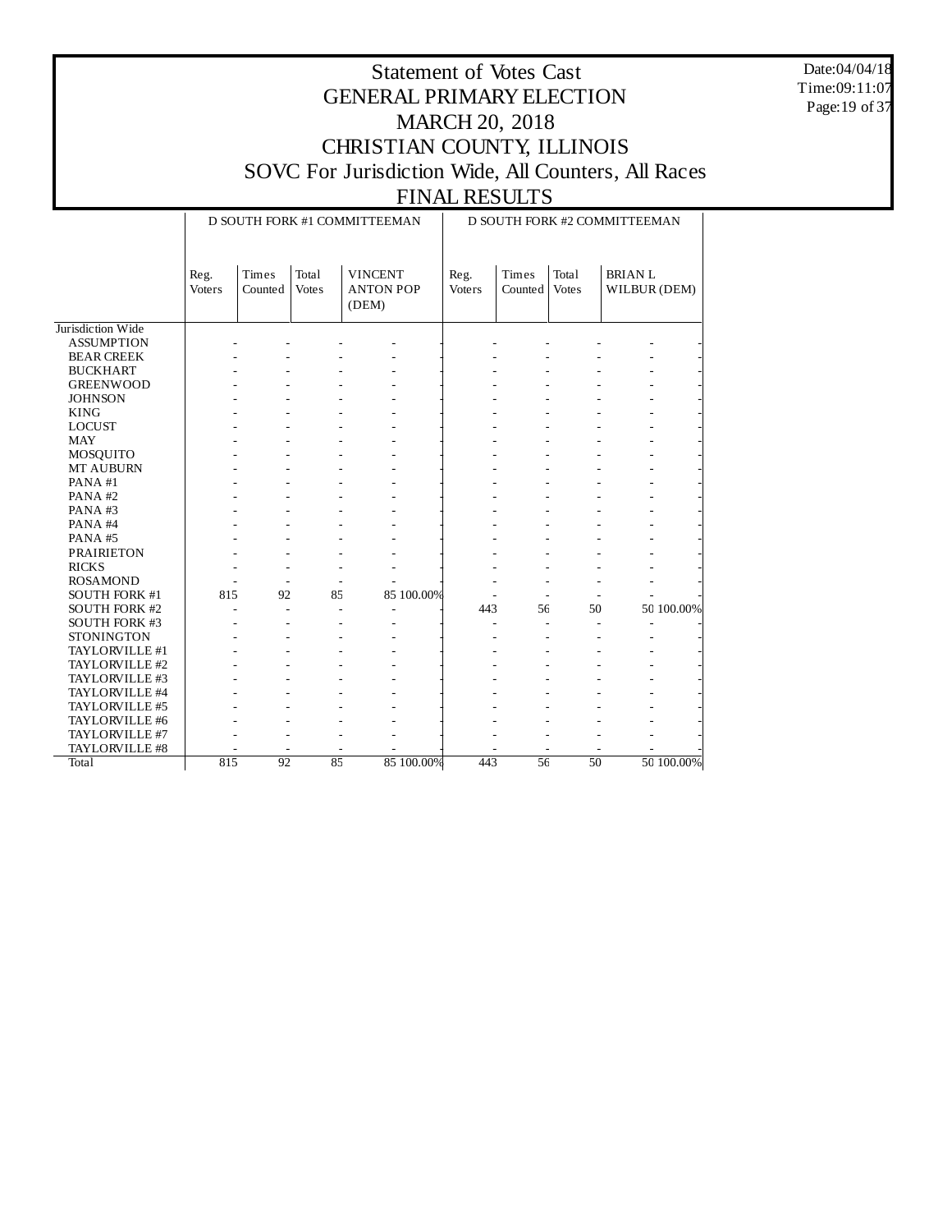# Statement of Votes Cast
## GENERAL PRIMARY ELECTION
## MARCH 20, 2018
## CHRISTIAN COUNTY, ILLINOIS
## SOVC For Jurisdiction Wide, All Counters, All Races
## FINAL RESULTS

| | D SOUTH FORK #1 COMMITTEEMAN | | | | | D SOUTH FORK #2 COMMITTEEMAN | | | | |
|---|---|---|---|---|---|---|---|---|---|---|
| | Reg. Voters | Times Counted | Total Votes | VINCENT ANTON POP (DEM) | | Reg. Voters | Times Counted | Total Votes | BRIAN L WILBUR (DEM) | |
| Jurisdiction Wide | | | | | | | | | | |
| ASSUMPTION | - | - | - | - | - | - | - | - | - | - |
| BEAR CREEK | - | - | - | - | - | - | - | - | - | - |
| BUCKHART | - | - | - | - | - | - | - | - | - | - |
| GREENWOOD | - | - | - | - | - | - | - | - | - | - |
| JOHNSON | - | - | - | - | - | - | - | - | - | - |
| KING | - | - | - | - | - | - | - | - | - | - |
| LOCUST | - | - | - | - | - | - | - | - | - | - |
| MAY | - | - | - | - | - | - | - | - | - | - |
| MOSQUITO | - | - | - | - | - | - | - | - | - | - |
| MT AUBURN | - | - | - | - | - | - | - | - | - | - |
| PANA #1 | - | - | - | - | - | - | - | - | - | - |
| PANA #2 | - | - | - | - | - | - | - | - | - | - |
| PANA #3 | - | - | - | - | - | - | - | - | - | - |
| PANA #4 | - | - | - | - | - | - | - | - | - | - |
| PANA #5 | - | - | - | - | - | - | - | - | - | - |
| PRAIRIETON | - | - | - | - | - | - | - | - | - | - |
| RICKS | - | - | - | - | - | - | - | - | - | - |
| ROSAMOND | - | - | - | - | - | - | - | - | - | - |
| SOUTH FORK #1 | 815 | 92 | 85 | 85 | 100.00% | - | - | - | - | - |
| SOUTH FORK #2 | - | - | - | - | - | 443 | 56 | 50 | 50 | 100.00% |
| SOUTH FORK #3 | - | - | - | - | - | - | - | - | - | - |
| STONINGTON | - | - | - | - | - | - | - | - | - | - |
| TAYLORVILLE #1 | - | - | - | - | - | - | - | - | - | - |
| TAYLORVILLE #2 | - | - | - | - | - | - | - | - | - | - |
| TAYLORVILLE #3 | - | - | - | - | - | - | - | - | - | - |
| TAYLORVILLE #4 | - | - | - | - | - | - | - | - | - | - |
| TAYLORVILLE #5 | - | - | - | - | - | - | - | - | - | - |
| TAYLORVILLE #6 | - | - | - | - | - | - | - | - | - | - |
| TAYLORVILLE #7 | - | - | - | - | - | - | - | - | - | - |
| TAYLORVILLE #8 | - | - | - | - | - | - | - | - | - | - |
| Total | 815 | 92 | 85 | 85 | 100.00% | 443 | 56 | 50 | 50 | 100.00% |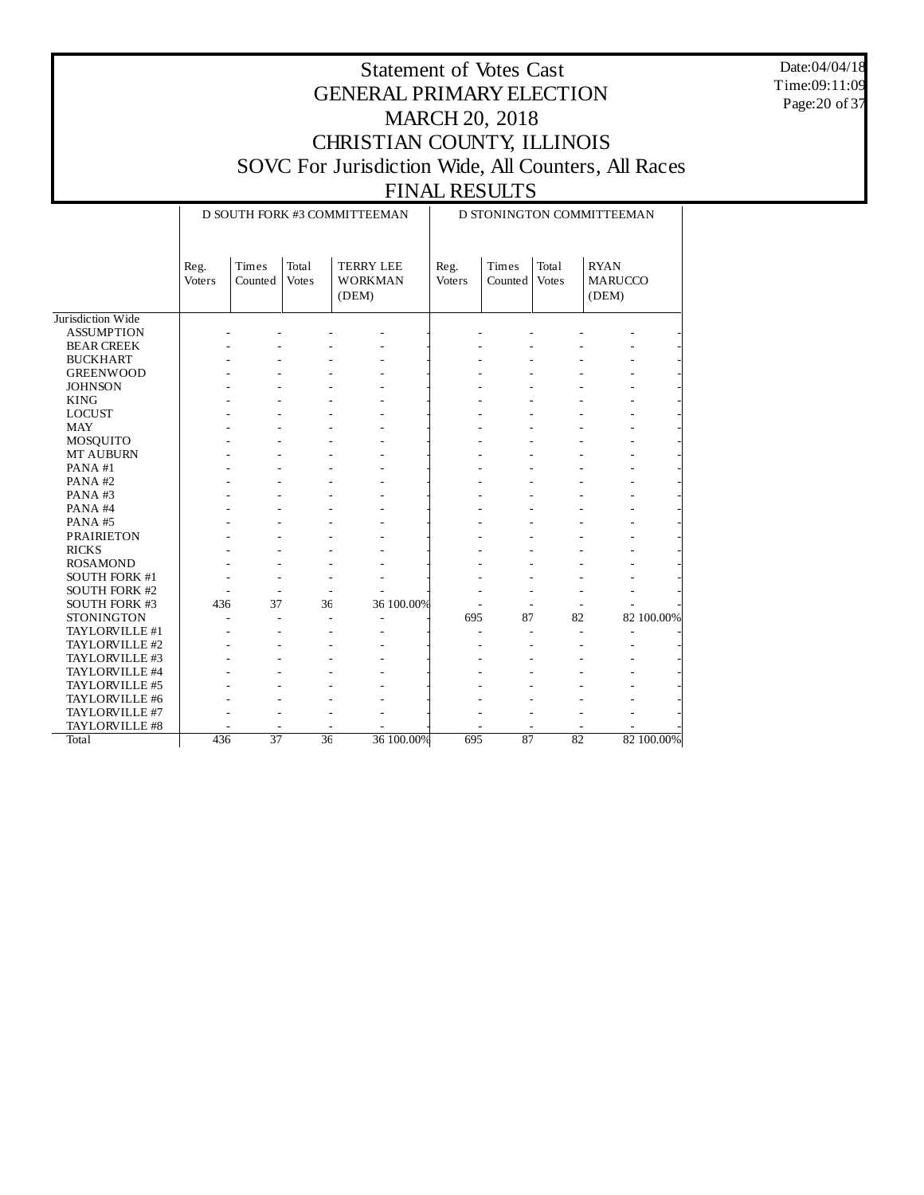# Statement of Votes Cast
# GENERAL PRIMARY ELECTION
# MARCH 20, 2018
# CHRISTIAN COUNTY, ILLINOIS
# SOVC For Jurisdiction Wide, All Counters, All Races
# FINAL RESULTS

Date:04/04/18
Time:09:11:09

| | D SOUTH FORK #3 COMMITTEEMAN | | | | | D STONINGTON COMMITTEEMAN | | | | |
|---|---|---|---|---|---|---|---|---|---|---|
| | Reg. Voters | Times Counted | Total Votes | TERRY LEE WORKMAN (DEM) | | Reg. Voters | Times Counted | Total Votes | RYAN MARUCCO (DEM) | |
| Jurisdiction Wide | | | | | | | | | | |
| ASSUMPTION | - | - | - | - | - | - | - | - | - | - |
| BEAR CREEK | - | - | - | - | - | - | - | - | - | - |
| BUCKHART | - | - | - | - | - | - | - | - | - | - |
| GREENWOOD | - | - | - | - | - | - | - | - | - | - |
| JOHNSON | - | - | - | - | - | - | - | - | - | - |
| KING | - | - | - | - | - | - | - | - | - | - |
| LOCUST | - | - | - | - | - | - | - | - | - | - |
| MAY | - | - | - | - | - | - | - | - | - | - |
| MOSQUITO | - | - | - | - | - | - | - | - | - | - |
| MT AUBURN | - | - | - | - | - | - | - | - | - | - |
| PANA #1 | - | - | - | - | - | - | - | - | - | - |
| PANA #2 | - | - | - | - | - | - | - | - | - | - |
| PANA #3 | - | - | - | - | - | - | - | - | - | - |
| PANA #4 | - | - | - | - | - | - | - | - | - | - |
| PANA #5 | - | - | - | - | - | - | - | - | - | - |
| PRAIRIETON | - | - | - | - | - | - | - | - | - | - |
| RICKS | - | - | - | - | - | - | - | - | - | - |
| ROSAMOND | - | - | - | - | - | - | - | - | - | - |
| SOUTH FORK #1 | - | - | - | - | - | - | - | - | - | - |
| SOUTH FORK #2 | - | - | - | - | - | - | - | - | - | - |
| SOUTH FORK #3 | 436 | 37 | 36 | 36 | 100.00% | - | - | - | - | - |
| STONINGTON | - | - | - | - | - | 695 | 87 | 82 | 82 | 100.00% |
| TAYLORVILLE #1 | - | - | - | - | - | - | - | - | - | - |
| TAYLORVILLE #2 | - | - | - | - | - | - | - | - | - | - |
| TAYLORVILLE #3 | - | - | - | - | - | - | - | - | - | - |
| TAYLORVILLE #4 | - | - | - | - | - | - | - | - | - | - |
| TAYLORVILLE #5 | - | - | - | - | - | - | - | - | - | - |
| TAYLORVILLE #6 | - | - | - | - | - | - | - | - | - | - |
| TAYLORVILLE #7 | - | - | - | - | - | - | - | - | - | - |
| TAYLORVILLE #8 | - | - | - | - | - | - | - | - | - | - |
| Total | 436 | 37 | 36 | 36 | 100.00% | 695 | 87 | 82 | 82 | 100.00% |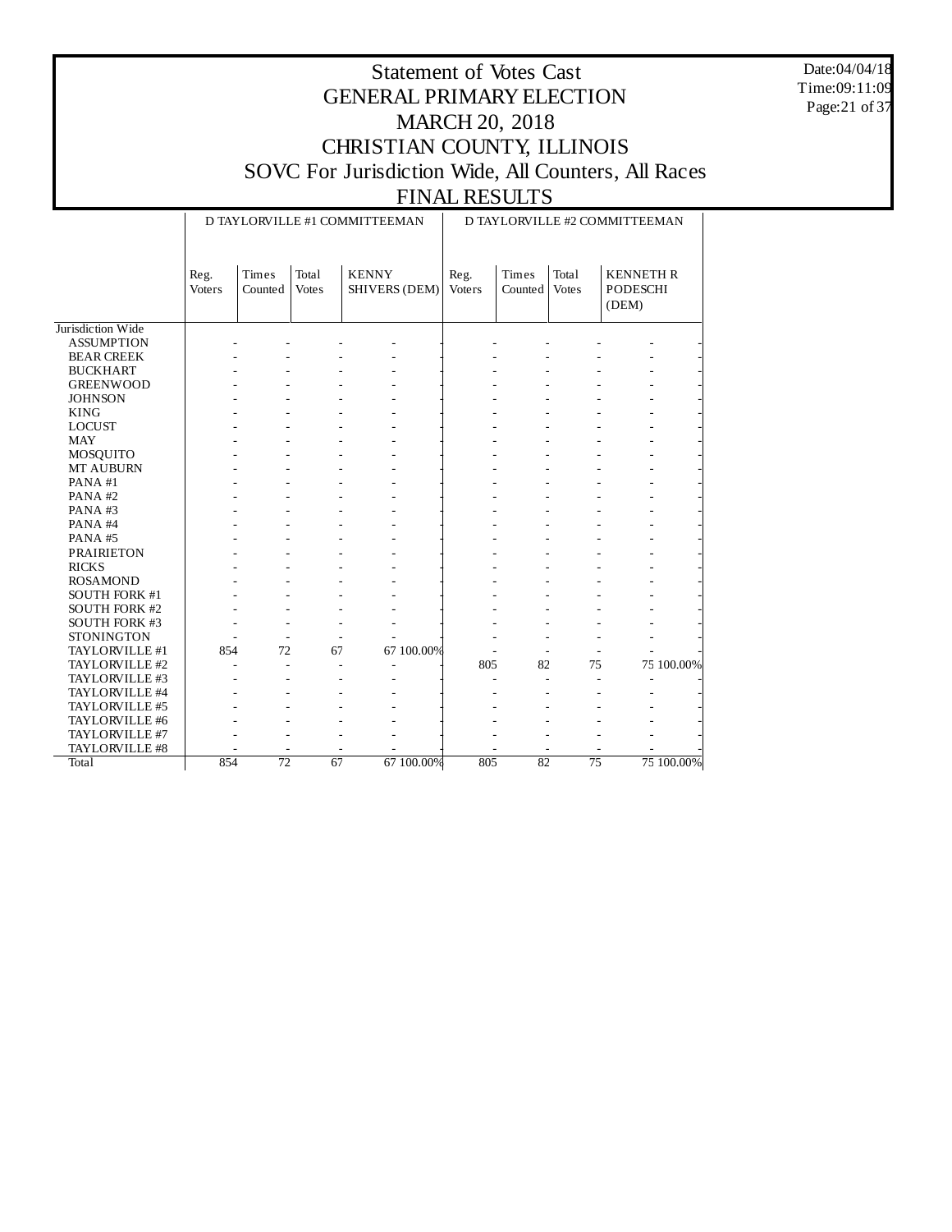# Statement of Votes Cast
# GENERAL PRIMARY ELECTION
# MARCH 20, 2018
# CHRISTIAN COUNTY, ILLINOIS
# SOVC For Jurisdiction Wide, All Counters, All Races
# FINAL RESULTS

Date:04/04/18
Time:09:11:09

| | D TAYLORVILLE #1 COMMITTEEMAN | | | | | D TAYLORVILLE #2 COMMITTEEMAN | | | | |
|---|---|---|---|---|---|---|---|---|---|---|
| | Reg. Voters | Times Counted | Total Votes | KENNY SHIVERS (DEM) | | Reg. Voters | Times Counted | Total Votes | KENNETH R PODESCHI (DEM) | |
| Jurisdiction Wide | | | | | | | | | | |
| ASSUMPTION | - | - | - | - | - | - | - | - | - | - |
| BEAR CREEK | - | - | - | - | - | - | - | - | - | - |
| BUCKHART | - | - | - | - | - | - | - | - | - | - |
| GREENWOOD | - | - | - | - | - | - | - | - | - | - |
| JOHNSON | - | - | - | - | - | - | - | - | - | - |
| KING | - | - | - | - | - | - | - | - | - | - |
| LOCUST | - | - | - | - | - | - | - | - | - | - |
| MAY | - | - | - | - | - | - | - | - | - | - |
| MOSQUITO | - | - | - | - | - | - | - | - | - | - |
| MT AUBURN | - | - | - | - | - | - | - | - | - | - |
| PANA #1 | - | - | - | - | - | - | - | - | - | - |
| PANA #2 | - | - | - | - | - | - | - | - | - | - |
| PANA #3 | - | - | - | - | - | - | - | - | - | - |
| PANA #4 | - | - | - | - | - | - | - | - | - | - |
| PANA #5 | - | - | - | - | - | - | - | - | - | - |
| PRAIRIETON | - | - | - | - | - | - | - | - | - | - |
| RICKS | - | - | - | - | - | - | - | - | - | - |
| ROSAMOND | - | - | - | - | - | - | - | - | - | - |
| SOUTH FORK #1 | - | - | - | - | - | - | - | - | - | - |
| SOUTH FORK #2 | - | - | - | - | - | - | - | - | - | - |
| SOUTH FORK #3 | - | - | - | - | - | - | - | - | - | - |
| STONINGTON | - | - | - | - | - | - | - | - | - | - |
| TAYLORVILLE #1 | 854 | 72 | 67 | 67 | 100.00% | - | - | - | - | - |
| TAYLORVILLE #2 | - | - | - | - | - | 805 | 82 | 75 | 75 | 100.00% |
| TAYLORVILLE #3 | - | - | - | - | - | - | - | - | - | - |
| TAYLORVILLE #4 | - | - | - | - | - | - | - | - | - | - |
| TAYLORVILLE #5 | - | - | - | - | - | - | - | - | - | - |
| TAYLORVILLE #6 | - | - | - | - | - | - | - | - | - | - |
| TAYLORVILLE #7 | - | - | - | - | - | - | - | - | - | - |
| TAYLORVILLE #8 | - | - | - | - | - | - | - | - | - | - |
| Total | 854 | 72 | 67 | 67 | 100.00% | 805 | 82 | 75 | 75 | 100.00% |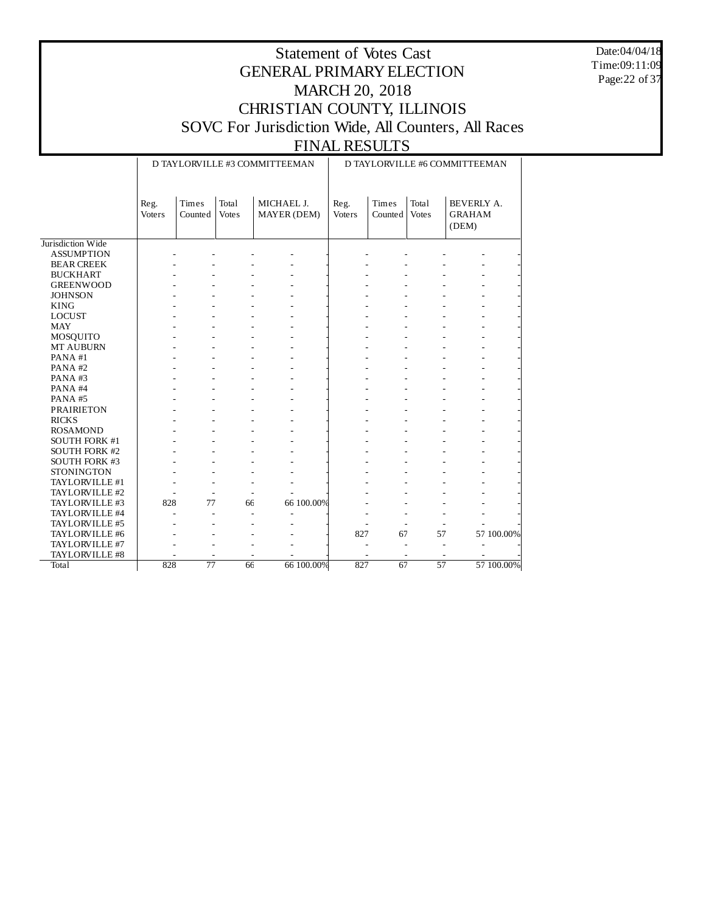# Statement of Votes Cast
## GENERAL PRIMARY ELECTION
## MARCH 20, 2018
## CHRISTIAN COUNTY, ILLINOIS
## SOVC For Jurisdiction Wide, All Counters, All Races
## FINAL RESULTS

Date:04/04/18
Time:09:11:09

| | D TAYLORVILLE #3 COMMITTEEMAN | | | | | D TAYLORVILLE #6 COMMITTEEMAN | | | | |
|---|---|---|---|---|---|---|---|---|---|---|
| | Reg. Voters | Times Counted | Total Votes | MICHAEL J. MAYER (DEM) | | Reg. Voters | Times Counted | Total Votes | BEVERLY A. GRAHAM (DEM) | |
| Jurisdiction Wide | | | | | | | | | | |
| ASSUMPTION | - | - | - | - | - | - | - | - | - | - |
| BEAR CREEK | - | - | - | - | - | - | - | - | - | - |
| BUCKHART | - | - | - | - | - | - | - | - | - | - |
| GREENWOOD | - | - | - | - | - | - | - | - | - | - |
| JOHNSON | - | - | - | - | - | - | - | - | - | - |
| KING | - | - | - | - | - | - | - | - | - | - |
| LOCUST | - | - | - | - | - | - | - | - | - | - |
| MAY | - | - | - | - | - | - | - | - | - | - |
| MOSQUITO | - | - | - | - | - | - | - | - | - | - |
| MT AUBURN | - | - | - | - | - | - | - | - | - | - |
| PANA #1 | - | - | - | - | - | - | - | - | - | - |
| PANA #2 | - | - | - | - | - | - | - | - | - | - |
| PANA #3 | - | - | - | - | - | - | - | - | - | - |
| PANA #4 | - | - | - | - | - | - | - | - | - | - |
| PANA #5 | - | - | - | - | - | - | - | - | - | - |
| PRAIRIETON | - | - | - | - | - | - | - | - | - | - |
| RICKS | - | - | - | - | - | - | - | - | - | - |
| ROSAMOND | - | - | - | - | - | - | - | - | - | - |
| SOUTH FORK #1 | - | - | - | - | - | - | - | - | - | - |
| SOUTH FORK #2 | - | - | - | - | - | - | - | - | - | - |
| SOUTH FORK #3 | - | - | - | - | - | - | - | - | - | - |
| STONINGTON | - | - | - | - | - | - | - | - | - | - |
| TAYLORVILLE #1 | - | - | - | - | - | - | - | - | - | - |
| TAYLORVILLE #2 | - | - | - | - | - | - | - | - | - | - |
| TAYLORVILLE #3 | 828 | 77 | 66 | 66 | 100.00% | - | - | - | - | - |
| TAYLORVILLE #4 | - | - | - | - | - | - | - | - | - | - |
| TAYLORVILLE #5 | - | - | - | - | - | - | - | - | - | - |
| TAYLORVILLE #6 | - | - | - | - | - | 827 | 67 | 57 | 57 | 100.00% |
| TAYLORVILLE #7 | - | - | - | - | - | - | - | - | - | - |
| TAYLORVILLE #8 | - | - | - | - | - | - | - | - | - | - |
| Total | 828 | 77 | 66 | 66 | 100.00% | 827 | 67 | 57 | 57 | 100.00% |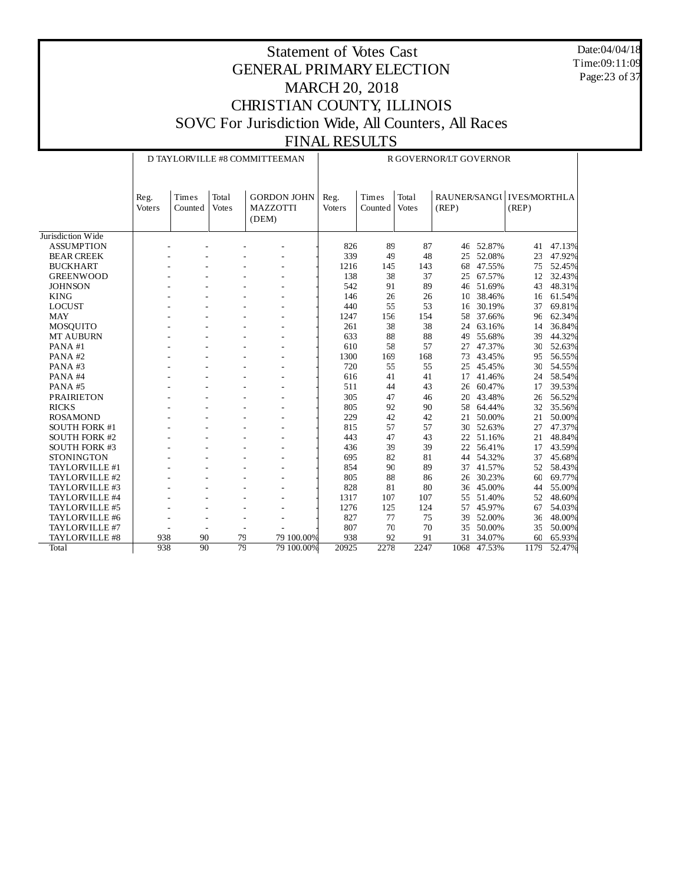# Statement of Votes Cast
## GENERAL PRIMARY ELECTION
## MARCH 20, 2018
## CHRISTIAN COUNTY, ILLINOIS
## SOVC For Jurisdiction Wide, All Counters, All Races
## FINAL RESULTS

Date:04/04/18
Time:09:11:09

| | D TAYLORVILLE #8 COMMITTEEMAN | | | | | R GOVERNOR/LT GOVERNOR | | | | | | |
|---|---|---|---|---|---|---|---|---|---|---|---|---|
| | Reg. Voters | Times Counted | Total Votes | GORDON JOHN MAZZOTTI (DEM) | | Reg. Voters | Times Counted | Total Votes | RAUNER/SANGU (REP) | | IVES/MORTHLA (REP) | |
| Jurisdiction Wide | | | | | | | | | | | | |
| ASSUMPTION | - | - | - | - | - | 826 | 89 | 87 | 46 | 52.87% | 41 | 47.13% |
| BEAR CREEK | - | - | - | - | - | 339 | 49 | 48 | 25 | 52.08% | 23 | 47.92% |
| BUCKHART | - | - | - | - | - | 1216 | 145 | 143 | 68 | 47.55% | 75 | 52.45% |
| GREENWOOD | - | - | - | - | - | 138 | 38 | 37 | 25 | 67.57% | 12 | 32.43% |
| JOHNSON | - | - | - | - | - | 542 | 91 | 89 | 46 | 51.69% | 43 | 48.31% |
| KING | - | - | - | - | - | 146 | 26 | 26 | 10 | 38.46% | 16 | 61.54% |
| LOCUST | - | - | - | - | - | 440 | 55 | 53 | 16 | 30.19% | 37 | 69.81% |
| MAY | - | - | - | - | - | 1247 | 156 | 154 | 58 | 37.66% | 96 | 62.34% |
| MOSQUITO | - | - | - | - | - | 261 | 38 | 38 | 24 | 63.16% | 14 | 36.84% |
| MT AUBURN | - | - | - | - | - | 633 | 88 | 88 | 49 | 55.68% | 39 | 44.32% |
| PANA #1 | - | - | - | - | - | 610 | 58 | 57 | 27 | 47.37% | 30 | 52.63% |
| PANA #2 | - | - | - | - | - | 1300 | 169 | 168 | 73 | 43.45% | 95 | 56.55% |
| PANA #3 | - | - | - | - | - | 720 | 55 | 55 | 25 | 45.45% | 30 | 54.55% |
| PANA #4 | - | - | - | - | - | 616 | 41 | 41 | 17 | 41.46% | 24 | 58.54% |
| PANA #5 | - | - | - | - | - | 511 | 44 | 43 | 26 | 60.47% | 17 | 39.53% |
| PRAIRIETON | - | - | - | - | - | 305 | 47 | 46 | 20 | 43.48% | 26 | 56.52% |
| RICKS | - | - | - | - | - | 805 | 92 | 90 | 58 | 64.44% | 32 | 35.56% |
| ROSAMOND | - | - | - | - | - | 229 | 42 | 42 | 21 | 50.00% | 21 | 50.00% |
| SOUTH FORK #1 | - | - | - | - | - | 815 | 57 | 57 | 30 | 52.63% | 27 | 47.37% |
| SOUTH FORK #2 | - | - | - | - | - | 443 | 47 | 43 | 22 | 51.16% | 21 | 48.84% |
| SOUTH FORK #3 | - | - | - | - | - | 436 | 39 | 39 | 22 | 56.41% | 17 | 43.59% |
| STONINGTON | - | - | - | - | - | 695 | 82 | 81 | 44 | 54.32% | 37 | 45.68% |
| TAYLORVILLE #1 | - | - | - | - | - | 854 | 90 | 89 | 37 | 41.57% | 52 | 58.43% |
| TAYLORVILLE #2 | - | - | - | - | - | 805 | 88 | 86 | 26 | 30.23% | 60 | 69.77% |
| TAYLORVILLE #3 | - | - | - | - | - | 828 | 81 | 80 | 36 | 45.00% | 44 | 55.00% |
| TAYLORVILLE #4 | - | - | - | - | - | 1317 | 107 | 107 | 55 | 51.40% | 52 | 48.60% |
| TAYLORVILLE #5 | - | - | - | - | - | 1276 | 125 | 124 | 57 | 45.97% | 67 | 54.03% |
| TAYLORVILLE #6 | - | - | - | - | - | 827 | 77 | 75 | 39 | 52.00% | 36 | 48.00% |
| TAYLORVILLE #7 | - | - | - | - | - | 807 | 70 | 70 | 35 | 50.00% | 35 | 50.00% |
| TAYLORVILLE #8 | 938 | 90 | 79 | 79 | 100.00% | 938 | 92 | 91 | 31 | 34.07% | 60 | 65.93% |
| Total | 938 | 90 | 79 | 79 | 100.00% | 20925 | 2278 | 2247 | 1068 | 47.53% | 1179 | 52.47% |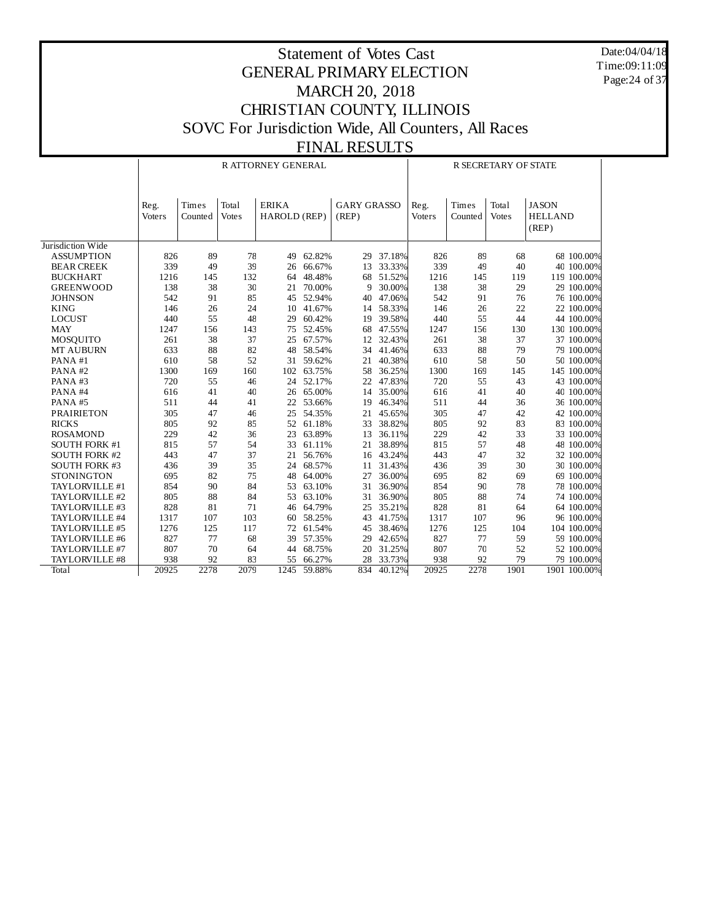# Statement of Votes Cast
## GENERAL PRIMARY ELECTION
## MARCH 20, 2018
## CHRISTIAN COUNTY, ILLINOIS
## SOVC For Jurisdiction Wide, All Counters, All Races
## FINAL RESULTS

Date:04/04/18
Time:09:11:09

| | R ATTORNEY GENERAL | | | | | | | R SECRETARY OF STATE | | | | |
|---|---|---|---|---|---|---|---|---|---|---|---|---|
| | Reg. Voters | Times Counted | Total Votes | ERIKA HAROLD (REP) | | GARY GRASSO (REP) | | Reg. Voters | Times Counted | Total Votes | JASON HELLAND (REP) | |
| Jurisdiction Wide | | | | | | | | | | | | |
| ASSUMPTION | 826 | 89 | 78 | 49 | 62.82% | 29 | 37.18% | 826 | 89 | 68 | 68 | 100.00% |
| BEAR CREEK | 339 | 49 | 39 | 26 | 66.67% | 13 | 33.33% | 339 | 49 | 40 | 40 | 100.00% |
| BUCKHART | 1216 | 145 | 132 | 64 | 48.48% | 68 | 51.52% | 1216 | 145 | 119 | 119 | 100.00% |
| GREENWOOD | 138 | 38 | 30 | 21 | 70.00% | 9 | 30.00% | 138 | 38 | 29 | 29 | 100.00% |
| JOHNSON | 542 | 91 | 85 | 45 | 52.94% | 40 | 47.06% | 542 | 91 | 76 | 76 | 100.00% |
| KING | 146 | 26 | 24 | 10 | 41.67% | 14 | 58.33% | 146 | 26 | 22 | 22 | 100.00% |
| LOCUST | 440 | 55 | 48 | 29 | 60.42% | 19 | 39.58% | 440 | 55 | 44 | 44 | 100.00% |
| MAY | 1247 | 156 | 143 | 75 | 52.45% | 68 | 47.55% | 1247 | 156 | 130 | 130 | 100.00% |
| MOSQUITO | 261 | 38 | 37 | 25 | 67.57% | 12 | 32.43% | 261 | 38 | 37 | 37 | 100.00% |
| MT AUBURN | 633 | 88 | 82 | 48 | 58.54% | 34 | 41.46% | 633 | 88 | 79 | 79 | 100.00% |
| PANA #1 | 610 | 58 | 52 | 31 | 59.62% | 21 | 40.38% | 610 | 58 | 50 | 50 | 100.00% |
| PANA #2 | 1300 | 169 | 160 | 102 | 63.75% | 58 | 36.25% | 1300 | 169 | 145 | 145 | 100.00% |
| PANA #3 | 720 | 55 | 46 | 24 | 52.17% | 22 | 47.83% | 720 | 55 | 43 | 43 | 100.00% |
| PANA #4 | 616 | 41 | 40 | 26 | 65.00% | 14 | 35.00% | 616 | 41 | 40 | 40 | 100.00% |
| PANA #5 | 511 | 44 | 41 | 22 | 53.66% | 19 | 46.34% | 511 | 44 | 36 | 36 | 100.00% |
| PRAIRIETON | 305 | 47 | 46 | 25 | 54.35% | 21 | 45.65% | 305 | 47 | 42 | 42 | 100.00% |
| RICKS | 805 | 92 | 85 | 52 | 61.18% | 33 | 38.82% | 805 | 92 | 83 | 83 | 100.00% |
| ROSAMOND | 229 | 42 | 36 | 23 | 63.89% | 13 | 36.11% | 229 | 42 | 33 | 33 | 100.00% |
| SOUTH FORK #1 | 815 | 57 | 54 | 33 | 61.11% | 21 | 38.89% | 815 | 57 | 48 | 48 | 100.00% |
| SOUTH FORK #2 | 443 | 47 | 37 | 21 | 56.76% | 16 | 43.24% | 443 | 47 | 32 | 32 | 100.00% |
| SOUTH FORK #3 | 436 | 39 | 35 | 24 | 68.57% | 11 | 31.43% | 436 | 39 | 30 | 30 | 100.00% |
| STONINGTON | 695 | 82 | 75 | 48 | 64.00% | 27 | 36.00% | 695 | 82 | 69 | 69 | 100.00% |
| TAYLORVILLE #1 | 854 | 90 | 84 | 53 | 63.10% | 31 | 36.90% | 854 | 90 | 78 | 78 | 100.00% |
| TAYLORVILLE #2 | 805 | 88 | 84 | 53 | 63.10% | 31 | 36.90% | 805 | 88 | 74 | 74 | 100.00% |
| TAYLORVILLE #3 | 828 | 81 | 71 | 46 | 64.79% | 25 | 35.21% | 828 | 81 | 64 | 64 | 100.00% |
| TAYLORVILLE #4 | 1317 | 107 | 103 | 60 | 58.25% | 43 | 41.75% | 1317 | 107 | 96 | 96 | 100.00% |
| TAYLORVILLE #5 | 1276 | 125 | 117 | 72 | 61.54% | 45 | 38.46% | 1276 | 125 | 104 | 104 | 100.00% |
| TAYLORVILLE #6 | 827 | 77 | 68 | 39 | 57.35% | 29 | 42.65% | 827 | 77 | 59 | 59 | 100.00% |
| TAYLORVILLE #7 | 807 | 70 | 64 | 44 | 68.75% | 20 | 31.25% | 807 | 70 | 52 | 52 | 100.00% |
| TAYLORVILLE #8 | 938 | 92 | 83 | 55 | 66.27% | 28 | 33.73% | 938 | 92 | 79 | 79 | 100.00% |
| Total | 20925 | 2278 | 2079 | 1245 | 59.88% | 834 | 40.12% | 20925 | 2278 | 1901 | 1901 | 100.00% |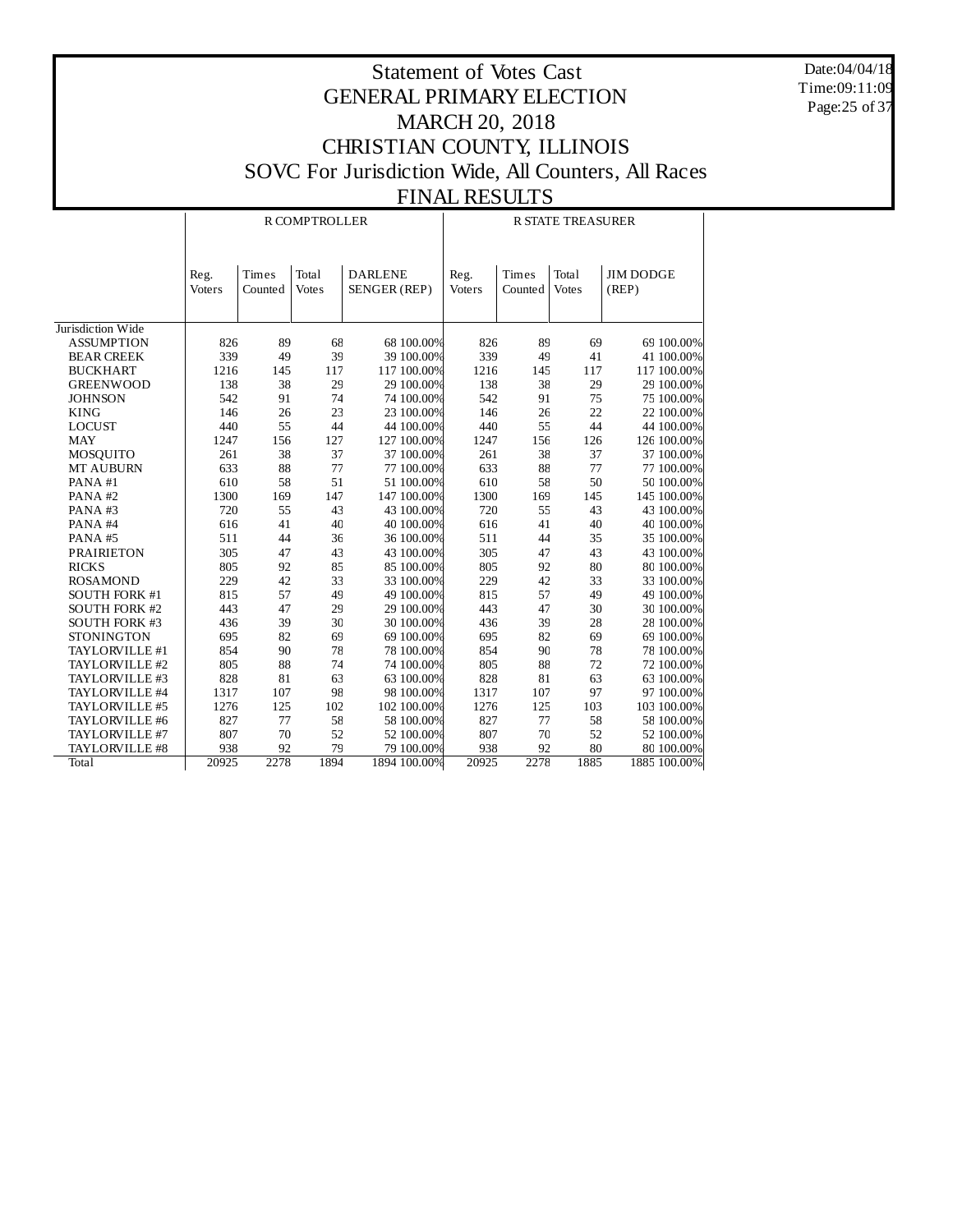# Statement of Votes Cast
# GENERAL PRIMARY ELECTION
# MARCH 20, 2018
# CHRISTIAN COUNTY, ILLINOIS
# SOVC For Jurisdiction Wide, All Counters, All Races
# FINAL RESULTS

Date:04/04/18
Time:09:11:09

| | R COMPTROLLER | | | | | R STATE TREASURER | | | | |
|---|---|---|---|---|---|---|---|---|---|---|
| | Reg. Voters | Times Counted | Total Votes | DARLENE SENGER (REP) | | Reg. Voters | Times Counted | Total Votes | JIM DODGE (REP) | |
| Jurisdiction Wide | | | | | | | | | | |
| ASSUMPTION | 826 | 89 | 68 | 68 | 100.00% | 826 | 89 | 69 | 69 | 100.00% |
| BEAR CREEK | 339 | 49 | 39 | 39 | 100.00% | 339 | 49 | 41 | 41 | 100.00% |
| BUCKHART | 1216 | 145 | 117 | 117 | 100.00% | 1216 | 145 | 117 | 117 | 100.00% |
| GREENWOOD | 138 | 38 | 29 | 29 | 100.00% | 138 | 38 | 29 | 29 | 100.00% |
| JOHNSON | 542 | 91 | 74 | 74 | 100.00% | 542 | 91 | 75 | 75 | 100.00% |
| KING | 146 | 26 | 23 | 23 | 100.00% | 146 | 26 | 22 | 22 | 100.00% |
| LOCUST | 440 | 55 | 44 | 44 | 100.00% | 440 | 55 | 44 | 44 | 100.00% |
| MAY | 1247 | 156 | 127 | 127 | 100.00% | 1247 | 156 | 126 | 126 | 100.00% |
| MOSQUITO | 261 | 38 | 37 | 37 | 100.00% | 261 | 38 | 37 | 37 | 100.00% |
| MT AUBURN | 633 | 88 | 77 | 77 | 100.00% | 633 | 88 | 77 | 77 | 100.00% |
| PANA #1 | 610 | 58 | 51 | 51 | 100.00% | 610 | 58 | 50 | 50 | 100.00% |
| PANA #2 | 1300 | 169 | 147 | 147 | 100.00% | 1300 | 169 | 145 | 145 | 100.00% |
| PANA #3 | 720 | 55 | 43 | 43 | 100.00% | 720 | 55 | 43 | 43 | 100.00% |
| PANA #4 | 616 | 41 | 40 | 40 | 100.00% | 616 | 41 | 40 | 40 | 100.00% |
| PANA #5 | 511 | 44 | 36 | 36 | 100.00% | 511 | 44 | 35 | 35 | 100.00% |
| PRAIRIETON | 305 | 47 | 43 | 43 | 100.00% | 305 | 47 | 43 | 43 | 100.00% |
| RICKS | 805 | 92 | 85 | 85 | 100.00% | 805 | 92 | 80 | 80 | 100.00% |
| ROSAMOND | 229 | 42 | 33 | 33 | 100.00% | 229 | 42 | 33 | 33 | 100.00% |
| SOUTH FORK #1 | 815 | 57 | 49 | 49 | 100.00% | 815 | 57 | 49 | 49 | 100.00% |
| SOUTH FORK #2 | 443 | 47 | 29 | 29 | 100.00% | 443 | 47 | 30 | 30 | 100.00% |
| SOUTH FORK #3 | 436 | 39 | 30 | 30 | 100.00% | 436 | 39 | 28 | 28 | 100.00% |
| STONINGTON | 695 | 82 | 69 | 69 | 100.00% | 695 | 82 | 69 | 69 | 100.00% |
| TAYLORVILLE #1 | 854 | 90 | 78 | 78 | 100.00% | 854 | 90 | 78 | 78 | 100.00% |
| TAYLORVILLE #2 | 805 | 88 | 74 | 74 | 100.00% | 805 | 88 | 72 | 72 | 100.00% |
| TAYLORVILLE #3 | 828 | 81 | 63 | 63 | 100.00% | 828 | 81 | 63 | 63 | 100.00% |
| TAYLORVILLE #4 | 1317 | 107 | 98 | 98 | 100.00% | 1317 | 107 | 97 | 97 | 100.00% |
| TAYLORVILLE #5 | 1276 | 125 | 102 | 102 | 100.00% | 1276 | 125 | 103 | 103 | 100.00% |
| TAYLORVILLE #6 | 827 | 77 | 58 | 58 | 100.00% | 827 | 77 | 58 | 58 | 100.00% |
| TAYLORVILLE #7 | 807 | 70 | 52 | 52 | 100.00% | 807 | 70 | 52 | 52 | 100.00% |
| TAYLORVILLE #8 | 938 | 92 | 79 | 79 | 100.00% | 938 | 92 | 80 | 80 | 100.00% |
| Total | 20925 | 2278 | 1894 | 1894 | 100.00% | 20925 | 2278 | 1885 | 1885 | 100.00% |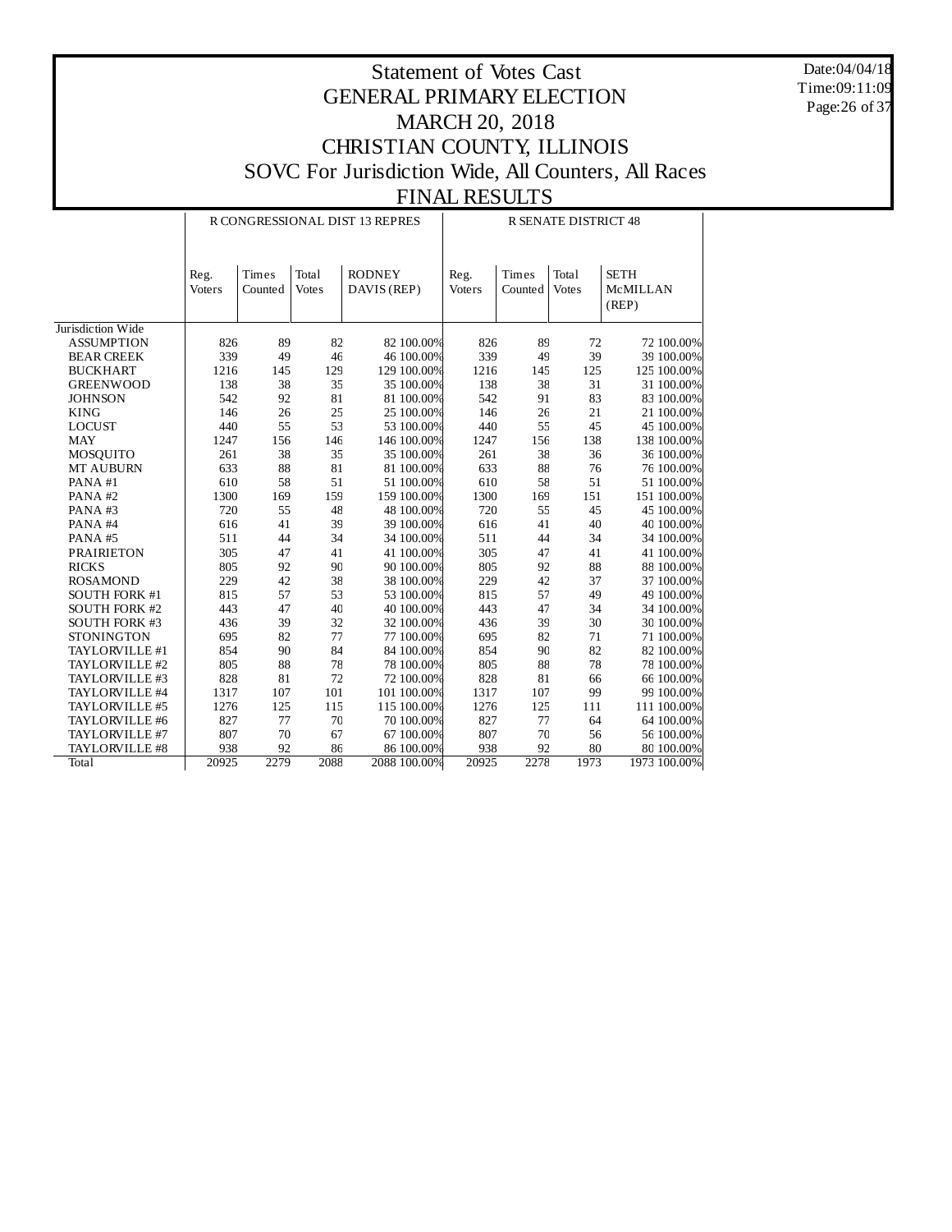# Statement of Votes Cast
## GENERAL PRIMARY ELECTION
## MARCH 20, 2018
## CHRISTIAN COUNTY, ILLINOIS
## SOVC For Jurisdiction Wide, All Counters, All Races
## FINAL RESULTS

Date:04/04/18
Time:09:11:09

| | R CONGRESSIONAL DIST 13 REPRES | | | | | R SENATE DISTRICT 48 | | | | |
|---|---|---|---|---|---|---|---|---|---|---|
| | Reg. Voters | Times Counted | Total Votes | RODNEY DAVIS (REP) | | Reg. Voters | Times Counted | Total Votes | SETH McMILLAN (REP) | |
| Jurisdiction Wide | | | | | | | | | | |
| ASSUMPTION | 826 | 89 | 82 | 82 | 100.00% | 826 | 89 | 72 | 72 | 100.00% |
| BEAR CREEK | 339 | 49 | 46 | 46 | 100.00% | 339 | 49 | 39 | 39 | 100.00% |
| BUCKHART | 1216 | 145 | 129 | 129 | 100.00% | 1216 | 145 | 125 | 125 | 100.00% |
| GREENWOOD | 138 | 38 | 35 | 35 | 100.00% | 138 | 38 | 31 | 31 | 100.00% |
| JOHNSON | 542 | 92 | 81 | 81 | 100.00% | 542 | 91 | 83 | 83 | 100.00% |
| KING | 146 | 26 | 25 | 25 | 100.00% | 146 | 26 | 21 | 21 | 100.00% |
| LOCUST | 440 | 55 | 53 | 53 | 100.00% | 440 | 55 | 45 | 45 | 100.00% |
| MAY | 1247 | 156 | 146 | 146 | 100.00% | 1247 | 156 | 138 | 138 | 100.00% |
| MOSQUITO | 261 | 38 | 35 | 35 | 100.00% | 261 | 38 | 36 | 36 | 100.00% |
| MT AUBURN | 633 | 88 | 81 | 81 | 100.00% | 633 | 88 | 76 | 76 | 100.00% |
| PANA #1 | 610 | 58 | 51 | 51 | 100.00% | 610 | 58 | 51 | 51 | 100.00% |
| PANA #2 | 1300 | 169 | 159 | 159 | 100.00% | 1300 | 169 | 151 | 151 | 100.00% |
| PANA #3 | 720 | 55 | 48 | 48 | 100.00% | 720 | 55 | 45 | 45 | 100.00% |
| PANA #4 | 616 | 41 | 39 | 39 | 100.00% | 616 | 41 | 40 | 40 | 100.00% |
| PANA #5 | 511 | 44 | 34 | 34 | 100.00% | 511 | 44 | 34 | 34 | 100.00% |
| PRAIRIETON | 305 | 47 | 41 | 41 | 100.00% | 305 | 47 | 41 | 41 | 100.00% |
| RICKS | 805 | 92 | 90 | 90 | 100.00% | 805 | 92 | 88 | 88 | 100.00% |
| ROSAMOND | 229 | 42 | 38 | 38 | 100.00% | 229 | 42 | 37 | 37 | 100.00% |
| SOUTH FORK #1 | 815 | 57 | 53 | 53 | 100.00% | 815 | 57 | 49 | 49 | 100.00% |
| SOUTH FORK #2 | 443 | 47 | 40 | 40 | 100.00% | 443 | 47 | 34 | 34 | 100.00% |
| SOUTH FORK #3 | 436 | 39 | 32 | 32 | 100.00% | 436 | 39 | 30 | 30 | 100.00% |
| STONINGTON | 695 | 82 | 77 | 77 | 100.00% | 695 | 82 | 71 | 71 | 100.00% |
| TAYLORVILLE #1 | 854 | 90 | 84 | 84 | 100.00% | 854 | 90 | 82 | 82 | 100.00% |
| TAYLORVILLE #2 | 805 | 88 | 78 | 78 | 100.00% | 805 | 88 | 78 | 78 | 100.00% |
| TAYLORVILLE #3 | 828 | 81 | 72 | 72 | 100.00% | 828 | 81 | 66 | 66 | 100.00% |
| TAYLORVILLE #4 | 1317 | 107 | 101 | 101 | 100.00% | 1317 | 107 | 99 | 99 | 100.00% |
| TAYLORVILLE #5 | 1276 | 125 | 115 | 115 | 100.00% | 1276 | 125 | 111 | 111 | 100.00% |
| TAYLORVILLE #6 | 827 | 77 | 70 | 70 | 100.00% | 827 | 77 | 64 | 64 | 100.00% |
| TAYLORVILLE #7 | 807 | 70 | 67 | 67 | 100.00% | 807 | 70 | 56 | 56 | 100.00% |
| TAYLORVILLE #8 | 938 | 92 | 86 | 86 | 100.00% | 938 | 92 | 80 | 80 | 100.00% |
| Total | 20925 | 2279 | 2088 | 2088 | 100.00% | 20925 | 2278 | 1973 | 1973 | 100.00% |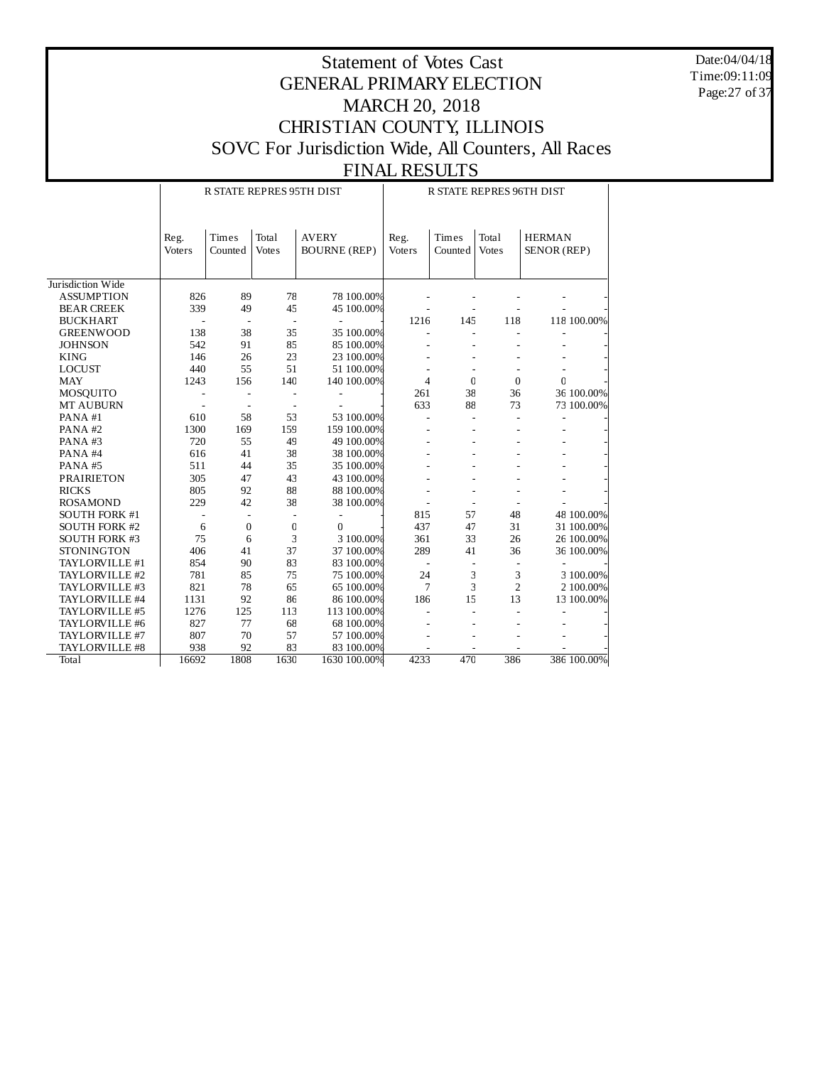# Statement of Votes Cast
## GENERAL PRIMARY ELECTION
## MARCH 20, 2018
## CHRISTIAN COUNTY, ILLINOIS
## SOVC For Jurisdiction Wide, All Counters, All Races
## FINAL RESULTS

Date:04/04/18
Time:09:11:09

| | R STATE REPRES 95TH DIST | | | | | R STATE REPRES 96TH DIST | | | | |
|---|---|---|---|---|---|---|---|---|---|---|
| | Reg. Voters | Times Counted | Total Votes | AVERY BOURNE (REP) | | Reg. Voters | Times Counted | Total Votes | HERMAN SENOR (REP) | |
| Jurisdiction Wide | | | | | | | | | | |
| ASSUMPTION | 826 | 89 | 78 | 78 | 100.00% | - | - | - | - | - |
| BEAR CREEK | 339 | 49 | 45 | 45 | 100.00% | - | - | - | - | - |
| BUCKHART | - | - | - | - | - | 1216 | 145 | 118 | 118 | 100.00% |
| GREENWOOD | 138 | 38 | 35 | 35 | 100.00% | - | - | - | - | - |
| JOHNSON | 542 | 91 | 85 | 85 | 100.00% | - | - | - | - | - |
| KING | 146 | 26 | 23 | 23 | 100.00% | - | - | - | - | - |
| LOCUST | 440 | 55 | 51 | 51 | 100.00% | - | - | - | - | - |
| MAY | 1243 | 156 | 140 | 140 | 100.00% | 4 | 0 | 0 | 0 | - |
| MOSQUITO | - | - | - | - | - | 261 | 38 | 36 | 36 | 100.00% |
| MT AUBURN | - | - | - | - | - | 633 | 88 | 73 | 73 | 100.00% |
| PANA #1 | 610 | 58 | 53 | 53 | 100.00% | - | - | - | - | - |
| PANA #2 | 1300 | 169 | 159 | 159 | 100.00% | - | - | - | - | - |
| PANA #3 | 720 | 55 | 49 | 49 | 100.00% | - | - | - | - | - |
| PANA #4 | 616 | 41 | 38 | 38 | 100.00% | - | - | - | - | - |
| PANA #5 | 511 | 44 | 35 | 35 | 100.00% | - | - | - | - | - |
| PRAIRIETON | 305 | 47 | 43 | 43 | 100.00% | - | - | - | - | - |
| RICKS | 805 | 92 | 88 | 88 | 100.00% | - | - | - | - | - |
| ROSAMOND | 229 | 42 | 38 | 38 | 100.00% | - | - | - | - | - |
| SOUTH FORK #1 | - | - | - | - | - | 815 | 57 | 48 | 48 | 100.00% |
| SOUTH FORK #2 | 6 | 0 | 0 | 0 | - | 437 | 47 | 31 | 31 | 100.00% |
| SOUTH FORK #3 | 75 | 6 | 3 | 3 | 100.00% | 361 | 33 | 26 | 26 | 100.00% |
| STONINGTON | 406 | 41 | 37 | 37 | 100.00% | 289 | 41 | 36 | 36 | 100.00% |
| TAYLORVILLE #1 | 854 | 90 | 83 | 83 | 100.00% | - | - | - | - | - |
| TAYLORVILLE #2 | 781 | 85 | 75 | 75 | 100.00% | 24 | 3 | 3 | 3 | 100.00% |
| TAYLORVILLE #3 | 821 | 78 | 65 | 65 | 100.00% | 7 | 3 | 2 | 2 | 100.00% |
| TAYLORVILLE #4 | 1131 | 92 | 86 | 86 | 100.00% | 186 | 15 | 13 | 13 | 100.00% |
| TAYLORVILLE #5 | 1276 | 125 | 113 | 113 | 100.00% | - | - | - | - | - |
| TAYLORVILLE #6 | 827 | 77 | 68 | 68 | 100.00% | - | - | - | - | - |
| TAYLORVILLE #7 | 807 | 70 | 57 | 57 | 100.00% | - | - | - | - | - |
| TAYLORVILLE #8 | 938 | 92 | 83 | 83 | 100.00% | - | - | - | - | - |
| Total | 16692 | 1808 | 1630 | 1630 | 100.00% | 4233 | 470 | 386 | 386 | 100.00% |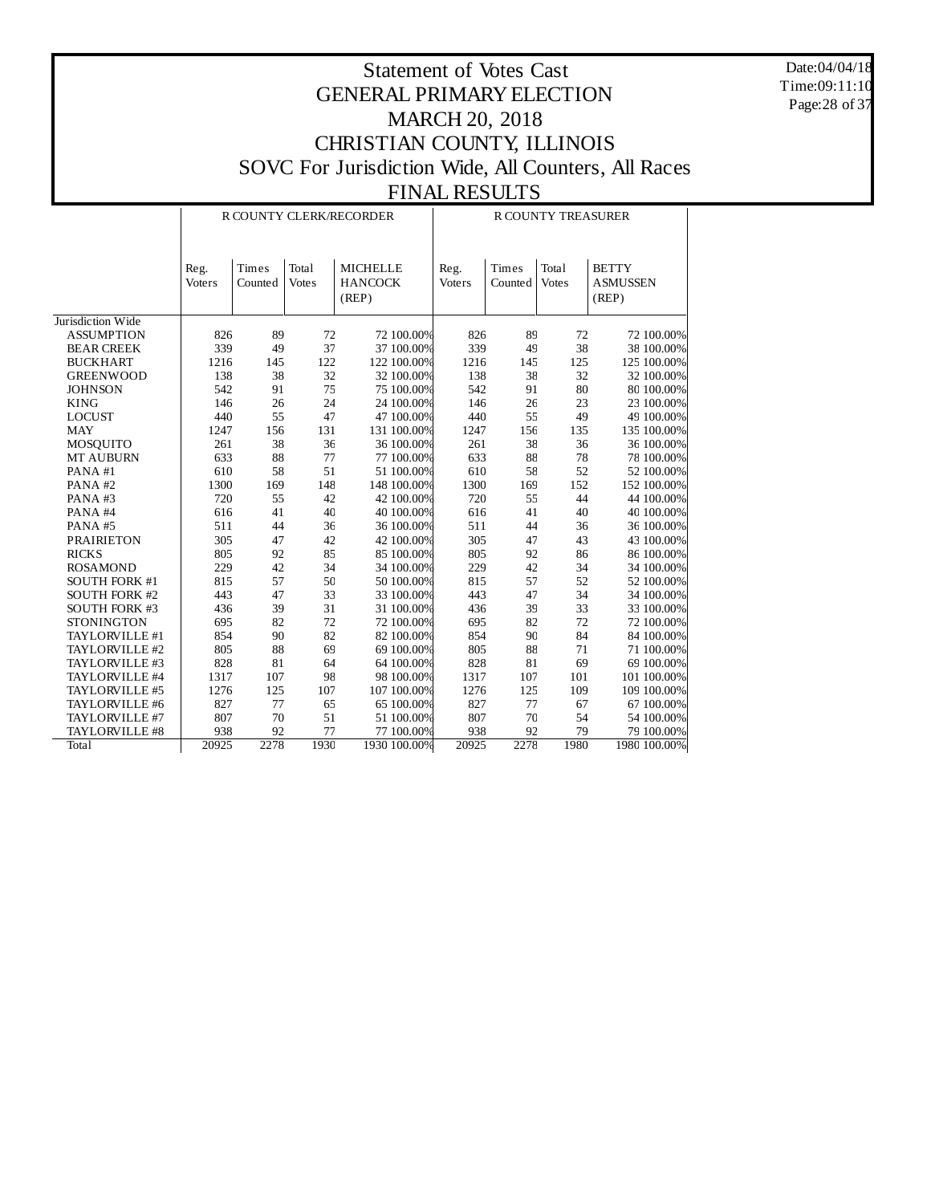# Statement of Votes Cast
# GENERAL PRIMARY ELECTION
# MARCH 20, 2018
# CHRISTIAN COUNTY, ILLINOIS
# SOVC For Jurisdiction Wide, All Counters, All Races
# FINAL RESULTS

Date:04/04/18
Time:09:11:10

| | R COUNTY CLERK/RECORDER | | | | | R COUNTY TREASURER | | | | |
|---|---|---|---|---|---|---|---|---|---|---|
| | Reg. Voters | Times Counted | Total Votes | MICHELLE HANCOCK (REP) | | Reg. Voters | Times Counted | Total Votes | BETTY ASMUSSEN (REP) | |
| Jurisdiction Wide | | | | | | | | | | |
| ASSUMPTION | 826 | 89 | 72 | 72 | 100.00% | 826 | 89 | 72 | 72 | 100.00% |
| BEAR CREEK | 339 | 49 | 37 | 37 | 100.00% | 339 | 49 | 38 | 38 | 100.00% |
| BUCKHART | 1216 | 145 | 122 | 122 | 100.00% | 1216 | 145 | 125 | 125 | 100.00% |
| GREENWOOD | 138 | 38 | 32 | 32 | 100.00% | 138 | 38 | 32 | 32 | 100.00% |
| JOHNSON | 542 | 91 | 75 | 75 | 100.00% | 542 | 91 | 80 | 80 | 100.00% |
| KING | 146 | 26 | 24 | 24 | 100.00% | 146 | 26 | 23 | 23 | 100.00% |
| LOCUST | 440 | 55 | 47 | 47 | 100.00% | 440 | 55 | 49 | 49 | 100.00% |
| MAY | 1247 | 156 | 131 | 131 | 100.00% | 1247 | 156 | 135 | 135 | 100.00% |
| MOSQUITO | 261 | 38 | 36 | 36 | 100.00% | 261 | 38 | 36 | 36 | 100.00% |
| MT AUBURN | 633 | 88 | 77 | 77 | 100.00% | 633 | 88 | 78 | 78 | 100.00% |
| PANA #1 | 610 | 58 | 51 | 51 | 100.00% | 610 | 58 | 52 | 52 | 100.00% |
| PANA #2 | 1300 | 169 | 148 | 148 | 100.00% | 1300 | 169 | 152 | 152 | 100.00% |
| PANA #3 | 720 | 55 | 42 | 42 | 100.00% | 720 | 55 | 44 | 44 | 100.00% |
| PANA #4 | 616 | 41 | 40 | 40 | 100.00% | 616 | 41 | 40 | 40 | 100.00% |
| PANA #5 | 511 | 44 | 36 | 36 | 100.00% | 511 | 44 | 36 | 36 | 100.00% |
| PRAIRIETON | 305 | 47 | 42 | 42 | 100.00% | 305 | 47 | 43 | 43 | 100.00% |
| RICKS | 805 | 92 | 85 | 85 | 100.00% | 805 | 92 | 86 | 86 | 100.00% |
| ROSAMOND | 229 | 42 | 34 | 34 | 100.00% | 229 | 42 | 34 | 34 | 100.00% |
| SOUTH FORK #1 | 815 | 57 | 50 | 50 | 100.00% | 815 | 57 | 52 | 52 | 100.00% |
| SOUTH FORK #2 | 443 | 47 | 33 | 33 | 100.00% | 443 | 47 | 34 | 34 | 100.00% |
| SOUTH FORK #3 | 436 | 39 | 31 | 31 | 100.00% | 436 | 39 | 33 | 33 | 100.00% |
| STONINGTON | 695 | 82 | 72 | 72 | 100.00% | 695 | 82 | 72 | 72 | 100.00% |
| TAYLORVILLE #1 | 854 | 90 | 82 | 82 | 100.00% | 854 | 90 | 84 | 84 | 100.00% |
| TAYLORVILLE #2 | 805 | 88 | 69 | 69 | 100.00% | 805 | 88 | 71 | 71 | 100.00% |
| TAYLORVILLE #3 | 828 | 81 | 64 | 64 | 100.00% | 828 | 81 | 69 | 69 | 100.00% |
| TAYLORVILLE #4 | 1317 | 107 | 98 | 98 | 100.00% | 1317 | 107 | 101 | 101 | 100.00% |
| TAYLORVILLE #5 | 1276 | 125 | 107 | 107 | 100.00% | 1276 | 125 | 109 | 109 | 100.00% |
| TAYLORVILLE #6 | 827 | 77 | 65 | 65 | 100.00% | 827 | 77 | 67 | 67 | 100.00% |
| TAYLORVILLE #7 | 807 | 70 | 51 | 51 | 100.00% | 807 | 70 | 54 | 54 | 100.00% |
| TAYLORVILLE #8 | 938 | 92 | 77 | 77 | 100.00% | 938 | 92 | 79 | 79 | 100.00% |
| Total | 20925 | 2278 | 1930 | 1930 | 100.00% | 20925 | 2278 | 1980 | 1980 | 100.00% |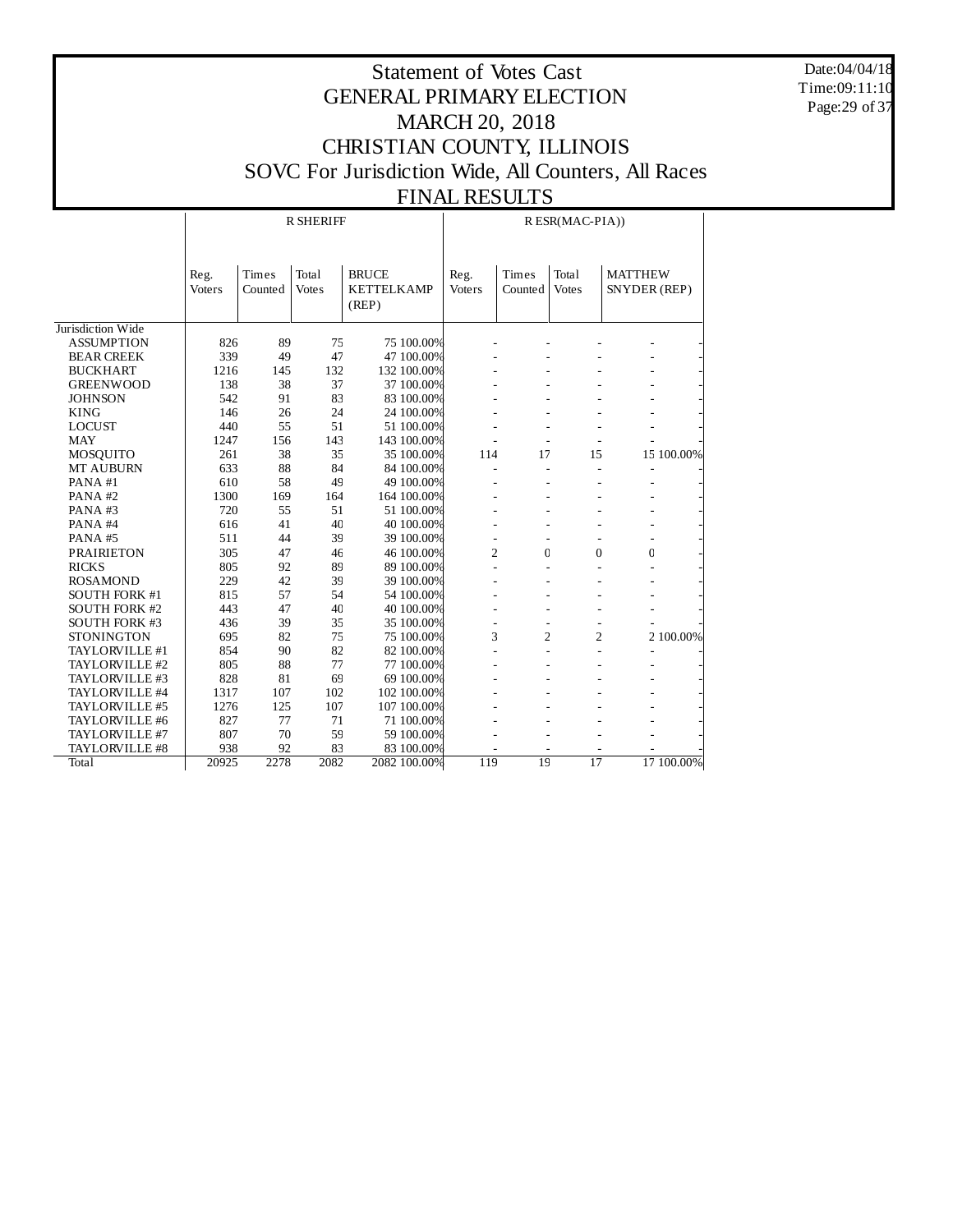# Statement of Votes Cast
## GENERAL PRIMARY ELECTION
## MARCH 20, 2018
## CHRISTIAN COUNTY, ILLINOIS
## SOVC For Jurisdiction Wide, All Counters, All Races
## FINAL RESULTS

Date:04/04/18
Time:09:11:10

| | R SHERIFF | | | | | R ESR(MAC-PIA)) | | | | |
|---|---|---|---|---|---|---|---|---|---|---|
| | Reg. Voters | Times Counted | Total Votes | BRUCE KETTELKAMP (REP) | | Reg. Voters | Times Counted | Total Votes | MATTHEW SNYDER (REP) | |
| Jurisdiction Wide | | | | | | | | | | |
| ASSUMPTION | 826 | 89 | 75 | 75 | 100.00% | - | - | - | - | - |
| BEAR CREEK | 339 | 49 | 47 | 47 | 100.00% | - | - | - | - | - |
| BUCKHART | 1216 | 145 | 132 | 132 | 100.00% | - | - | - | - | - |
| GREENWOOD | 138 | 38 | 37 | 37 | 100.00% | - | - | - | - | - |
| JOHNSON | 542 | 91 | 83 | 83 | 100.00% | - | - | - | - | - |
| KING | 146 | 26 | 24 | 24 | 100.00% | - | - | - | - | - |
| LOCUST | 440 | 55 | 51 | 51 | 100.00% | - | - | - | - | - |
| MAY | 1247 | 156 | 143 | 143 | 100.00% | - | - | - | - | - |
| MOSQUITO | 261 | 38 | 35 | 35 | 100.00% | 114 | 17 | 15 | 15 | 100.00% |
| MT AUBURN | 633 | 88 | 84 | 84 | 100.00% | - | - | - | - | - |
| PANA #1 | 610 | 58 | 49 | 49 | 100.00% | - | - | - | - | - |
| PANA #2 | 1300 | 169 | 164 | 164 | 100.00% | - | - | - | - | - |
| PANA #3 | 720 | 55 | 51 | 51 | 100.00% | - | - | - | - | - |
| PANA #4 | 616 | 41 | 40 | 40 | 100.00% | - | - | - | - | - |
| PANA #5 | 511 | 44 | 39 | 39 | 100.00% | - | - | - | - | - |
| PRAIRIETON | 305 | 47 | 46 | 46 | 100.00% | 2 | 0 | 0 | 0 | - |
| RICKS | 805 | 92 | 89 | 89 | 100.00% | - | - | - | - | - |
| ROSAMOND | 229 | 42 | 39 | 39 | 100.00% | - | - | - | - | - |
| SOUTH FORK #1 | 815 | 57 | 54 | 54 | 100.00% | - | - | - | - | - |
| SOUTH FORK #2 | 443 | 47 | 40 | 40 | 100.00% | - | - | - | - | - |
| SOUTH FORK #3 | 436 | 39 | 35 | 35 | 100.00% | - | - | - | - | - |
| STONINGTON | 695 | 82 | 75 | 75 | 100.00% | 3 | 2 | 2 | 2 | 100.00% |
| TAYLORVILLE #1 | 854 | 90 | 82 | 82 | 100.00% | - | - | - | - | - |
| TAYLORVILLE #2 | 805 | 88 | 77 | 77 | 100.00% | - | - | - | - | - |
| TAYLORVILLE #3 | 828 | 81 | 69 | 69 | 100.00% | - | - | - | - | - |
| TAYLORVILLE #4 | 1317 | 107 | 102 | 102 | 100.00% | - | - | - | - | - |
| TAYLORVILLE #5 | 1276 | 125 | 107 | 107 | 100.00% | - | - | - | - | - |
| TAYLORVILLE #6 | 827 | 77 | 71 | 71 | 100.00% | - | - | - | - | - |
| TAYLORVILLE #7 | 807 | 70 | 59 | 59 | 100.00% | - | - | - | - | - |
| TAYLORVILLE #8 | 938 | 92 | 83 | 83 | 100.00% | - | - | - | - | - |
| Total | 20925 | 2278 | 2082 | 2082 | 100.00% | 119 | 19 | 17 | 17 | 100.00% |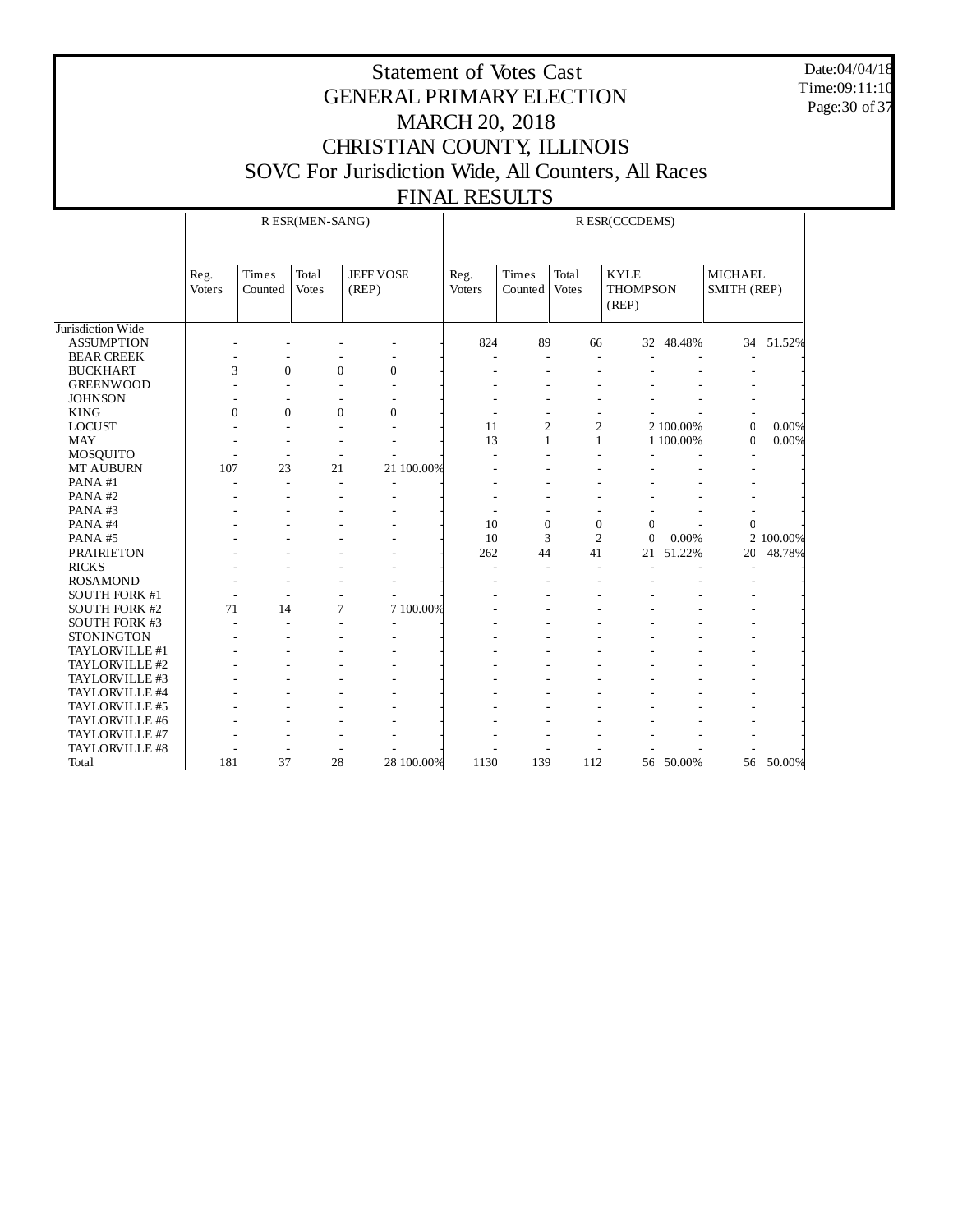# Statement of Votes Cast
## GENERAL PRIMARY ELECTION
## MARCH 20, 2018
## CHRISTIAN COUNTY, ILLINOIS
## SOVC For Jurisdiction Wide, All Counters, All Races
## FINAL RESULTS

Date:04/04/18
Time:09:11:10

| | R ESR(MEN-SANG) | | | | | R ESR(CCCDEMS) | | | | | | |
|---|---|---|---|---|---|---|---|---|---|---|---|---|
| | Reg. Voters | Times Counted | Total Votes | JEFF VOSE (REP) | | Reg. Voters | Times Counted | Total Votes | KYLE THOMPSON (REP) | | MICHAEL SMITH (REP) | |
| Jurisdiction Wide | | | | | | | | | | | | |
| ASSUMPTION | - | - | - | - | - | 824 | 89 | 66 | 32 | 48.48% | 34 | 51.52% |
| BEAR CREEK | - | - | - | - | - | - | - | - | - | - | - | - |
| BUCKHART | 3 | 0 | 0 | 0 | - | - | - | - | - | - | - | - |
| GREENWOOD | - | - | - | - | - | - | - | - | - | - | - | - |
| JOHNSON | - | - | - | - | - | - | - | - | - | - | - | - |
| KING | 0 | 0 | 0 | 0 | - | - | - | - | - | - | - | - |
| LOCUST | - | - | - | - | - | 11 | 2 | 2 | 2 | 100.00% | 0 | 0.00% |
| MAY | - | - | - | - | - | 13 | 1 | 1 | 1 | 100.00% | 0 | 0.00% |
| MOSQUITO | - | - | - | - | - | - | - | - | - | - | - | - |
| MT AUBURN | 107 | 23 | 21 | 21 | 100.00% | - | - | - | - | - | - | - |
| PANA #1 | - | - | - | - | - | - | - | - | - | - | - | - |
| PANA #2 | - | - | - | - | - | - | - | - | - | - | - | - |
| PANA #3 | - | - | - | - | - | - | - | - | - | - | - | - |
| PANA #4 | - | - | - | - | - | 10 | 0 | 0 | 0 | - | 0 | - |
| PANA #5 | - | - | - | - | - | 10 | 3 | 2 | 0 | 0.00% | 2 | 100.00% |
| PRAIRIETON | - | - | - | - | - | 262 | 44 | 41 | 21 | 51.22% | 20 | 48.78% |
| RICKS | - | - | - | - | - | - | - | - | - | - | - | - |
| ROSAMOND | - | - | - | - | - | - | - | - | - | - | - | - |
| SOUTH FORK #1 | - | - | - | - | - | - | - | - | - | - | - | - |
| SOUTH FORK #2 | 71 | 14 | 7 | 7 | 100.00% | - | - | - | - | - | - | - |
| SOUTH FORK #3 | - | - | - | - | - | - | - | - | - | - | - | - |
| STONINGTON | - | - | - | - | - | - | - | - | - | - | - | - |
| TAYLORVILLE #1 | - | - | - | - | - | - | - | - | - | - | - | - |
| TAYLORVILLE #2 | - | - | - | - | - | - | - | - | - | - | - | - |
| TAYLORVILLE #3 | - | - | - | - | - | - | - | - | - | - | - | - |
| TAYLORVILLE #4 | - | - | - | - | - | - | - | - | - | - | - | - |
| TAYLORVILLE #5 | - | - | - | - | - | - | - | - | - | - | - | - |
| TAYLORVILLE #6 | - | - | - | - | - | - | - | - | - | - | - | - |
| TAYLORVILLE #7 | - | - | - | - | - | - | - | - | - | - | - | - |
| TAYLORVILLE #8 | - | - | - | - | - | - | - | - | - | - | - | - |
| Total | 181 | 37 | 28 | 28 | 100.00% | 1130 | 139 | 112 | 56 | 50.00% | 56 | 50.00% |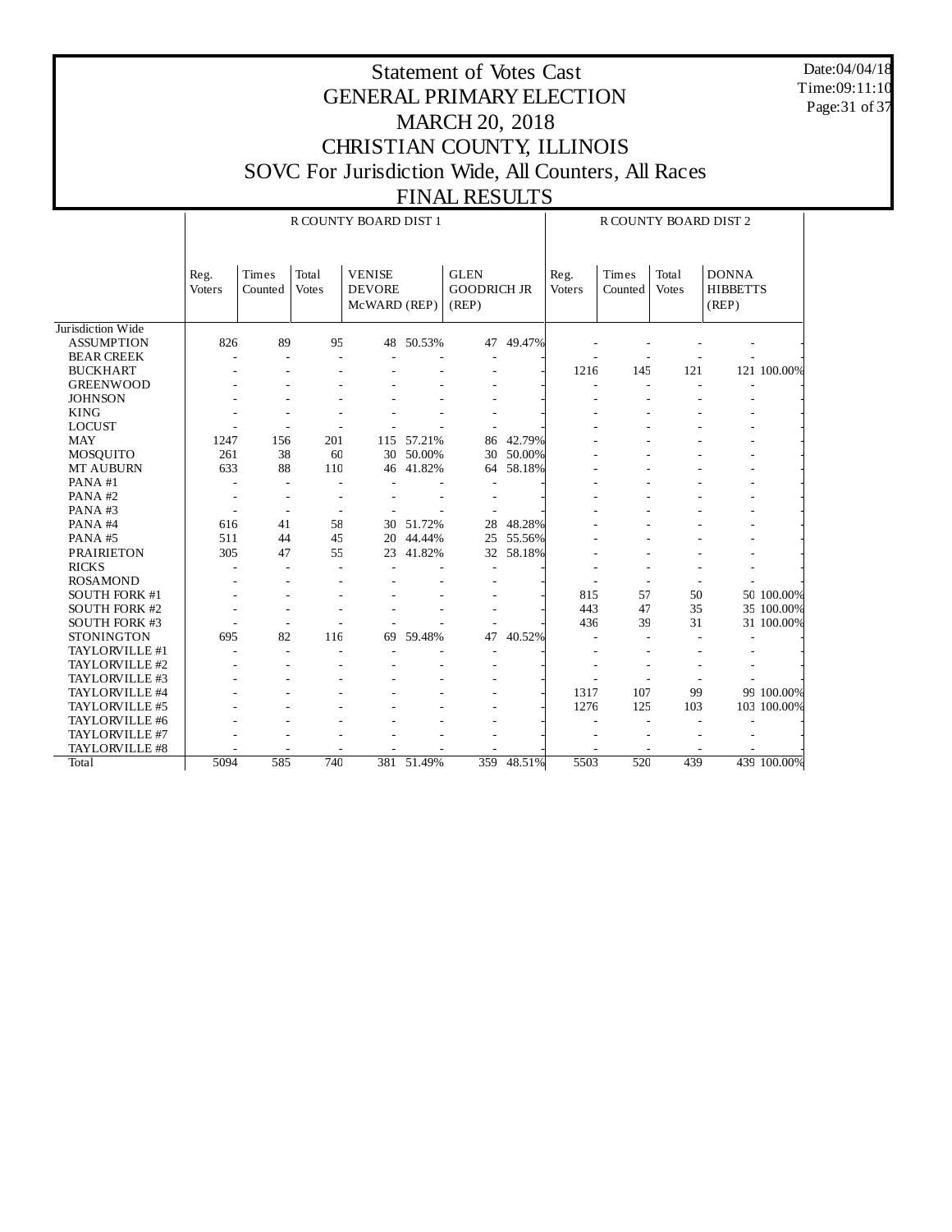# Statement of Votes Cast
# GENERAL PRIMARY ELECTION
# MARCH 20, 2018
# CHRISTIAN COUNTY, ILLINOIS
# SOVC For Jurisdiction Wide, All Counters, All Races
# FINAL RESULTS

Date:04/04/18
Time:09:11:10

| | R COUNTY BOARD DIST 1 | | | | | | | R COUNTY BOARD DIST 2 | | | | |
|---|---|---|---|---|---|---|---|---|---|---|---|---|
| | Reg. Voters | Times Counted | Total Votes | VENISE DEVORE McWARD (REP) | | GLEN GOODRICH JR (REP) | | Reg. Voters | Times Counted | Total Votes | DONNA HIBBETTS (REP) | |
| Jurisdiction Wide | | | | | | | | | | | | |
| ASSUMPTION | 826 | 89 | 95 | 48 | 50.53% | 47 | 49.47% | - | - | - | - | - |
| BEAR CREEK | - | - | - | - | - | - | - | - | - | - | - | - |
| BUCKHART | - | - | - | - | - | - | - | 1216 | 145 | 121 | 121 | 100.00% |
| GREENWOOD | - | - | - | - | - | - | - | - | - | - | - | - |
| JOHNSON | - | - | - | - | - | - | - | - | - | - | - | - |
| KING | - | - | - | - | - | - | - | - | - | - | - | - |
| LOCUST | - | - | - | - | - | - | - | - | - | - | - | - |
| MAY | 1247 | 156 | 201 | 115 | 57.21% | 86 | 42.79% | - | - | - | - | - |
| MOSQUITO | 261 | 38 | 60 | 30 | 50.00% | 30 | 50.00% | - | - | - | - | - |
| MT AUBURN | 633 | 88 | 110 | 46 | 41.82% | 64 | 58.18% | - | - | - | - | - |
| PANA #1 | - | - | - | - | - | - | - | - | - | - | - | - |
| PANA #2 | - | - | - | - | - | - | - | - | - | - | - | - |
| PANA #3 | - | - | - | - | - | - | - | - | - | - | - | - |
| PANA #4 | 616 | 41 | 58 | 30 | 51.72% | 28 | 48.28% | - | - | - | - | - |
| PANA #5 | 511 | 44 | 45 | 20 | 44.44% | 25 | 55.56% | - | - | - | - | - |
| PRAIRIETON | 305 | 47 | 55 | 23 | 41.82% | 32 | 58.18% | - | - | - | - | - |
| RICKS | - | - | - | - | - | - | - | - | - | - | - | - |
| ROSAMOND | - | - | - | - | - | - | - | - | - | - | - | - |
| SOUTH FORK #1 | - | - | - | - | - | - | - | 815 | 57 | 50 | 50 | 100.00% |
| SOUTH FORK #2 | - | - | - | - | - | - | - | 443 | 47 | 35 | 35 | 100.00% |
| SOUTH FORK #3 | - | - | - | - | - | - | - | 436 | 39 | 31 | 31 | 100.00% |
| STONINGTON | 695 | 82 | 116 | 69 | 59.48% | 47 | 40.52% | - | - | - | - | - |
| TAYLORVILLE #1 | - | - | - | - | - | - | - | - | - | - | - | - |
| TAYLORVILLE #2 | - | - | - | - | - | - | - | - | - | - | - | - |
| TAYLORVILLE #3 | - | - | - | - | - | - | - | - | - | - | - | - |
| TAYLORVILLE #4 | - | - | - | - | - | - | - | 1317 | 107 | 99 | 99 | 100.00% |
| TAYLORVILLE #5 | - | - | - | - | - | - | - | 1276 | 125 | 103 | 103 | 100.00% |
| TAYLORVILLE #6 | - | - | - | - | - | - | - | - | - | - | - | - |
| TAYLORVILLE #7 | - | - | - | - | - | - | - | - | - | - | - | - |
| TAYLORVILLE #8 | - | - | - | - | - | - | - | - | - | - | - | - |
| Total | 5094 | 585 | 740 | 381 | 51.49% | 359 | 48.51% | 5503 | 520 | 439 | 439 | 100.00% |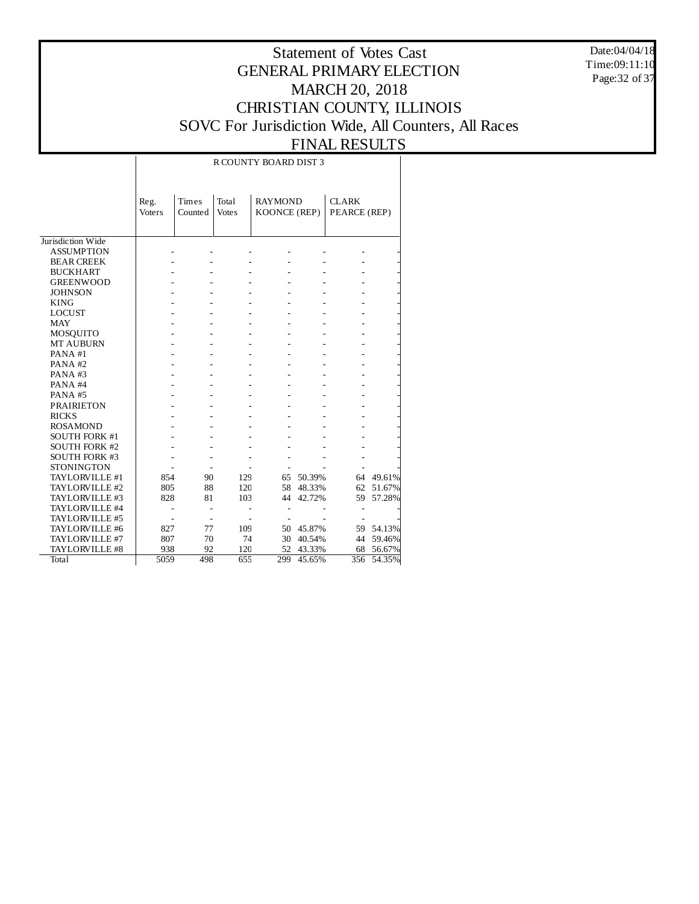# Statement of Votes Cast
# GENERAL PRIMARY ELECTION
# MARCH 20, 2018
# CHRISTIAN COUNTY, ILLINOIS
# SOVC For Jurisdiction Wide, All Counters, All Races
# FINAL RESULTS

Date:04/04/18
Time:09:11:10

| | R COUNTY BOARD DIST 3 | | | | | | |
|---|---|---|---|---|---|---|---|
| | Reg. Voters | Times Counted | Total Votes | RAYMOND KOONCE (REP) | | CLARK PEARCE (REP) | |
| Jurisdiction Wide | | | | | | | |
| ASSUMPTION | - | - | - | - | - | - | - |
| BEAR CREEK | - | - | - | - | - | - | - |
| BUCKHART | - | - | - | - | - | - | - |
| GREENWOOD | - | - | - | - | - | - | - |
| JOHNSON | - | - | - | - | - | - | - |
| KING | - | - | - | - | - | - | - |
| LOCUST | - | - | - | - | - | - | - |
| MAY | - | - | - | - | - | - | - |
| MOSQUITO | - | - | - | - | - | - | - |
| MT AUBURN | - | - | - | - | - | - | - |
| PANA #1 | - | - | - | - | - | - | - |
| PANA #2 | - | - | - | - | - | - | - |
| PANA #3 | - | - | - | - | - | - | - |
| PANA #4 | - | - | - | - | - | - | - |
| PANA #5 | - | - | - | - | - | - | - |
| PRAIRIETON | - | - | - | - | - | - | - |
| RICKS | - | - | - | - | - | - | - |
| ROSAMOND | - | - | - | - | - | - | - |
| SOUTH FORK #1 | - | - | - | - | - | - | - |
| SOUTH FORK #2 | - | - | - | - | - | - | - |
| SOUTH FORK #3 | - | - | - | - | - | - | - |
| STONINGTON | - | - | - | - | - | - | - |
| TAYLORVILLE #1 | 854 | 90 | 129 | 65 | 50.39% | 64 | 49.61% |
| TAYLORVILLE #2 | 805 | 88 | 120 | 58 | 48.33% | 62 | 51.67% |
| TAYLORVILLE #3 | 828 | 81 | 103 | 44 | 42.72% | 59 | 57.28% |
| TAYLORVILLE #4 | - | - | - | - | - | - | - |
| TAYLORVILLE #5 | - | - | - | - | - | - | - |
| TAYLORVILLE #6 | 827 | 77 | 109 | 50 | 45.87% | 59 | 54.13% |
| TAYLORVILLE #7 | 807 | 70 | 74 | 30 | 40.54% | 44 | 59.46% |
| TAYLORVILLE #8 | 938 | 92 | 120 | 52 | 43.33% | 68 | 56.67% |
| Total | 5059 | 498 | 655 | 299 | 45.65% | 356 | 54.35% |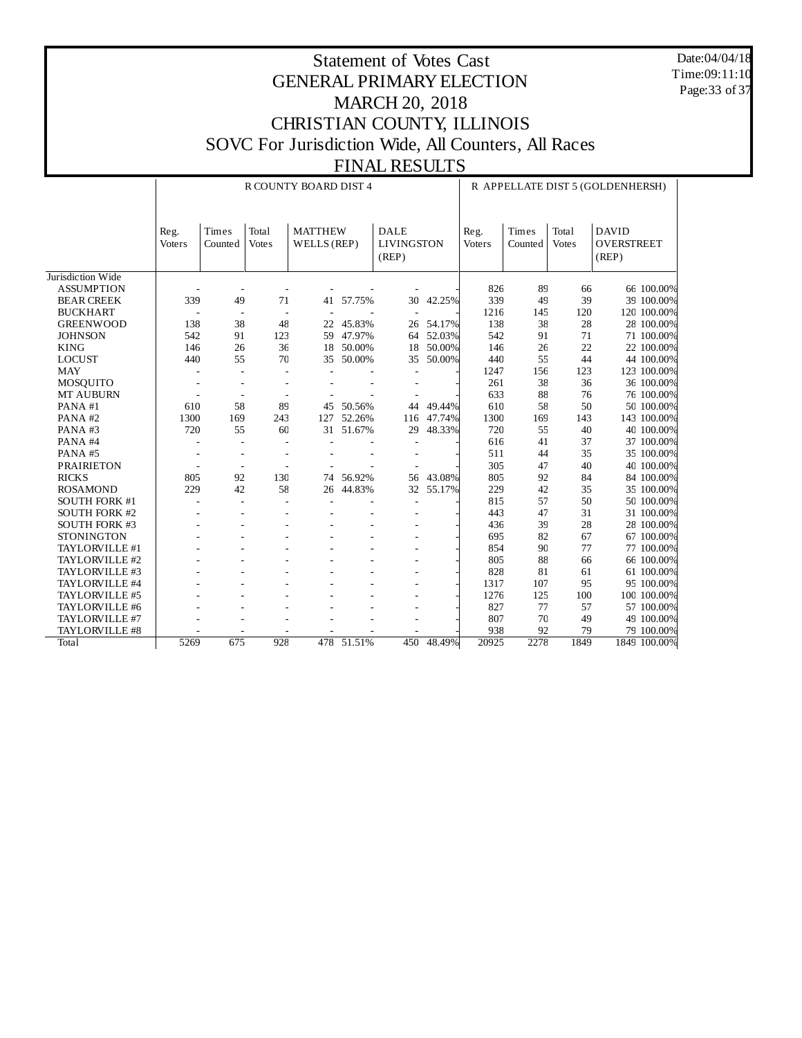# Statement of Votes Cast
# GENERAL PRIMARY ELECTION
# MARCH 20, 2018
# CHRISTIAN COUNTY, ILLINOIS
# SOVC For Jurisdiction Wide, All Counters, All Races
# FINAL RESULTS

Date:04/04/18
Time:09:11:10

| | R COUNTY BOARD DIST 4 | | | | | | | R APPELLATE DIST 5 (GOLDENHERSH) | | | | |
|---|---|---|---|---|---|---|---|---|---|---|---|---|
| | Reg. Voters | Times Counted | Total Votes | MATTHEW WELLS (REP) | | DALE LIVINGSTON (REP) | | Reg. Voters | Times Counted | Total Votes | DAVID OVERSTREET (REP) | |
| Jurisdiction Wide | | | | | | | | | | | | |
| ASSUMPTION | - | - | - | - | - | - | - | 826 | 89 | 66 | 66 | 100.00% |
| BEAR CREEK | 339 | 49 | 71 | 41 | 57.75% | 30 | 42.25% | 339 | 49 | 39 | 39 | 100.00% |
| BUCKHART | - | - | - | - | - | - | - | 1216 | 145 | 120 | 120 | 100.00% |
| GREENWOOD | 138 | 38 | 48 | 22 | 45.83% | 26 | 54.17% | 138 | 38 | 28 | 28 | 100.00% |
| JOHNSON | 542 | 91 | 123 | 59 | 47.97% | 64 | 52.03% | 542 | 91 | 71 | 71 | 100.00% |
| KING | 146 | 26 | 36 | 18 | 50.00% | 18 | 50.00% | 146 | 26 | 22 | 22 | 100.00% |
| LOCUST | 440 | 55 | 70 | 35 | 50.00% | 35 | 50.00% | 440 | 55 | 44 | 44 | 100.00% |
| MAY | - | - | - | - | - | - | - | 1247 | 156 | 123 | 123 | 100.00% |
| MOSQUITO | - | - | - | - | - | - | - | 261 | 38 | 36 | 36 | 100.00% |
| MT AUBURN | - | - | - | - | - | - | - | 633 | 88 | 76 | 76 | 100.00% |
| PANA #1 | 610 | 58 | 89 | 45 | 50.56% | 44 | 49.44% | 610 | 58 | 50 | 50 | 100.00% |
| PANA #2 | 1300 | 169 | 243 | 127 | 52.26% | 116 | 47.74% | 1300 | 169 | 143 | 143 | 100.00% |
| PANA #3 | 720 | 55 | 60 | 31 | 51.67% | 29 | 48.33% | 720 | 55 | 40 | 40 | 100.00% |
| PANA #4 | - | - | - | - | - | - | - | 616 | 41 | 37 | 37 | 100.00% |
| PANA #5 | - | - | - | - | - | - | - | 511 | 44 | 35 | 35 | 100.00% |
| PRAIRIETON | - | - | - | - | - | - | - | 305 | 47 | 40 | 40 | 100.00% |
| RICKS | 805 | 92 | 130 | 74 | 56.92% | 56 | 43.08% | 805 | 92 | 84 | 84 | 100.00% |
| ROSAMOND | 229 | 42 | 58 | 26 | 44.83% | 32 | 55.17% | 229 | 42 | 35 | 35 | 100.00% |
| SOUTH FORK #1 | - | - | - | - | - | - | - | 815 | 57 | 50 | 50 | 100.00% |
| SOUTH FORK #2 | - | - | - | - | - | - | - | 443 | 47 | 31 | 31 | 100.00% |
| SOUTH FORK #3 | - | - | - | - | - | - | - | 436 | 39 | 28 | 28 | 100.00% |
| STONINGTON | - | - | - | - | - | - | - | 695 | 82 | 67 | 67 | 100.00% |
| TAYLORVILLE #1 | - | - | - | - | - | - | - | 854 | 90 | 77 | 77 | 100.00% |
| TAYLORVILLE #2 | - | - | - | - | - | - | - | 805 | 88 | 66 | 66 | 100.00% |
| TAYLORVILLE #3 | - | - | - | - | - | - | - | 828 | 81 | 61 | 61 | 100.00% |
| TAYLORVILLE #4 | - | - | - | - | - | - | - | 1317 | 107 | 95 | 95 | 100.00% |
| TAYLORVILLE #5 | - | - | - | - | - | - | - | 1276 | 125 | 100 | 100 | 100.00% |
| TAYLORVILLE #6 | - | - | - | - | - | - | - | 827 | 77 | 57 | 57 | 100.00% |
| TAYLORVILLE #7 | - | - | - | - | - | - | - | 807 | 70 | 49 | 49 | 100.00% |
| TAYLORVILLE #8 | - | - | - | - | - | - | - | 938 | 92 | 79 | 79 | 100.00% |
| Total | 5269 | 675 | 928 | 478 | 51.51% | 450 | 48.49% | 20925 | 2278 | 1849 | 1849 | 100.00% |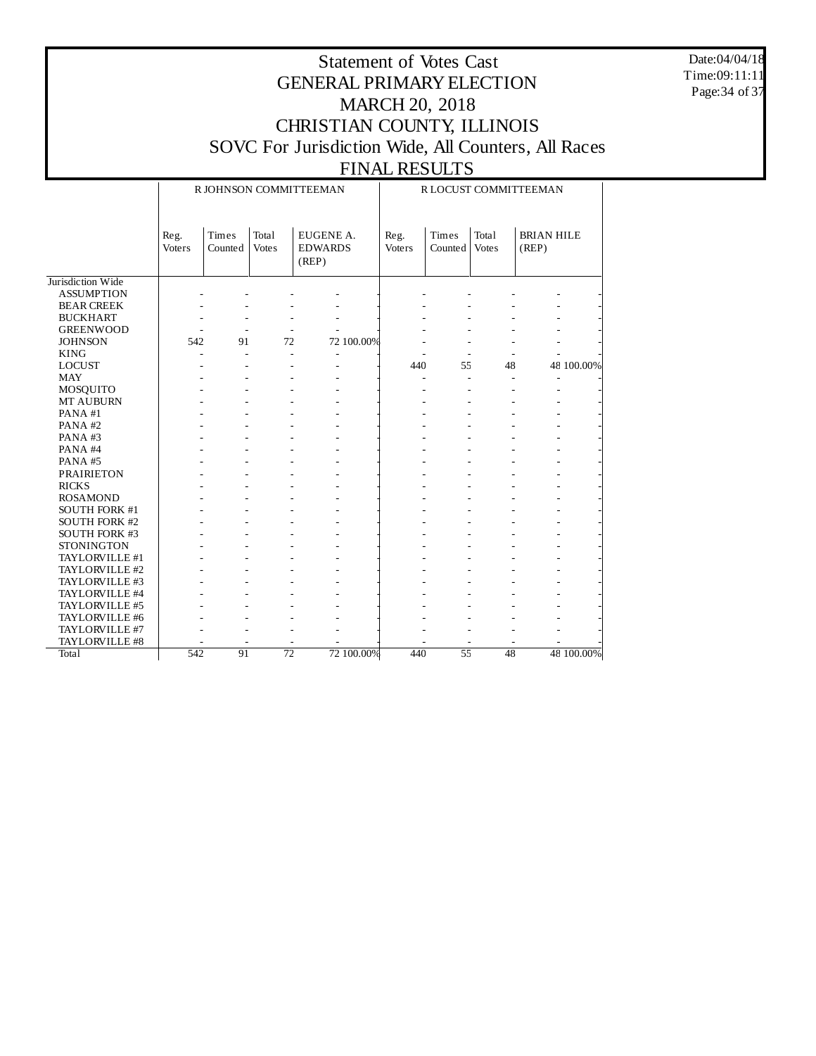# Statement of Votes Cast
## GENERAL PRIMARY ELECTION
## MARCH 20, 2018
## CHRISTIAN COUNTY, ILLINOIS
## SOVC For Jurisdiction Wide, All Counters, All Races
## FINAL RESULTS

Date:04/04/18
Time:09:11:11

| | R JOHNSON COMMITTEEMAN | | | | | R LOCUST COMMITTEEMAN | | | | |
|---|---|---|---|---|---|---|---|---|---|---|
| | Reg. Voters | Times Counted | Total Votes | EUGENE A. EDWARDS (REP) | | Reg. Voters | Times Counted | Total Votes | BRIAN HILE (REP) | |
| Jurisdiction Wide | | | | | | | | | | |
| ASSUMPTION | - | - | - | - | - | - | - | - | - | - |
| BEAR CREEK | - | - | - | - | - | - | - | - | - | - |
| BUCKHART | - | - | - | - | - | - | - | - | - | - |
| GREENWOOD | - | - | - | - | - | - | - | - | - | - |
| JOHNSON | 542 | 91 | 72 | 72 | 100.00% | - | - | - | - | - |
| KING | - | - | - | - | - | - | - | - | - | - |
| LOCUST | - | - | - | - | - | 440 | 55 | 48 | 48 | 100.00% |
| MAY | - | - | - | - | - | - | - | - | - | - |
| MOSQUITO | - | - | - | - | - | - | - | - | - | - |
| MT AUBURN | - | - | - | - | - | - | - | - | - | - |
| PANA #1 | - | - | - | - | - | - | - | - | - | - |
| PANA #2 | - | - | - | - | - | - | - | - | - | - |
| PANA #3 | - | - | - | - | - | - | - | - | - | - |
| PANA #4 | - | - | - | - | - | - | - | - | - | - |
| PANA #5 | - | - | - | - | - | - | - | - | - | - |
| PRAIRIETON | - | - | - | - | - | - | - | - | - | - |
| RICKS | - | - | - | - | - | - | - | - | - | - |
| ROSAMOND | - | - | - | - | - | - | - | - | - | - |
| SOUTH FORK #1 | - | - | - | - | - | - | - | - | - | - |
| SOUTH FORK #2 | - | - | - | - | - | - | - | - | - | - |
| SOUTH FORK #3 | - | - | - | - | - | - | - | - | - | - |
| STONINGTON | - | - | - | - | - | - | - | - | - | - |
| TAYLORVILLE #1 | - | - | - | - | - | - | - | - | - | - |
| TAYLORVILLE #2 | - | - | - | - | - | - | - | - | - | - |
| TAYLORVILLE #3 | - | - | - | - | - | - | - | - | - | - |
| TAYLORVILLE #4 | - | - | - | - | - | - | - | - | - | - |
| TAYLORVILLE #5 | - | - | - | - | - | - | - | - | - | - |
| TAYLORVILLE #6 | - | - | - | - | - | - | - | - | - | - |
| TAYLORVILLE #7 | - | - | - | - | - | - | - | - | - | - |
| TAYLORVILLE #8 | - | - | - | - | - | - | - | - | - | - |
| Total | 542 | 91 | 72 | 72 | 100.00% | 440 | 55 | 48 | 48 | 100.00% |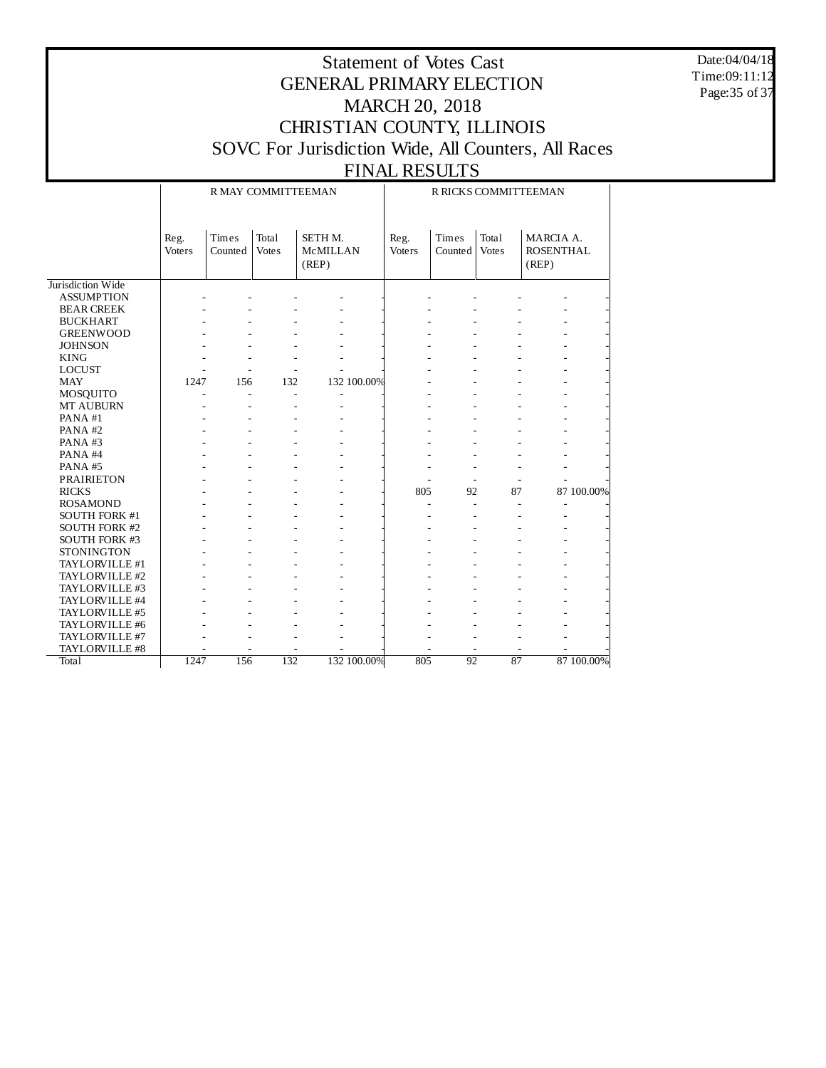# Statement of Votes Cast
# GENERAL PRIMARY ELECTION
# MARCH 20, 2018
# CHRISTIAN COUNTY, ILLINOIS
# SOVC For Jurisdiction Wide, All Counters, All Races
# FINAL RESULTS

| | R MAY COMMITTEEMAN | | | | | R RICKS COMMITTEEMAN | | | | |
|---|---|---|---|---|---|---|---|---|---|---|
| | Reg. Voters | Times Counted | Total Votes | SETH M. McMILLAN (REP) | | Reg. Voters | Times Counted | Total Votes | MARCIA A. ROSENTHAL (REP) | |
| Jurisdiction Wide | | | | | | | | | | |
| ASSUMPTION | - | - | - | - | - | - | - | - | - | - |
| BEAR CREEK | - | - | - | - | - | - | - | - | - | - |
| BUCKHART | - | - | - | - | - | - | - | - | - | - |
| GREENWOOD | - | - | - | - | - | - | - | - | - | - |
| JOHNSON | - | - | - | - | - | - | - | - | - | - |
| KING | - | - | - | - | - | - | - | - | - | - |
| LOCUST | - | - | - | - | - | - | - | - | - | - |
| MAY | 1247 | 156 | 132 | 132 | 100.00% | - | - | - | - | - |
| MOSQUITO | - | - | - | - | - | - | - | - | - | - |
| MT AUBURN | - | - | - | - | - | - | - | - | - | - |
| PANA #1 | - | - | - | - | - | - | - | - | - | - |
| PANA #2 | - | - | - | - | - | - | - | - | - | - |
| PANA #3 | - | - | - | - | - | - | - | - | - | - |
| PANA #4 | - | - | - | - | - | - | - | - | - | - |
| PANA #5 | - | - | - | - | - | - | - | - | - | - |
| PRAIRIETON | - | - | - | - | - | - | - | - | - | - |
| RICKS | - | - | - | - | - | 805 | 92 | 87 | 87 | 100.00% |
| ROSAMOND | - | - | - | - | - | - | - | - | - | - |
| SOUTH FORK #1 | - | - | - | - | - | - | - | - | - | - |
| SOUTH FORK #2 | - | - | - | - | - | - | - | - | - | - |
| SOUTH FORK #3 | - | - | - | - | - | - | - | - | - | - |
| STONINGTON | - | - | - | - | - | - | - | - | - | - |
| TAYLORVILLE #1 | - | - | - | - | - | - | - | - | - | - |
| TAYLORVILLE #2 | - | - | - | - | - | - | - | - | - | - |
| TAYLORVILLE #3 | - | - | - | - | - | - | - | - | - | - |
| TAYLORVILLE #4 | - | - | - | - | - | - | - | - | - | - |
| TAYLORVILLE #5 | - | - | - | - | - | - | - | - | - | - |
| TAYLORVILLE #6 | - | - | - | - | - | - | - | - | - | - |
| TAYLORVILLE #7 | - | - | - | - | - | - | - | - | - | - |
| TAYLORVILLE #8 | - | - | - | - | - | - | - | - | - | - |
| Total | 1247 | 156 | 132 | 132 | 100.00% | 805 | 92 | 87 | 87 | 100.00% |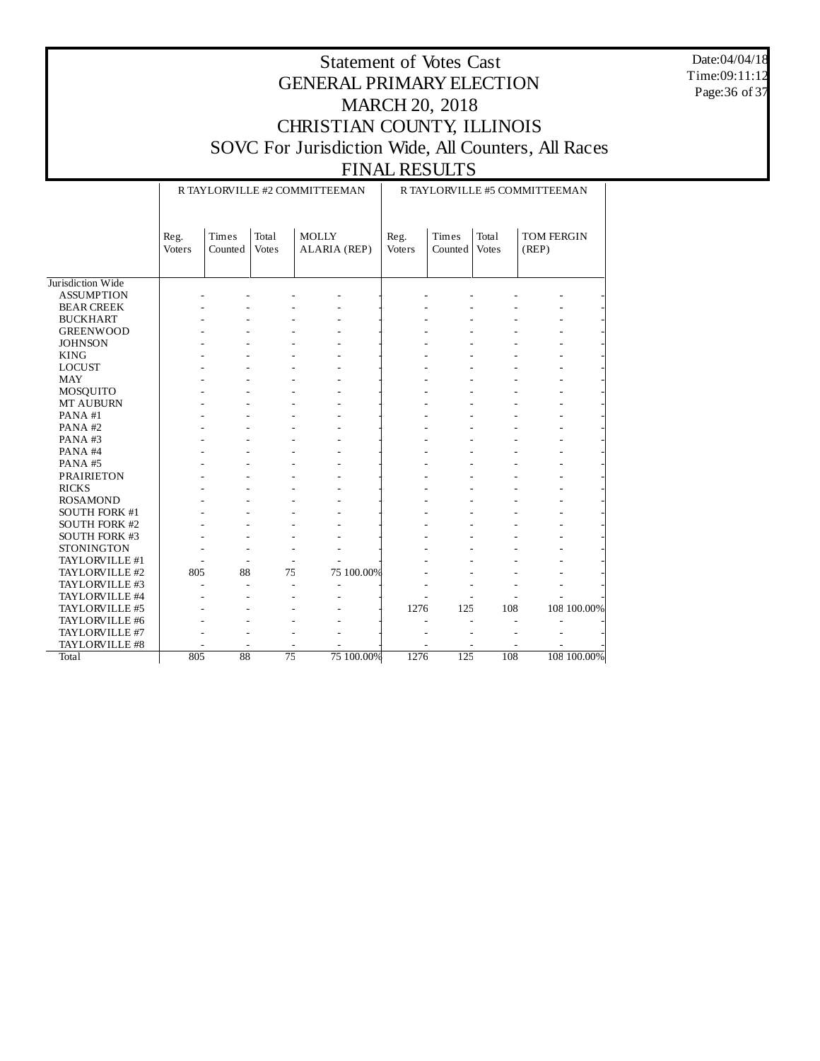# Statement of Votes Cast
# GENERAL PRIMARY ELECTION
# MARCH 20, 2018
# CHRISTIAN COUNTY, ILLINOIS
# SOVC For Jurisdiction Wide, All Counters, All Races
# FINAL RESULTS

Date:04/04/18
Time:09:11:12

| | R TAYLORVILLE #2 COMMITTEEMAN | | | | | R TAYLORVILLE #5 COMMITTEEMAN | | | | |
|---|---|---|---|---|---|---|---|---|---|---|
| | Reg. Voters | Times Counted | Total Votes | MOLLY ALARIA (REP) | | Reg. Voters | Times Counted | Total Votes | TOM FERGIN (REP) | |
| Jurisdiction Wide | | | | | | | | | | |
| ASSUMPTION | - | - | - | - | - | - | - | - | - | - |
| BEAR CREEK | - | - | - | - | - | - | - | - | - | - |
| BUCKHART | - | - | - | - | - | - | - | - | - | - |
| GREENWOOD | - | - | - | - | - | - | - | - | - | - |
| JOHNSON | - | - | - | - | - | - | - | - | - | - |
| KING | - | - | - | - | - | - | - | - | - | - |
| LOCUST | - | - | - | - | - | - | - | - | - | - |
| MAY | - | - | - | - | - | - | - | - | - | - |
| MOSQUITO | - | - | - | - | - | - | - | - | - | - |
| MT AUBURN | - | - | - | - | - | - | - | - | - | - |
| PANA #1 | - | - | - | - | - | - | - | - | - | - |
| PANA #2 | - | - | - | - | - | - | - | - | - | - |
| PANA #3 | - | - | - | - | - | - | - | - | - | - |
| PANA #4 | - | - | - | - | - | - | - | - | - | - |
| PANA #5 | - | - | - | - | - | - | - | - | - | - |
| PRAIRIETON | - | - | - | - | - | - | - | - | - | - |
| RICKS | - | - | - | - | - | - | - | - | - | - |
| ROSAMOND | - | - | - | - | - | - | - | - | - | - |
| SOUTH FORK #1 | - | - | - | - | - | - | - | - | - | - |
| SOUTH FORK #2 | - | - | - | - | - | - | - | - | - | - |
| SOUTH FORK #3 | - | - | - | - | - | - | - | - | - | - |
| STONINGTON | - | - | - | - | - | - | - | - | - | - |
| TAYLORVILLE #1 | - | - | - | - | - | - | - | - | - | - |
| TAYLORVILLE #2 | 805 | 88 | 75 | 75 | 100.00% | - | - | - | - | - |
| TAYLORVILLE #3 | - | - | - | - | - | - | - | - | - | - |
| TAYLORVILLE #4 | - | - | - | - | - | - | - | - | - | - |
| TAYLORVILLE #5 | - | - | - | - | - | 1276 | 125 | 108 | 108 | 100.00% |
| TAYLORVILLE #6 | - | - | - | - | - | - | - | - | - | - |
| TAYLORVILLE #7 | - | - | - | - | - | - | - | - | - | - |
| TAYLORVILLE #8 | - | - | - | - | - | - | - | - | - | - |
| Total | 805 | 88 | 75 | 75 | 100.00% | 1276 | 125 | 108 | 108 | 100.00% |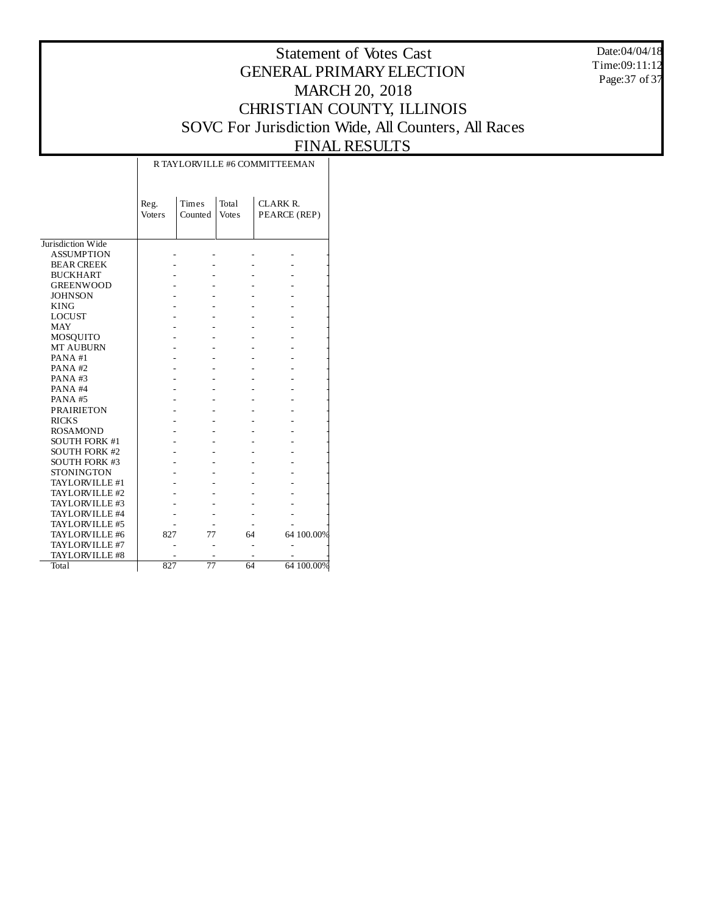# Statement of Votes Cast
## GENERAL PRIMARY ELECTION
## MARCH 20, 2018
## CHRISTIAN COUNTY, ILLINOIS
## SOVC For Jurisdiction Wide, All Counters, All Races
## FINAL RESULTS

Date:04/04/18
Time:09:11:12

| | R TAYLORVILLE #6 COMMITTEEMAN | | | | |
|---|---|---|---|---|---|
| | Reg. Voters | Times Counted | Total Votes | CLARK R. PEARCE (REP) | |
| Jurisdiction Wide | | | | | |
| ASSUMPTION | - | - | - | - | - |
| BEAR CREEK | - | - | - | - | - |
| BUCKHART | - | - | - | - | - |
| GREENWOOD | - | - | - | - | - |
| JOHNSON | - | - | - | - | - |
| KING | - | - | - | - | - |
| LOCUST | - | - | - | - | - |
| MAY | - | - | - | - | - |
| MOSQUITO | - | - | - | - | - |
| MT AUBURN | - | - | - | - | - |
| PANA #1 | - | - | - | - | - |
| PANA #2 | - | - | - | - | - |
| PANA #3 | - | - | - | - | - |
| PANA #4 | - | - | - | - | - |
| PANA #5 | - | - | - | - | - |
| PRAIRIETON | - | - | - | - | - |
| RICKS | - | - | - | - | - |
| ROSAMOND | - | - | - | - | - |
| SOUTH FORK #1 | - | - | - | - | - |
| SOUTH FORK #2 | - | - | - | - | - |
| SOUTH FORK #3 | - | - | - | - | - |
| STONINGTON | - | - | - | - | - |
| TAYLORVILLE #1 | - | - | - | - | - |
| TAYLORVILLE #2 | - | - | - | - | - |
| TAYLORVILLE #3 | - | - | - | - | - |
| TAYLORVILLE #4 | - | - | - | - | - |
| TAYLORVILLE #5 | - | - | - | - | - |
| TAYLORVILLE #6 | 827 | 77 | 64 | 64 | 100.00% |
| TAYLORVILLE #7 | - | - | - | - | - |
| TAYLORVILLE #8 | - | - | - | - | - |
| Total | 827 | 77 | 64 | 64 | 100.00% |